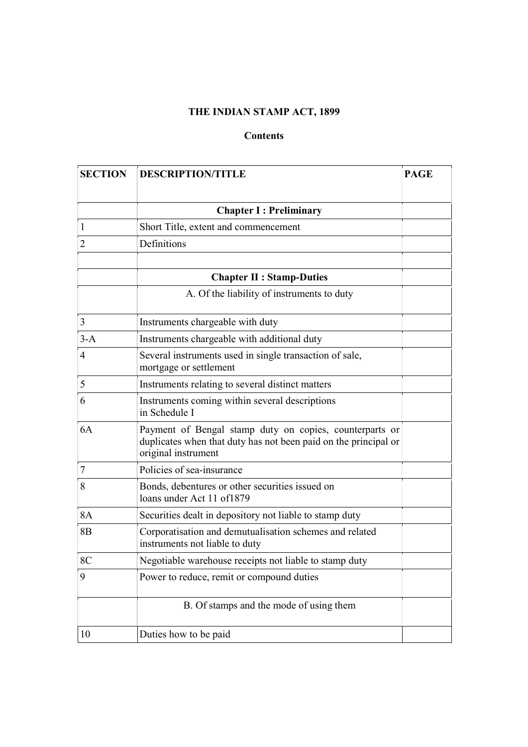# THE INDIAN STAMP ACT, 1899

## Contents

| SECTION | DESCRIPTION/TITLE | PAGE |
|---|---|---|
| | **Chapter I : Preliminary** | |
| 1 | Short Title, extent and commencement | |
| 2 | Definitions | |
| | | |
| | **Chapter II : Stamp-Duties** | |
| | A. Of the liability of instruments to duty | |
| 3 | Instruments chargeable with duty | |
| 3-A | Instruments chargeable with additional duty | |
| 4 | Several instruments used in single transaction of sale, mortgage or settlement | |
| 5 | Instruments relating to several distinct matters | |
| 6 | Instruments coming within several descriptions in Schedule I | |
| 6A | Payment of Bengal stamp duty on copies, counterparts or duplicates when that duty has not been paid on the principal or original instrument | |
| 7 | Policies of sea-insurance | |
| 8 | Bonds, debentures or other securities issued on loans under Act 11 of1879 | |
| 8A | Securities dealt in depository not liable to stamp duty | |
| 8B | Corporatisation and demutualisation schemes and related instruments not liable to duty | |
| 8C | Negotiable warehouse receipts not liable to stamp duty | |
| 9 | Power to reduce, remit or compound duties | |
| | B. Of stamps and the mode of using them | |
| 10 | Duties how to be paid | |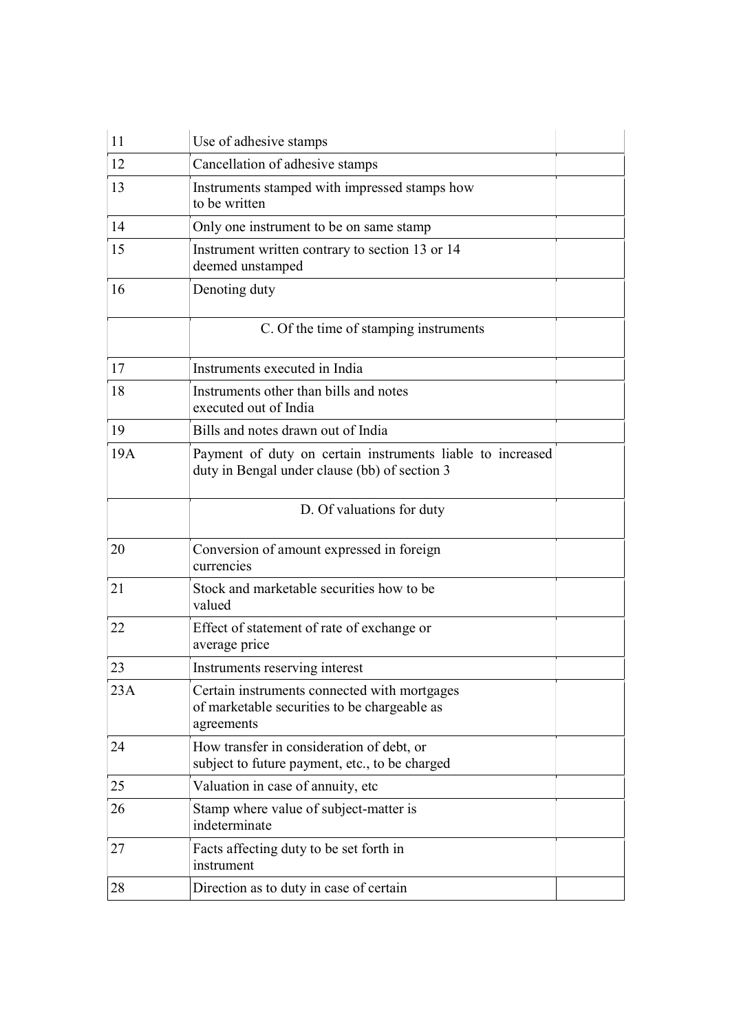| | | |
|---|---|---|
| 11 | Use of adhesive stamps | |
| 12 | Cancellation of adhesive stamps | |
| 13 | Instruments stamped with impressed stamps how to be written | |
| 14 | Only one instrument to be on same stamp | |
| 15 | Instrument written contrary to section 13 or 14 deemed unstamped | |
| 16 | Denoting duty | |
| | C. Of the time of stamping instruments | |
| 17 | Instruments executed in India | |
| 18 | Instruments other than bills and notes executed out of India | |
| 19 | Bills and notes drawn out of India | |
| 19A | Payment of duty on certain instruments liable to increased duty in Bengal under clause (bb) of section 3 | |
| | D. Of valuations for duty | |
| 20 | Conversion of amount expressed in foreign currencies | |
| 21 | Stock and marketable securities how to be valued | |
| 22 | Effect of statement of rate of exchange or average price | |
| 23 | Instruments reserving interest | |
| 23A | Certain instruments connected with mortgages of marketable securities to be chargeable as agreements | |
| 24 | How transfer in consideration of debt, or subject to future payment, etc., to be charged | |
| 25 | Valuation in case of annuity, etc | |
| 26 | Stamp where value of subject-matter is indeterminate | |
| 27 | Facts affecting duty to be set forth in instrument | |
| 28 | Direction as to duty in case of certain | |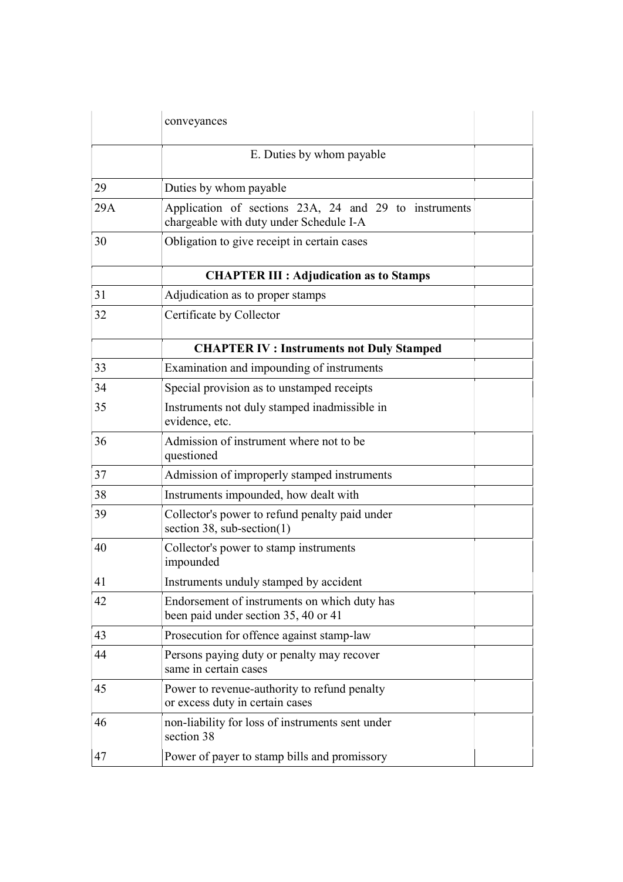| | | |
|---|---|---|
| | conveyances | |
| | E. Duties by whom payable | |
| 29 | Duties by whom payable | |
| 29A | Application of sections 23A, 24 and 29 to instruments chargeable with duty under Schedule I-A | |
| 30 | Obligation to give receipt in certain cases | |
| | **CHAPTER III : Adjudication as to Stamps** | |
| 31 | Adjudication as to proper stamps | |
| 32 | Certificate by Collector | |
| | **CHAPTER IV : Instruments not Duly Stamped** | |
| 33 | Examination and impounding of instruments | |
| 34 | Special provision as to unstamped receipts | |
| 35 | Instruments not duly stamped inadmissible in evidence, etc. | |
| 36 | Admission of instrument where not to be questioned | |
| 37 | Admission of improperly stamped instruments | |
| 38 | Instruments impounded, how dealt with | |
| 39 | Collector's power to refund penalty paid under section 38, sub-section(1) | |
| 40 | Collector's power to stamp instruments impounded | |
| 41 | Instruments unduly stamped by accident | |
| 42 | Endorsement of instruments on which duty has been paid under section 35, 40 or 41 | |
| 43 | Prosecution for offence against stamp-law | |
| 44 | Persons paying duty or penalty may recover same in certain cases | |
| 45 | Power to revenue-authority to refund penalty or excess duty in certain cases | |
| 46 | non-liability for loss of instruments sent under section 38 | |
| 47 | Power of payer to stamp bills and promissory | |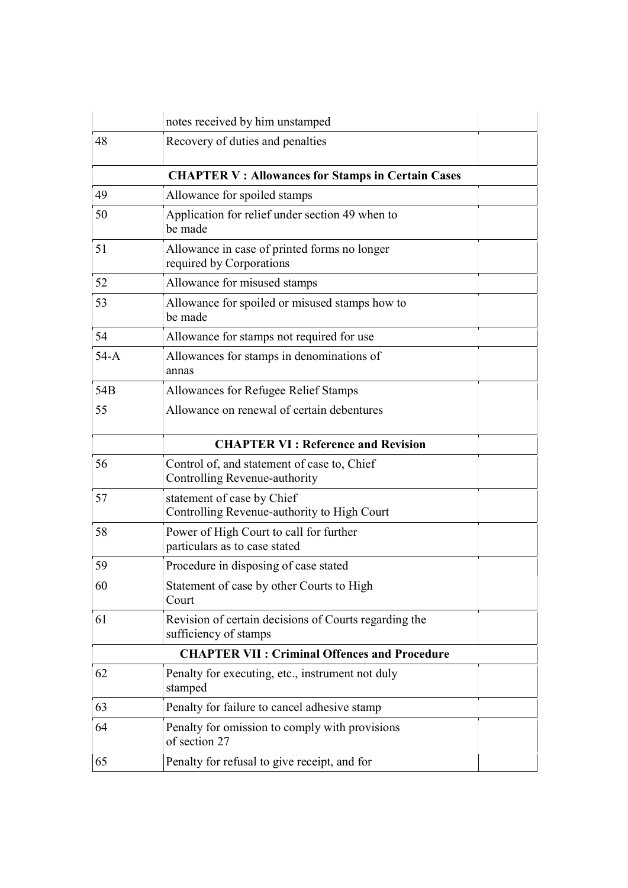| | | |
|---|---|---|
| | notes received by him unstamped | |
| 48 | Recovery of duties and penalties | |
| | **CHAPTER V : Allowances for Stamps in Certain Cases** | |
| 49 | Allowance for spoiled stamps | |
| 50 | Application for relief under section 49 when to be made | |
| 51 | Allowance in case of printed forms no longer required by Corporations | |
| 52 | Allowance for misused stamps | |
| 53 | Allowance for spoiled or misused stamps how to be made | |
| 54 | Allowance for stamps not required for use | |
| 54-A | Allowances for stamps in denominations of annas | |
| 54B | Allowances for Refugee Relief Stamps | |
| 55 | Allowance on renewal of certain debentures | |
| | **CHAPTER VI : Reference and Revision** | |
| 56 | Control of, and statement of case to, Chief Controlling Revenue-authority | |
| 57 | statement of case by Chief Controlling Revenue-authority to High Court | |
| 58 | Power of High Court to call for further particulars as to case stated | |
| 59 | Procedure in disposing of case stated | |
| 60 | Statement of case by other Courts to High Court | |
| 61 | Revision of certain decisions of Courts regarding the sufficiency of stamps | |
| | **CHAPTER VII : Criminal Offences and Procedure** | |
| 62 | Penalty for executing, etc., instrument not duly stamped | |
| 63 | Penalty for failure to cancel adhesive stamp | |
| 64 | Penalty for omission to comply with provisions of section 27 | |
| 65 | Penalty for refusal to give receipt, and for | |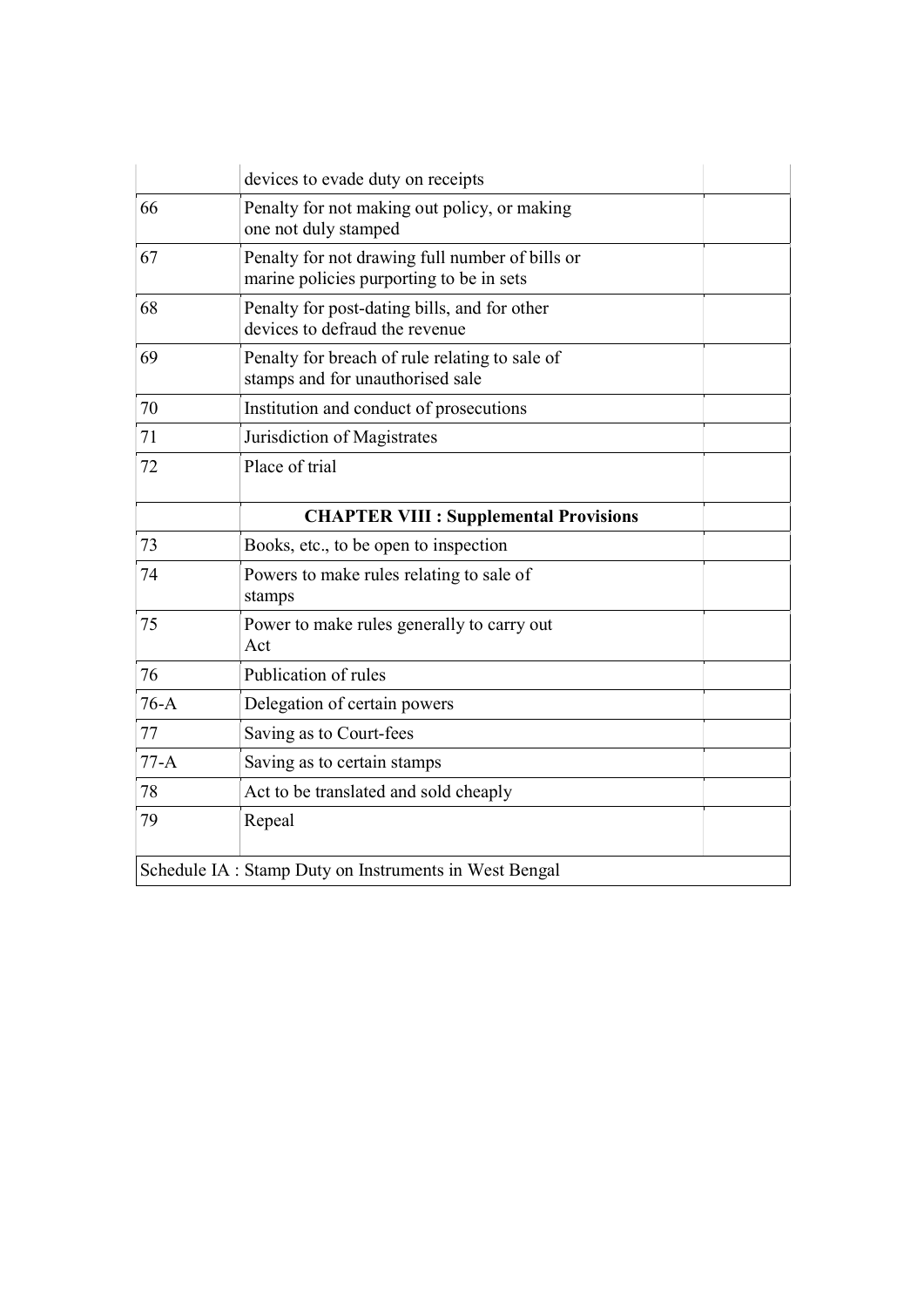| | | |
|---|---|---|
| | devices to evade duty on receipts | |
| 66 | Penalty for not making out policy, or making one not duly stamped | |
| 67 | Penalty for not drawing full number of bills or marine policies purporting to be in sets | |
| 68 | Penalty for post-dating bills, and for other devices to defraud the revenue | |
| 69 | Penalty for breach of rule relating to sale of stamps and for unauthorised sale | |
| 70 | Institution and conduct of prosecutions | |
| 71 | Jurisdiction of Magistrates | |
| 72 | Place of trial | |
| | **CHAPTER VIII : Supplemental Provisions** | |
| 73 | Books, etc., to be open to inspection | |
| 74 | Powers to make rules relating to sale of stamps | |
| 75 | Power to make rules generally to carry out Act | |
| 76 | Publication of rules | |
| 76-A | Delegation of certain powers | |
| 77 | Saving as to Court-fees | |
| 77-A | Saving as to certain stamps | |
| 78 | Act to be translated and sold cheaply | |
| 79 | Repeal | |
| Schedule IA : Stamp Duty on Instruments in West Bengal | | |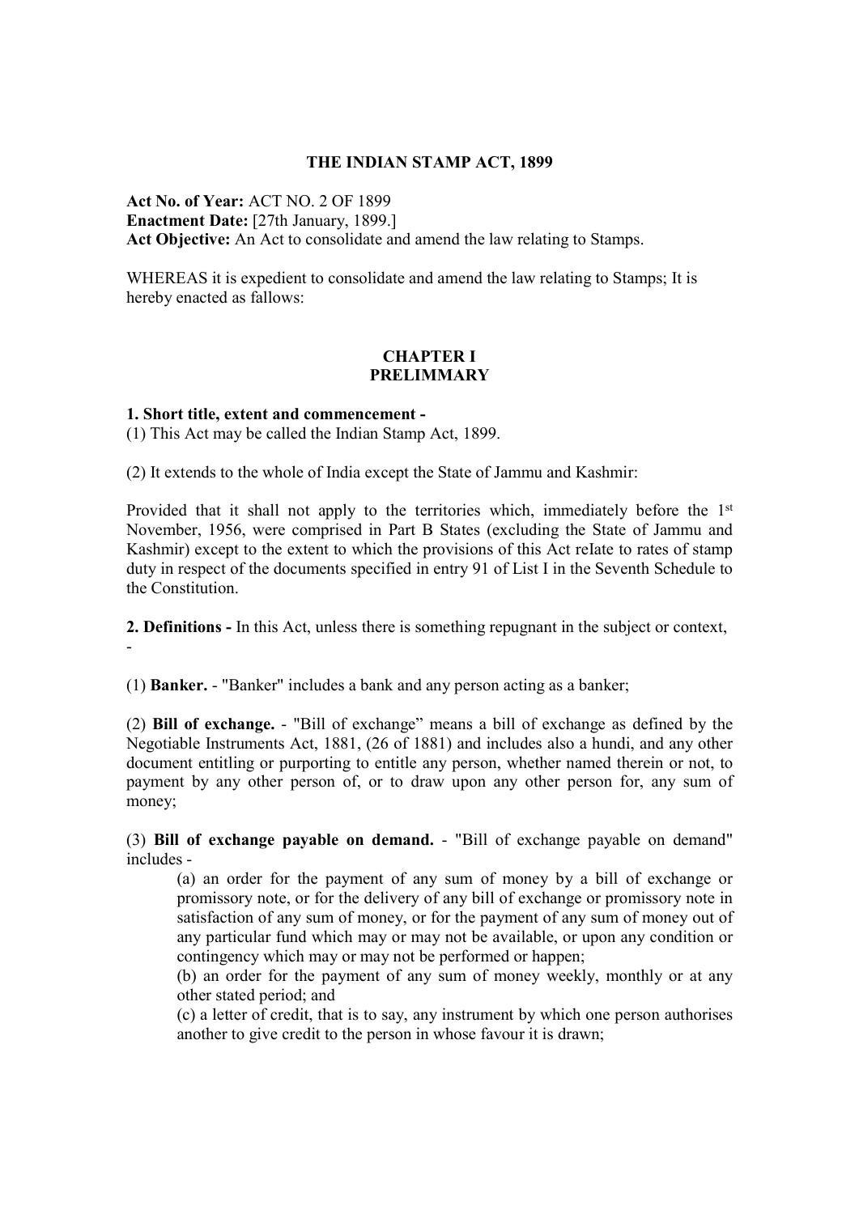# THE INDIAN STAMP ACT, 1899

**Act No. of Year:** ACT NO. 2 OF 1899
**Enactment Date:** [27th January, 1899.]
**Act Objective:** An Act to consolidate and amend the law relating to Stamps.

WHEREAS it is expedient to consolidate and amend the law relating to Stamps; It is hereby enacted as fallows:

## CHAPTER I
## PRELIMMARY

**1. Short title, extent and commencement -**
(1) This Act may be called the Indian Stamp Act, 1899.

(2) It extends to the whole of India except the State of Jammu and Kashmir:

Provided that it shall not apply to the territories which, immediately before the 1st November, 1956, were comprised in Part B States (excluding the State of Jammu and Kashmir) except to the extent to which the provisions of this Act reIate to rates of stamp duty in respect of the documents specified in entry 91 of List I in the Seventh Schedule to the Constitution.

**2. Definitions -** In this Act, unless there is something repugnant in the subject or context, -

(1) **Banker.** - "Banker" includes a bank and any person acting as a banker;

(2) **Bill of exchange.** - "Bill of exchange" means a bill of exchange as defined by the Negotiable Instruments Act, 1881, (26 of 1881) and includes also a hundi, and any other document entitling or purporting to entitle any person, whether named therein or not, to payment by any other person of, or to draw upon any other person for, any sum of money;

(3) **Bill of exchange payable on demand.** - "Bill of exchange payable on demand" includes -

(a) an order for the payment of any sum of money by a bill of exchange or promissory note, or for the delivery of any bill of exchange or promissory note in satisfaction of any sum of money, or for the payment of any sum of money out of any particular fund which may or may not be available, or upon any condition or contingency which may or may not be performed or happen;

(b) an order for the payment of any sum of money weekly, monthly or at any other stated period; and

(c) a letter of credit, that is to say, any instrument by which one person authorises another to give credit to the person in whose favour it is drawn;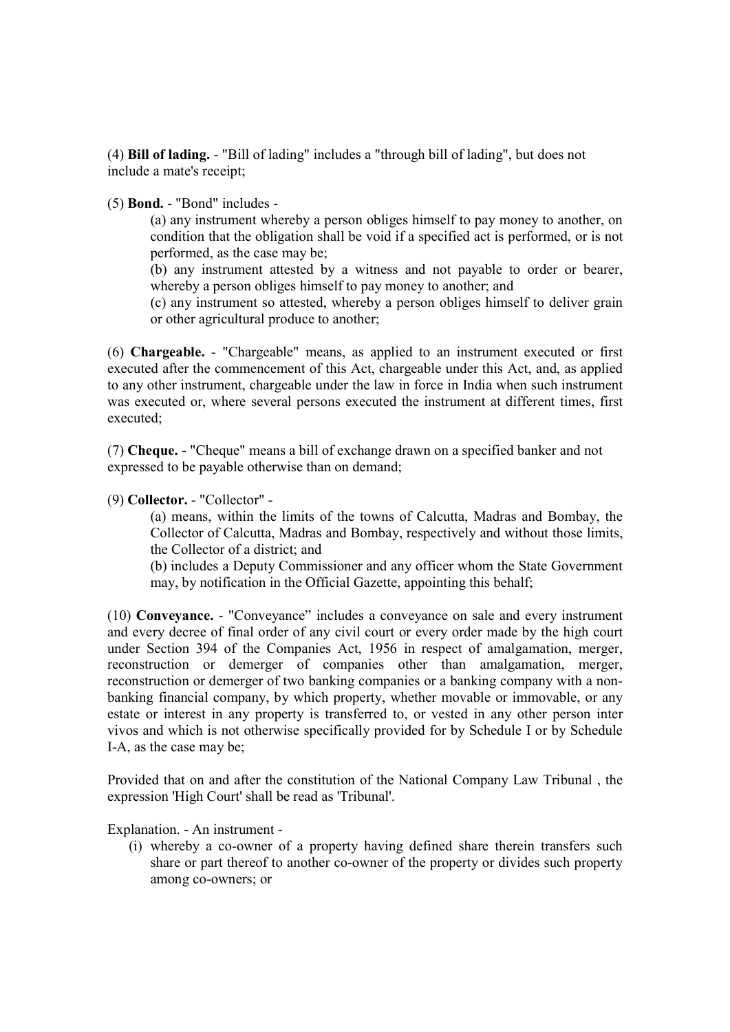(4) **Bill of lading.** - "Bill of lading" includes a "through bill of lading", but does not include a mate's receipt;

(5) **Bond.** - "Bond" includes -

(a) any instrument whereby a person obliges himself to pay money to another, on condition that the obligation shall be void if a specified act is performed, or is not performed, as the case may be;

(b) any instrument attested by a witness and not payable to order or bearer, whereby a person obliges himself to pay money to another; and

(c) any instrument so attested, whereby a person obliges himself to deliver grain or other agricultural produce to another;

(6) **Chargeable.** - "Chargeable" means, as applied to an instrument executed or first executed after the commencement of this Act, chargeable under this Act, and, as applied to any other instrument, chargeable under the law in force in India when such instrument was executed or, where several persons executed the instrument at different times, first executed;

(7) **Cheque.** - "Cheque" means a bill of exchange drawn on a specified banker and not expressed to be payable otherwise than on demand;

(9) **Collector.** - "Collector" -

(a) means, within the limits of the towns of Calcutta, Madras and Bombay, the Collector of Calcutta, Madras and Bombay, respectively and without those limits, the Collector of a district; and

(b) includes a Deputy Commissioner and any officer whom the State Government may, by notification in the Official Gazette, appointing this behalf;

(10) **Conveyance.** - "Conveyance" includes a conveyance on sale and every instrument and every decree of final order of any civil court or every order made by the high court under Section 394 of the Companies Act, 1956 in respect of amalgamation, merger, reconstruction or demerger of companies other than amalgamation, merger, reconstruction or demerger of two banking companies or a banking company with a non-banking financial company, by which property, whether movable or immovable, or any estate or interest in any property is transferred to, or vested in any other person inter vivos and which is not otherwise specifically provided for by Schedule I or by Schedule I-A, as the case may be;

Provided that on and after the constitution of the National Company Law Tribunal , the expression 'High Court' shall be read as 'Tribunal'.

Explanation. - An instrument -

(i) whereby a co-owner of a property having defined share therein transfers such share or part thereof to another co-owner of the property or divides such property among co-owners; or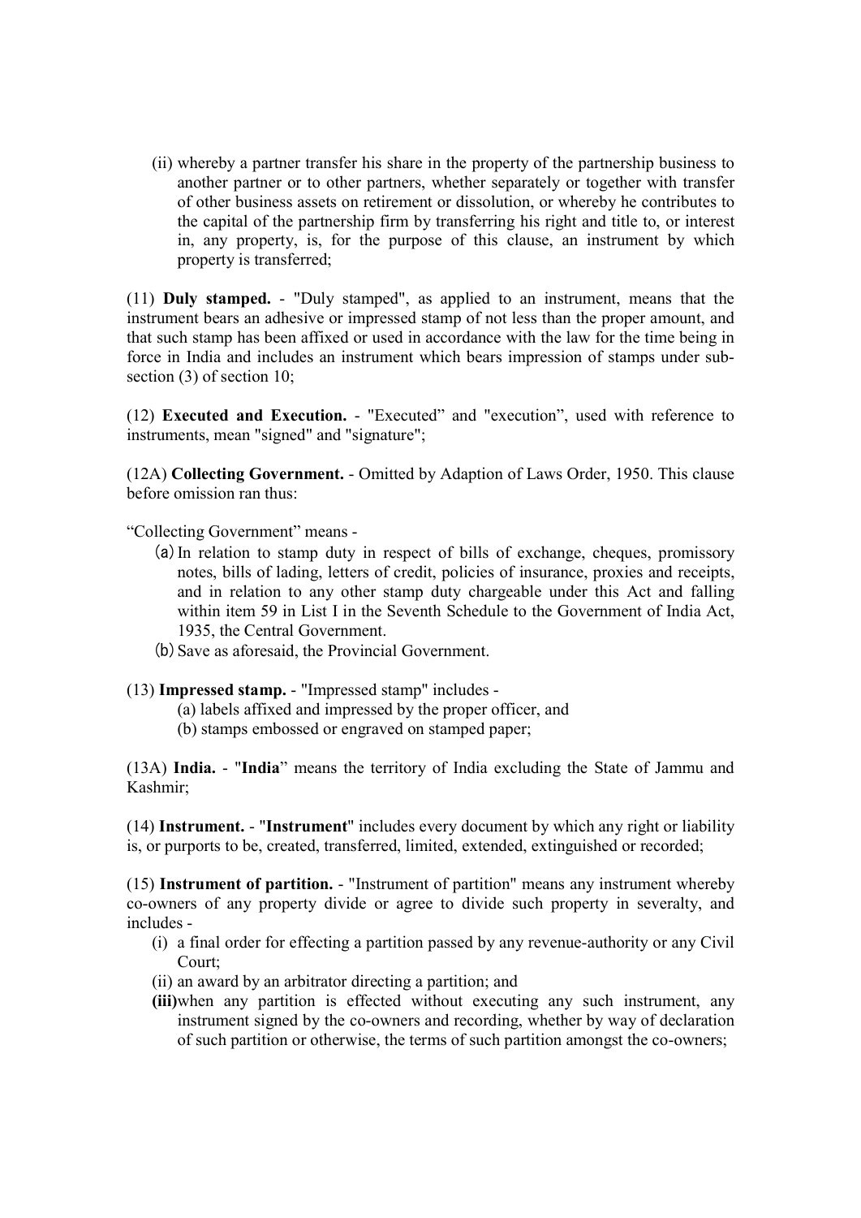(ii) whereby a partner transfer his share in the property of the partnership business to another partner or to other partners, whether separately or together with transfer of other business assets on retirement or dissolution, or whereby he contributes to the capital of the partnership firm by transferring his right and title to, or interest in, any property, is, for the purpose of this clause, an instrument by which property is transferred;

(11) **Duly stamped.** - "Duly stamped", as applied to an instrument, means that the instrument bears an adhesive or impressed stamp of not less than the proper amount, and that such stamp has been affixed or used in accordance with the law for the time being in force in India and includes an instrument which bears impression of stamps under sub-section (3) of section 10;

(12) **Executed and Execution.** - "Executed" and "execution", used with reference to instruments, mean "signed" and "signature";

(12A) **Collecting Government.** - Omitted by Adaption of Laws Order, 1950. This clause before omission ran thus:

"Collecting Government" means -

(a) In relation to stamp duty in respect of bills of exchange, cheques, promissory notes, bills of lading, letters of credit, policies of insurance, proxies and receipts, and in relation to any other stamp duty chargeable under this Act and falling within item 59 in List I in the Seventh Schedule to the Government of India Act, 1935, the Central Government.

(b) Save as aforesaid, the Provincial Government.

(13) **Impressed stamp.** - "Impressed stamp" includes -

(a) labels affixed and impressed by the proper officer, and

(b) stamps embossed or engraved on stamped paper;

(13A) **India.** - "**India**" means the territory of India excluding the State of Jammu and Kashmir;

(14) **Instrument.** - "**Instrument**" includes every document by which any right or liability is, or purports to be, created, transferred, limited, extended, extinguished or recorded;

(15) **Instrument of partition.** - "Instrument of partition" means any instrument whereby co-owners of any property divide or agree to divide such property in severalty, and includes -

(i) a final order for effecting a partition passed by any revenue-authority or any Civil Court;

(ii) an award by an arbitrator directing a partition; and

**(iii)** when any partition is effected without executing any such instrument, any instrument signed by the co-owners and recording, whether by way of declaration of such partition or otherwise, the terms of such partition amongst the co-owners;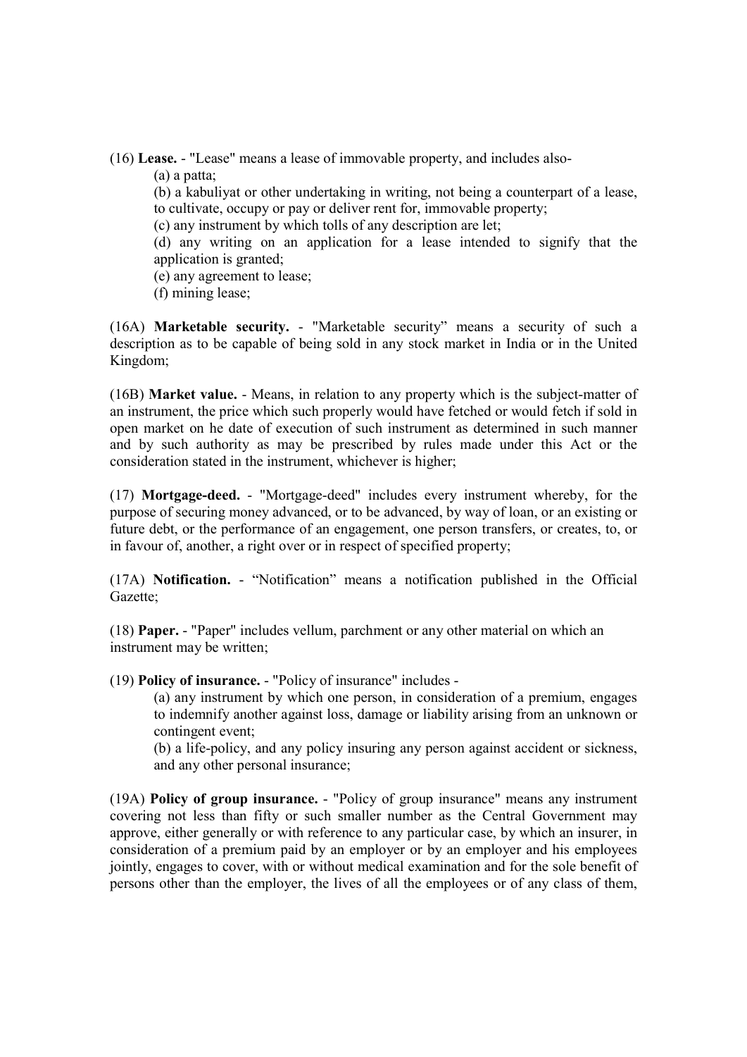(16) **Lease.** - "Lease" means a lease of immovable property, and includes also-

(a) a patta;

(b) a kabuliyat or other undertaking in writing, not being a counterpart of a lease, to cultivate, occupy or pay or deliver rent for, immovable property;

(c) any instrument by which tolls of any description are let;

(d) any writing on an application for a lease intended to signify that the application is granted;

(e) any agreement to lease;

(f) mining lease;

(16A) **Marketable security.** - "Marketable security" means a security of such a description as to be capable of being sold in any stock market in India or in the United Kingdom;

(16B) **Market value.** - Means, in relation to any property which is the subject-matter of an instrument, the price which such properly would have fetched or would fetch if sold in open market on he date of execution of such instrument as determined in such manner and by such authority as may be prescribed by rules made under this Act or the consideration stated in the instrument, whichever is higher;

(17) **Mortgage-deed.** - "Mortgage-deed" includes every instrument whereby, for the purpose of securing money advanced, or to be advanced, by way of loan, or an existing or future debt, or the performance of an engagement, one person transfers, or creates, to, or in favour of, another, a right over or in respect of specified property;

(17A) **Notification.** - "Notification" means a notification published in the Official Gazette;

(18) **Paper.** - "Paper" includes vellum, parchment or any other material on which an instrument may be written;

(19) **Policy of insurance.** - "Policy of insurance" includes -

(a) any instrument by which one person, in consideration of a premium, engages to indemnify another against loss, damage or liability arising from an unknown or contingent event;

(b) a life-policy, and any policy insuring any person against accident or sickness, and any other personal insurance;

(19A) **Policy of group insurance.** - "Policy of group insurance" means any instrument covering not less than fifty or such smaller number as the Central Government may approve, either generally or with reference to any particular case, by which an insurer, in consideration of a premium paid by an employer or by an employer and his employees jointly, engages to cover, with or without medical examination and for the sole benefit of persons other than the employer, the lives of all the employees or of any class of them,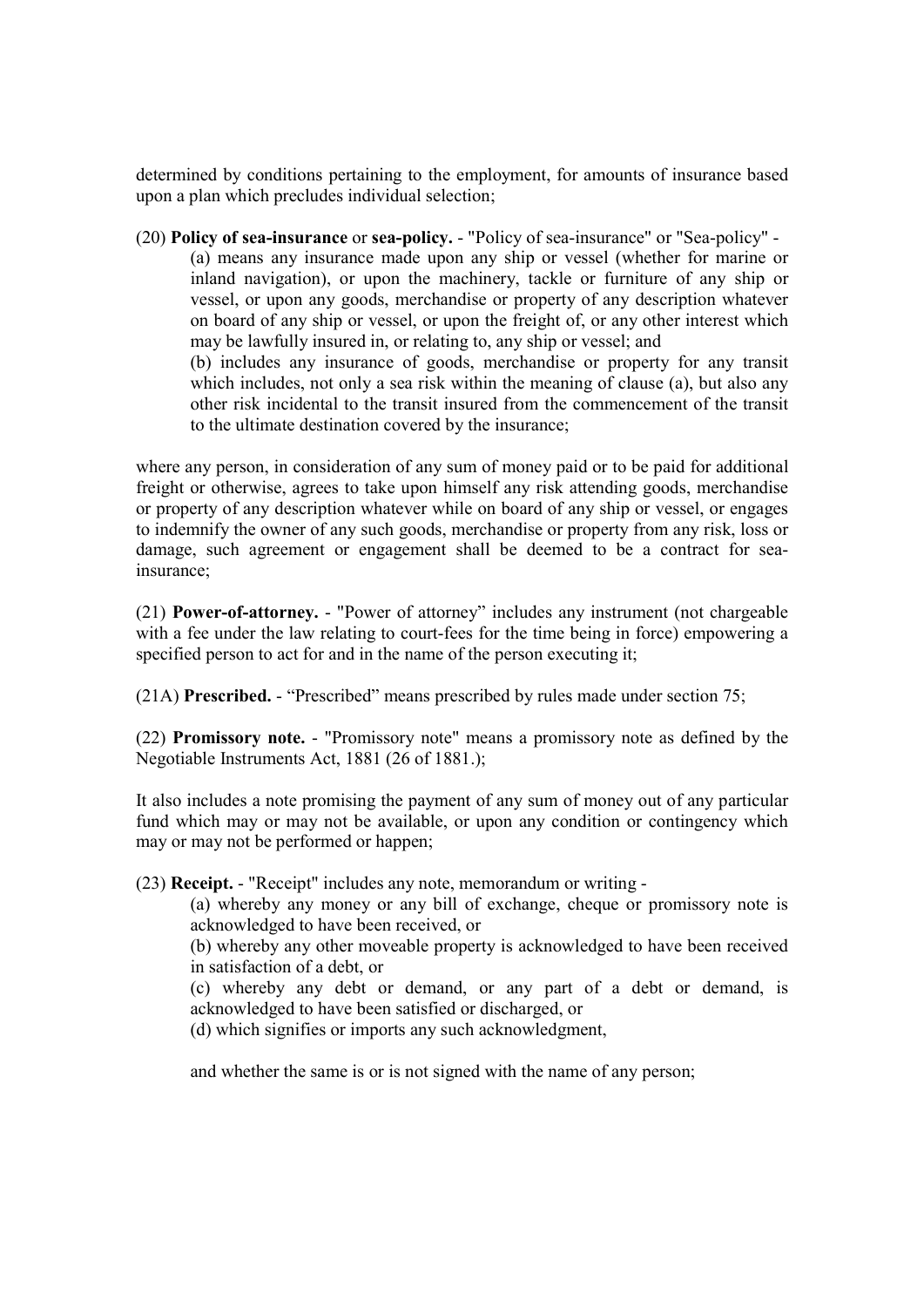determined by conditions pertaining to the employment, for amounts of insurance based upon a plan which precludes individual selection;

(20) **Policy of sea-insurance** or **sea-policy.** - "Policy of sea-insurance" or "Sea-policy" -

(a) means any insurance made upon any ship or vessel (whether for marine or inland navigation), or upon the machinery, tackle or furniture of any ship or vessel, or upon any goods, merchandise or property of any description whatever on board of any ship or vessel, or upon the freight of, or any other interest which may be lawfully insured in, or relating to, any ship or vessel; and

(b) includes any insurance of goods, merchandise or property for any transit which includes, not only a sea risk within the meaning of clause (a), but also any other risk incidental to the transit insured from the commencement of the transit to the ultimate destination covered by the insurance;

where any person, in consideration of any sum of money paid or to be paid for additional freight or otherwise, agrees to take upon himself any risk attending goods, merchandise or property of any description whatever while on board of any ship or vessel, or engages to indemnify the owner of any such goods, merchandise or property from any risk, loss or damage, such agreement or engagement shall be deemed to be a contract for sea-insurance;

(21) **Power-of-attorney.** - "Power of attorney" includes any instrument (not chargeable with a fee under the law relating to court-fees for the time being in force) empowering a specified person to act for and in the name of the person executing it;

(21A) **Prescribed.** - "Prescribed" means prescribed by rules made under section 75;

(22) **Promissory note.** - "Promissory note" means a promissory note as defined by the Negotiable Instruments Act, 1881 (26 of 1881.);

It also includes a note promising the payment of any sum of money out of any particular fund which may or may not be available, or upon any condition or contingency which may or may not be performed or happen;

(23) **Receipt.** - "Receipt" includes any note, memorandum or writing -

(a) whereby any money or any bill of exchange, cheque or promissory note is acknowledged to have been received, or

(b) whereby any other moveable property is acknowledged to have been received in satisfaction of a debt, or

(c) whereby any debt or demand, or any part of a debt or demand, is acknowledged to have been satisfied or discharged, or

(d) which signifies or imports any such acknowledgment,

and whether the same is or is not signed with the name of any person;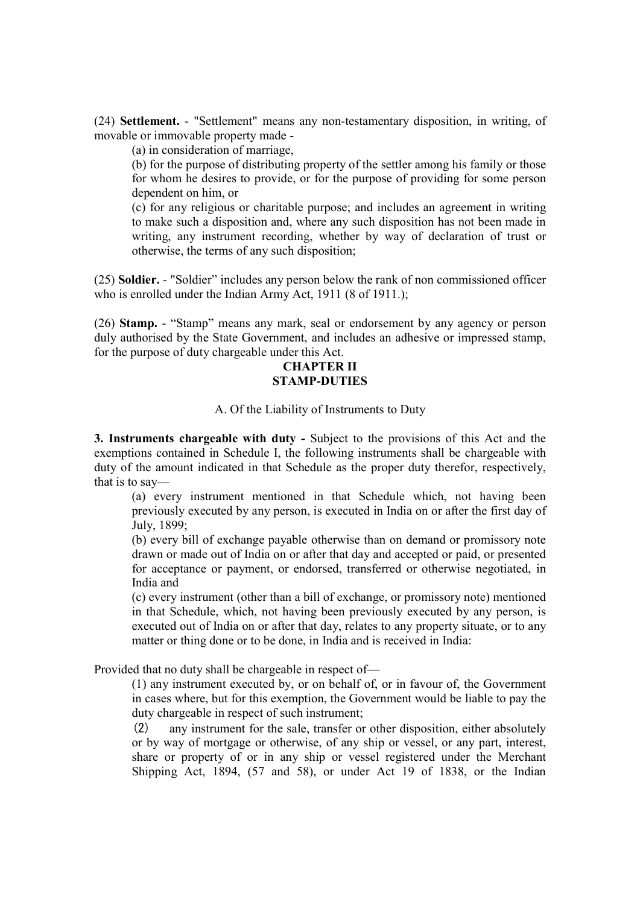(24) **Settlement.** - "Settlement" means any non-testamentary disposition, in writing, of movable or immovable property made -

(a) in consideration of marriage,

(b) for the purpose of distributing property of the settler among his family or those for whom he desires to provide, or for the purpose of providing for some person dependent on him, or

(c) for any religious or charitable purpose; and includes an agreement in writing to make such a disposition and, where any such disposition has not been made in writing, any instrument recording, whether by way of declaration of trust or otherwise, the terms of any such disposition;

(25) **Soldier.** - "Soldier" includes any person below the rank of non commissioned officer who is enrolled under the Indian Army Act, 1911 (8 of 1911.);

(26) **Stamp.** - "Stamp" means any mark, seal or endorsement by any agency or person duly authorised by the State Government, and includes an adhesive or impressed stamp, for the purpose of duty chargeable under this Act.

## CHAPTER II
## STAMP-DUTIES

A. Of the Liability of Instruments to Duty

**3. Instruments chargeable with duty -** Subject to the provisions of this Act and the exemptions contained in Schedule I, the following instruments shall be chargeable with duty of the amount indicated in that Schedule as the proper duty therefor, respectively, that is to say—

(a) every instrument mentioned in that Schedule which, not having been previously executed by any person, is executed in India on or after the first day of July, 1899;

(b) every bill of exchange payable otherwise than on demand or promissory note drawn or made out of India on or after that day and accepted or paid, or presented for acceptance or payment, or endorsed, transferred or otherwise negotiated, in India and

(c) every instrument (other than a bill of exchange, or promissory note) mentioned in that Schedule, which, not having been previously executed by any person, is executed out of India on or after that day, relates to any property situate, or to any matter or thing done or to be done, in India and is received in India:

Provided that no duty shall be chargeable in respect of—

(1) any instrument executed by, or on behalf of, or in favour of, the Government in cases where, but for this exemption, the Government would be liable to pay the duty chargeable in respect of such instrument;

(2) any instrument for the sale, transfer or other disposition, either absolutely or by way of mortgage or otherwise, of any ship or vessel, or any part, interest, share or property of or in any ship or vessel registered under the Merchant Shipping Act, 1894, (57 and 58), or under Act 19 of 1838, or the Indian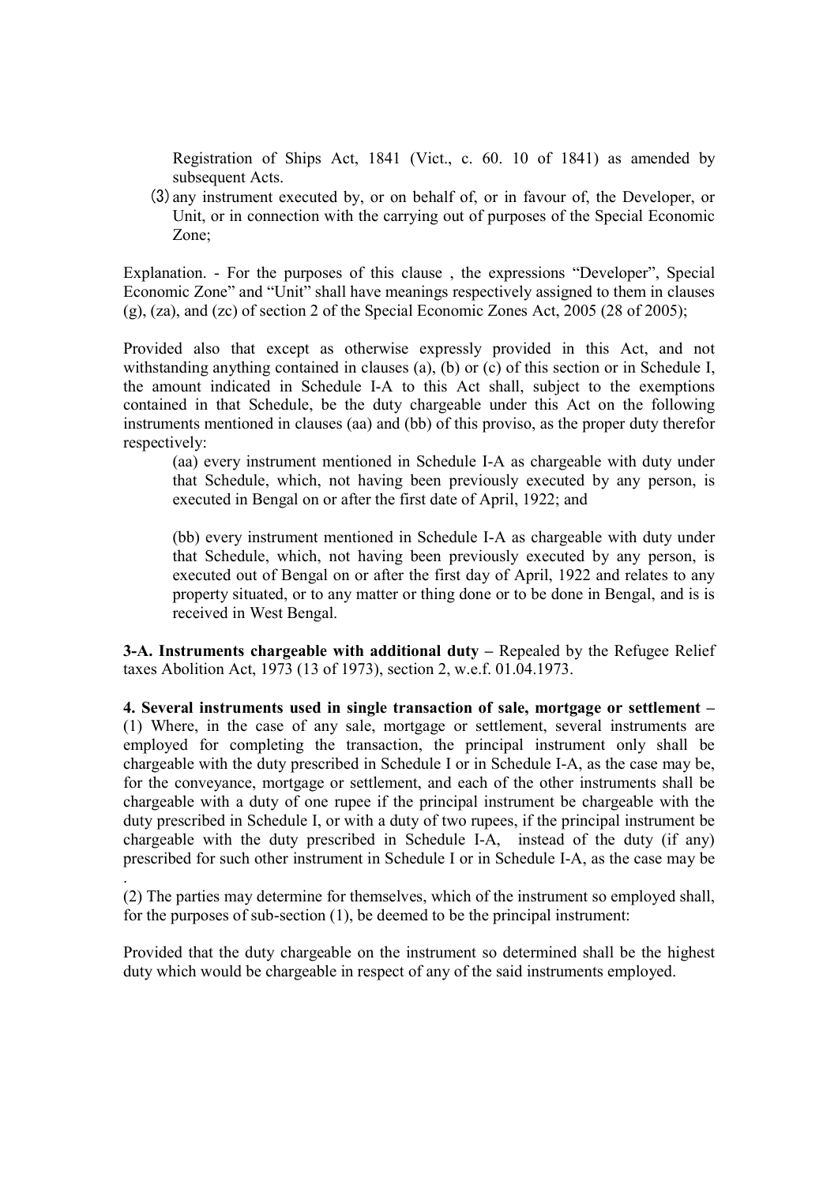Registration of Ships Act, 1841 (Vict., c. 60. 10 of 1841) as amended by subsequent Acts.

(3) any instrument executed by, or on behalf of, or in favour of, the Developer, or Unit, or in connection with the carrying out of purposes of the Special Economic Zone;

Explanation. - For the purposes of this clause , the expressions "Developer", Special Economic Zone" and "Unit" shall have meanings respectively assigned to them in clauses (g), (za), and (zc) of section 2 of the Special Economic Zones Act, 2005 (28 of 2005);

Provided also that except as otherwise expressly provided in this Act, and not withstanding anything contained in clauses (a), (b) or (c) of this section or in Schedule I, the amount indicated in Schedule I-A to this Act shall, subject to the exemptions contained in that Schedule, be the duty chargeable under this Act on the following instruments mentioned in clauses (aa) and (bb) of this proviso, as the proper duty therefor respectively:

(aa) every instrument mentioned in Schedule I-A as chargeable with duty under that Schedule, which, not having been previously executed by any person, is executed in Bengal on or after the first date of April, 1922; and

(bb) every instrument mentioned in Schedule I-A as chargeable with duty under that Schedule, which, not having been previously executed by any person, is executed out of Bengal on or after the first day of April, 1922 and relates to any property situated, or to any matter or thing done or to be done in Bengal, and is is received in West Bengal.

**3-A. Instruments chargeable with additional duty –** Repealed by the Refugee Relief taxes Abolition Act, 1973 (13 of 1973), section 2, w.e.f. 01.04.1973.

**4. Several instruments used in single transaction of sale, mortgage or settlement –** (1) Where, in the case of any sale, mortgage or settlement, several instruments are employed for completing the transaction, the principal instrument only shall be chargeable with the duty prescribed in Schedule I or in Schedule I-A, as the case may be, for the conveyance, mortgage or settlement, and each of the other instruments shall be chargeable with a duty of one rupee if the principal instrument be chargeable with the duty prescribed in Schedule I, or with a duty of two rupees, if the principal instrument be chargeable with the duty prescribed in Schedule I-A, instead of the duty (if any) prescribed for such other instrument in Schedule I or in Schedule I-A, as the case may be.

(2) The parties may determine for themselves, which of the instrument so employed shall, for the purposes of sub-section (1), be deemed to be the principal instrument:

Provided that the duty chargeable on the instrument so determined shall be the highest duty which would be chargeable in respect of any of the said instruments employed.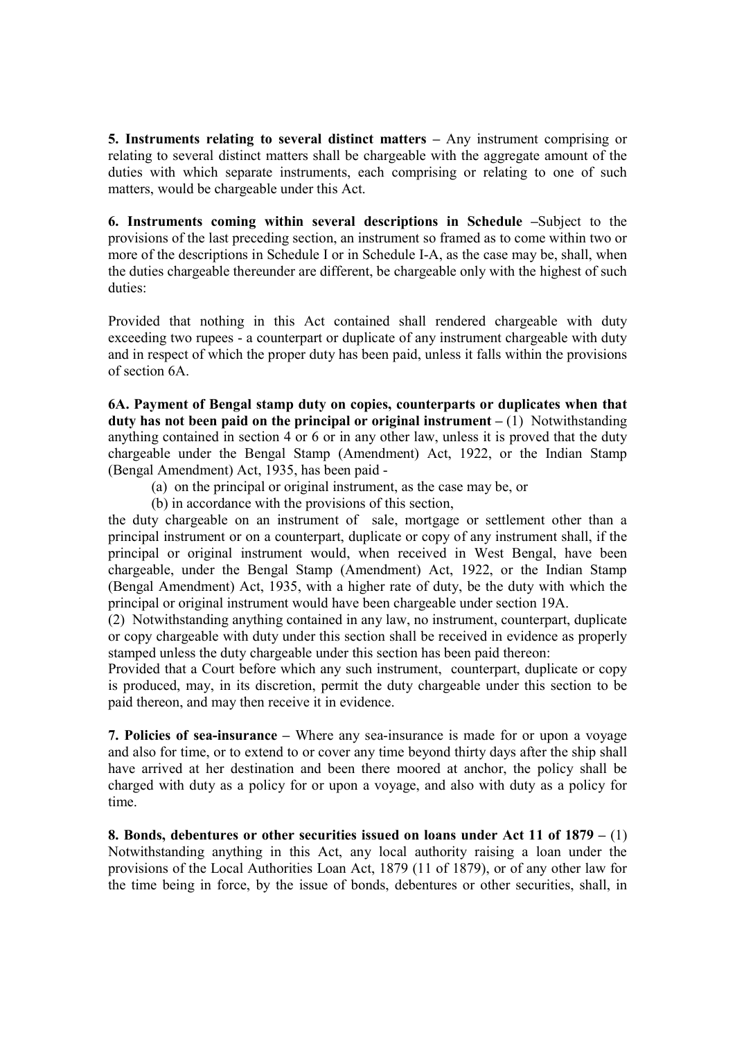**5. Instruments relating to several distinct matters –** Any instrument comprising or relating to several distinct matters shall be chargeable with the aggregate amount of the duties with which separate instruments, each comprising or relating to one of such matters, would be chargeable under this Act.

**6. Instruments coming within several descriptions in Schedule –**Subject to the provisions of the last preceding section, an instrument so framed as to come within two or more of the descriptions in Schedule I or in Schedule I-A, as the case may be, shall, when the duties chargeable thereunder are different, be chargeable only with the highest of such duties:

Provided that nothing in this Act contained shall rendered chargeable with duty exceeding two rupees - a counterpart or duplicate of any instrument chargeable with duty and in respect of which the proper duty has been paid, unless it falls within the provisions of section 6A.

**6A. Payment of Bengal stamp duty on copies, counterparts or duplicates when that duty has not been paid on the principal or original instrument –** (1) Notwithstanding anything contained in section 4 or 6 or in any other law, unless it is proved that the duty chargeable under the Bengal Stamp (Amendment) Act, 1922, or the Indian Stamp (Bengal Amendment) Act, 1935, has been paid -

(a) on the principal or original instrument, as the case may be, or

(b) in accordance with the provisions of this section,

the duty chargeable on an instrument of sale, mortgage or settlement other than a principal instrument or on a counterpart, duplicate or copy of any instrument shall, if the principal or original instrument would, when received in West Bengal, have been chargeable, under the Bengal Stamp (Amendment) Act, 1922, or the Indian Stamp (Bengal Amendment) Act, 1935, with a higher rate of duty, be the duty with which the principal or original instrument would have been chargeable under section 19A.

(2) Notwithstanding anything contained in any law, no instrument, counterpart, duplicate or copy chargeable with duty under this section shall be received in evidence as properly stamped unless the duty chargeable under this section has been paid thereon:

Provided that a Court before which any such instrument, counterpart, duplicate or copy is produced, may, in its discretion, permit the duty chargeable under this section to be paid thereon, and may then receive it in evidence.

**7. Policies of sea-insurance –** Where any sea-insurance is made for or upon a voyage and also for time, or to extend to or cover any time beyond thirty days after the ship shall have arrived at her destination and been there moored at anchor, the policy shall be charged with duty as a policy for or upon a voyage, and also with duty as a policy for time.

**8. Bonds, debentures or other securities issued on loans under Act 11 of 1879 –** (1) Notwithstanding anything in this Act, any local authority raising a loan under the provisions of the Local Authorities Loan Act, 1879 (11 of 1879), or of any other law for the time being in force, by the issue of bonds, debentures or other securities, shall, in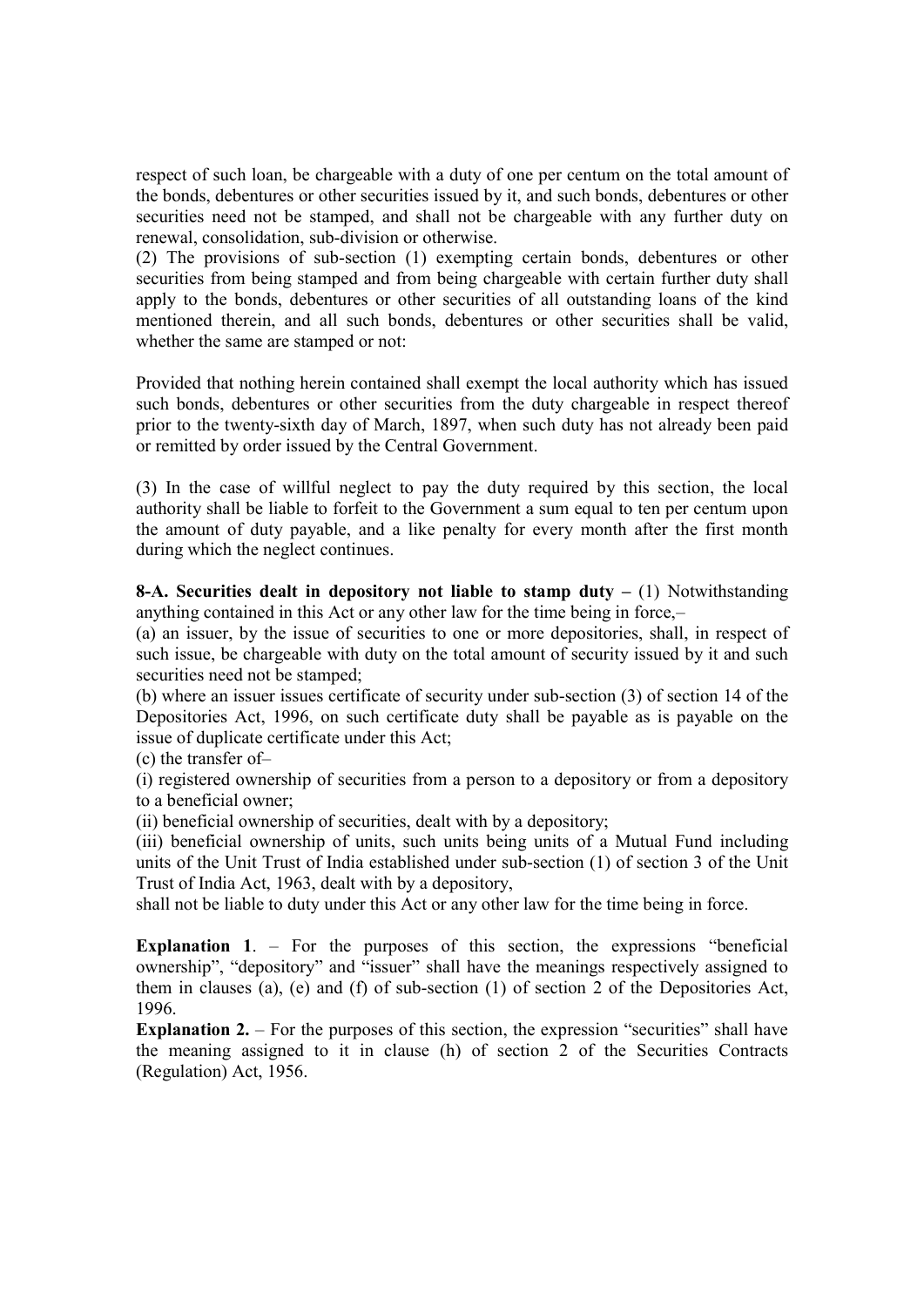respect of such loan, be chargeable with a duty of one per centum on the total amount of the bonds, debentures or other securities issued by it, and such bonds, debentures or other securities need not be stamped, and shall not be chargeable with any further duty on renewal, consolidation, sub-division or otherwise.

(2) The provisions of sub-section (1) exempting certain bonds, debentures or other securities from being stamped and from being chargeable with certain further duty shall apply to the bonds, debentures or other securities of all outstanding loans of the kind mentioned therein, and all such bonds, debentures or other securities shall be valid, whether the same are stamped or not:

Provided that nothing herein contained shall exempt the local authority which has issued such bonds, debentures or other securities from the duty chargeable in respect thereof prior to the twenty-sixth day of March, 1897, when such duty has not already been paid or remitted by order issued by the Central Government.

(3) In the case of willful neglect to pay the duty required by this section, the local authority shall be liable to forfeit to the Government a sum equal to ten per centum upon the amount of duty payable, and a like penalty for every month after the first month during which the neglect continues.

**8-A. Securities dealt in depository not liable to stamp duty –** (1) Notwithstanding anything contained in this Act or any other law for the time being in force,–

(a) an issuer, by the issue of securities to one or more depositories, shall, in respect of such issue, be chargeable with duty on the total amount of security issued by it and such securities need not be stamped;

(b) where an issuer issues certificate of security under sub-section (3) of section 14 of the Depositories Act, 1996, on such certificate duty shall be payable as is payable on the issue of duplicate certificate under this Act;

(c) the transfer of–

(i) registered ownership of securities from a person to a depository or from a depository to a beneficial owner;

(ii) beneficial ownership of securities, dealt with by a depository;

(iii) beneficial ownership of units, such units being units of a Mutual Fund including units of the Unit Trust of India established under sub-section (1) of section 3 of the Unit Trust of India Act, 1963, dealt with by a depository,

shall not be liable to duty under this Act or any other law for the time being in force.

**Explanation 1**. – For the purposes of this section, the expressions "beneficial ownership", "depository" and "issuer" shall have the meanings respectively assigned to them in clauses (a), (e) and (f) of sub-section (1) of section 2 of the Depositories Act, 1996.

**Explanation 2.** – For the purposes of this section, the expression "securities" shall have the meaning assigned to it in clause (h) of section 2 of the Securities Contracts (Regulation) Act, 1956.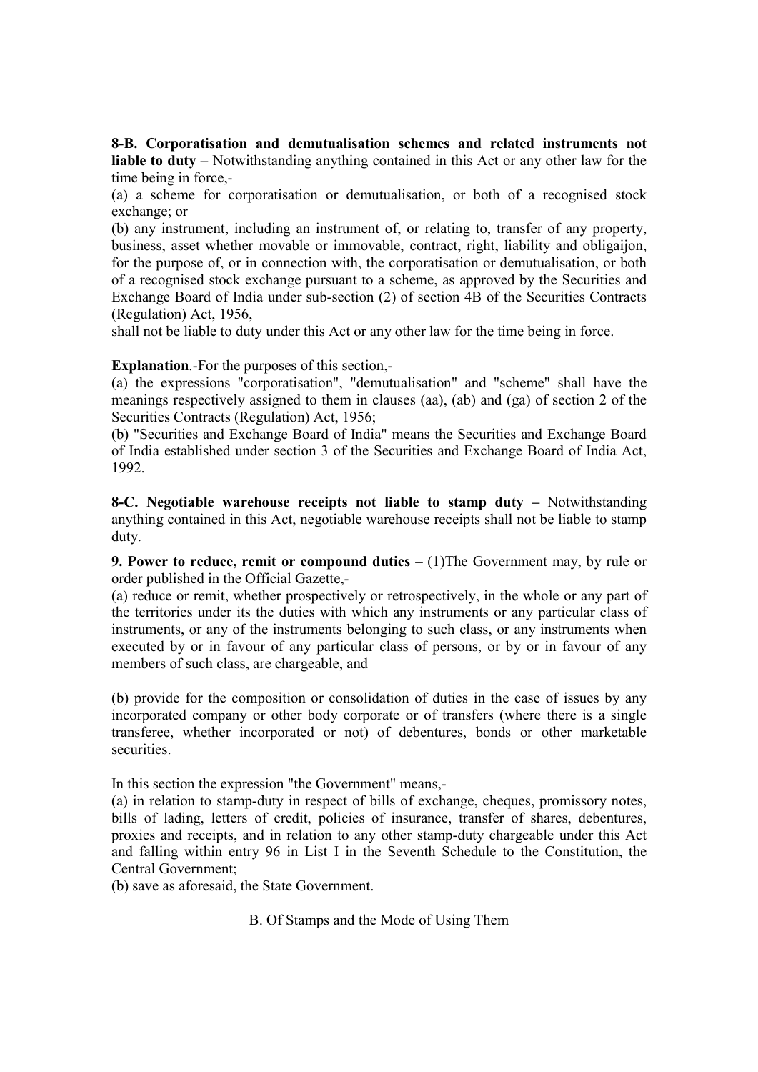**8-B. Corporatisation and demutualisation schemes and related instruments not liable to duty –** Notwithstanding anything contained in this Act or any other law for the time being in force,-

(a) a scheme for corporatisation or demutualisation, or both of a recognised stock exchange; or

(b) any instrument, including an instrument of, or relating to, transfer of any property, business, asset whether movable or immovable, contract, right, liability and obligaijon, for the purpose of, or in connection with, the corporatisation or demutualisation, or both of a recognised stock exchange pursuant to a scheme, as approved by the Securities and Exchange Board of India under sub-section (2) of section 4B of the Securities Contracts (Regulation) Act, 1956,

shall not be liable to duty under this Act or any other law for the time being in force.

**Explanation**.-For the purposes of this section,-

(a) the expressions "corporatisation", "demutualisation" and "scheme" shall have the meanings respectively assigned to them in clauses (aa), (ab) and (ga) of section 2 of the Securities Contracts (Regulation) Act, 1956;

(b) "Securities and Exchange Board of India" means the Securities and Exchange Board of India established under section 3 of the Securities and Exchange Board of India Act, 1992.

**8-C. Negotiable warehouse receipts not liable to stamp duty –** Notwithstanding anything contained in this Act, negotiable warehouse receipts shall not be liable to stamp duty.

**9. Power to reduce, remit or compound duties –** (1)The Government may, by rule or order published in the Official Gazette,-

(a) reduce or remit, whether prospectively or retrospectively, in the whole or any part of the territories under its the duties with which any instruments or any particular class of instruments, or any of the instruments belonging to such class, or any instruments when executed by or in favour of any particular class of persons, or by or in favour of any members of such class, are chargeable, and

(b) provide for the composition or consolidation of duties in the case of issues by any incorporated company or other body corporate or of transfers (where there is a single transferee, whether incorporated or not) of debentures, bonds or other marketable securities.

In this section the expression "the Government" means,-

(a) in relation to stamp-duty in respect of bills of exchange, cheques, promissory notes, bills of lading, letters of credit, policies of insurance, transfer of shares, debentures, proxies and receipts, and in relation to any other stamp-duty chargeable under this Act and falling within entry 96 in List I in the Seventh Schedule to the Constitution, the Central Government;

(b) save as aforesaid, the State Government.

B. Of Stamps and the Mode of Using Them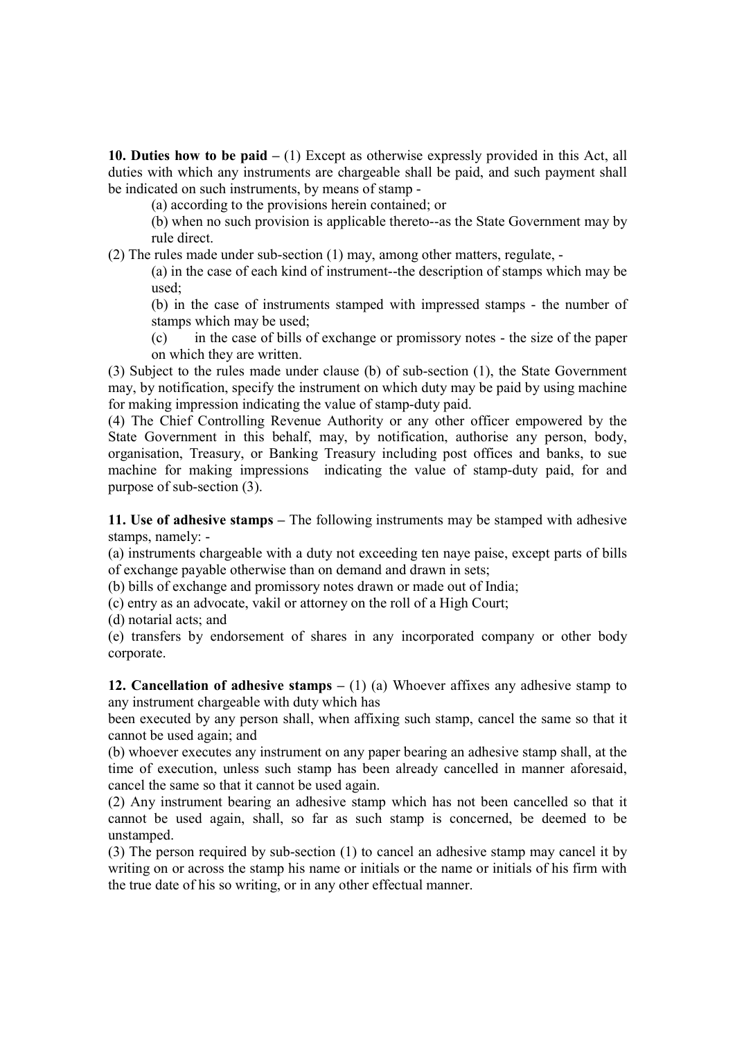**10. Duties how to be paid –** (1) Except as otherwise expressly provided in this Act, all duties with which any instruments are chargeable shall be paid, and such payment shall be indicated on such instruments, by means of stamp -

(a) according to the provisions herein contained; or

(b) when no such provision is applicable thereto--as the State Government may by rule direct.

(2) The rules made under sub-section (1) may, among other matters, regulate, -

(a) in the case of each kind of instrument--the description of stamps which may be used;

(b) in the case of instruments stamped with impressed stamps - the number of stamps which may be used;

(c) in the case of bills of exchange or promissory notes - the size of the paper on which they are written.

(3) Subject to the rules made under clause (b) of sub-section (1), the State Government may, by notification, specify the instrument on which duty may be paid by using machine for making impression indicating the value of stamp-duty paid.

(4) The Chief Controlling Revenue Authority or any other officer empowered by the State Government in this behalf, may, by notification, authorise any person, body, organisation, Treasury, or Banking Treasury including post offices and banks, to sue machine for making impressions indicating the value of stamp-duty paid, for and purpose of sub-section (3).

**11. Use of adhesive stamps –** The following instruments may be stamped with adhesive stamps, namely: -

(a) instruments chargeable with a duty not exceeding ten naye paise, except parts of bills of exchange payable otherwise than on demand and drawn in sets;

(b) bills of exchange and promissory notes drawn or made out of India;

(c) entry as an advocate, vakil or attorney on the roll of a High Court;

(d) notarial acts; and

(e) transfers by endorsement of shares in any incorporated company or other body corporate.

**12. Cancellation of adhesive stamps –** (1) (a) Whoever affixes any adhesive stamp to any instrument chargeable with duty which has been executed by any person shall, when affixing such stamp, cancel the same so that it cannot be used again; and

(b) whoever executes any instrument on any paper bearing an adhesive stamp shall, at the time of execution, unless such stamp has been already cancelled in manner aforesaid, cancel the same so that it cannot be used again.

(2) Any instrument bearing an adhesive stamp which has not been cancelled so that it cannot be used again, shall, so far as such stamp is concerned, be deemed to be unstamped.

(3) The person required by sub-section (1) to cancel an adhesive stamp may cancel it by writing on or across the stamp his name or initials or the name or initials of his firm with the true date of his so writing, or in any other effectual manner.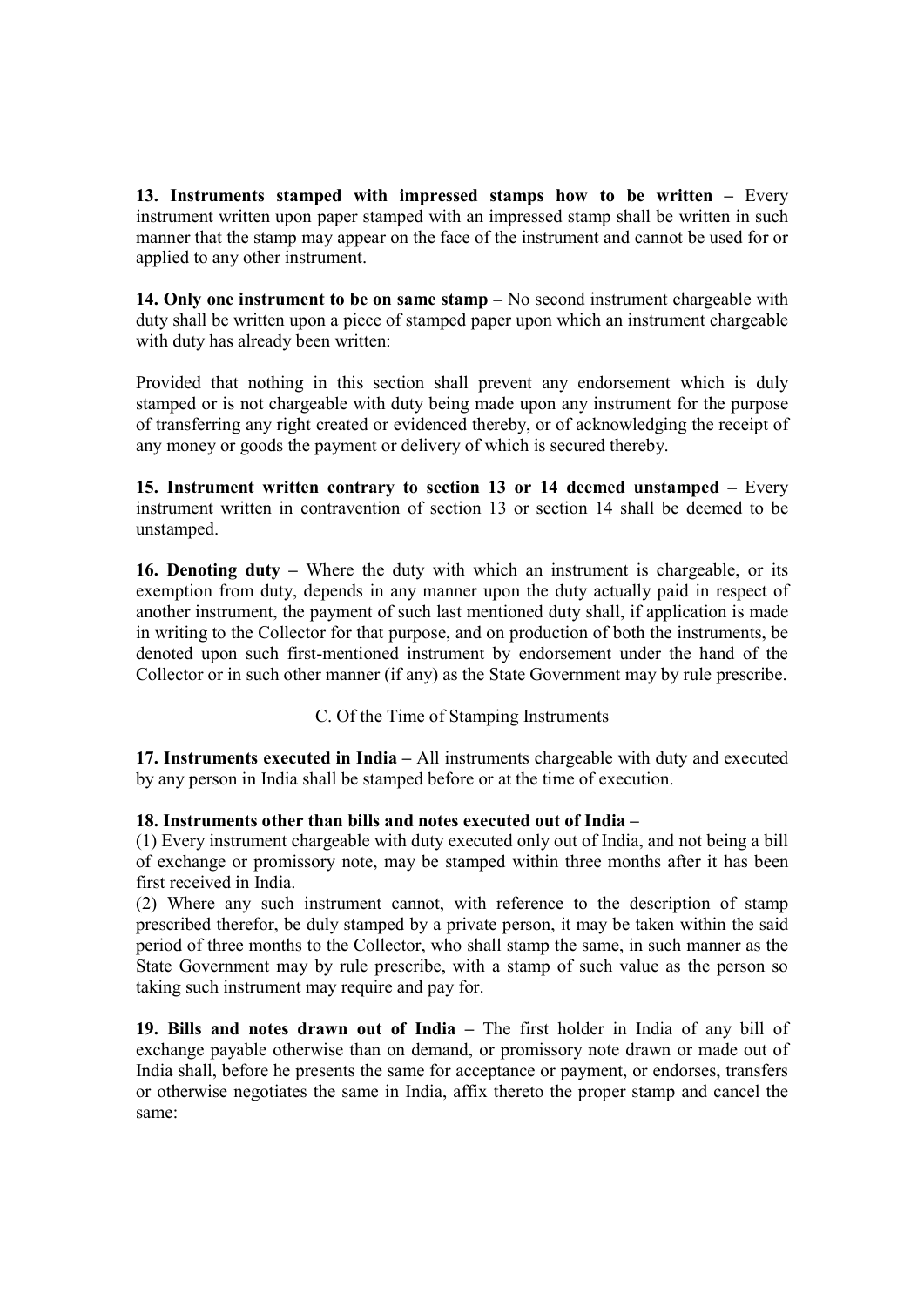**13. Instruments stamped with impressed stamps how to be written –** Every instrument written upon paper stamped with an impressed stamp shall be written in such manner that the stamp may appear on the face of the instrument and cannot be used for or applied to any other instrument.

**14. Only one instrument to be on same stamp –** No second instrument chargeable with duty shall be written upon a piece of stamped paper upon which an instrument chargeable with duty has already been written:

Provided that nothing in this section shall prevent any endorsement which is duly stamped or is not chargeable with duty being made upon any instrument for the purpose of transferring any right created or evidenced thereby, or of acknowledging the receipt of any money or goods the payment or delivery of which is secured thereby.

**15. Instrument written contrary to section 13 or 14 deemed unstamped –** Every instrument written in contravention of section 13 or section 14 shall be deemed to be unstamped.

**16. Denoting duty –** Where the duty with which an instrument is chargeable, or its exemption from duty, depends in any manner upon the duty actually paid in respect of another instrument, the payment of such last mentioned duty shall, if application is made in writing to the Collector for that purpose, and on production of both the instruments, be denoted upon such first-mentioned instrument by endorsement under the hand of the Collector or in such other manner (if any) as the State Government may by rule prescribe.

C. Of the Time of Stamping Instruments

**17. Instruments executed in India –** All instruments chargeable with duty and executed by any person in India shall be stamped before or at the time of execution.

**18. Instruments other than bills and notes executed out of India –**

(1) Every instrument chargeable with duty executed only out of India, and not being a bill of exchange or promissory note, may be stamped within three months after it has been first received in India.

(2) Where any such instrument cannot, with reference to the description of stamp prescribed therefor, be duly stamped by a private person, it may be taken within the said period of three months to the Collector, who shall stamp the same, in such manner as the State Government may by rule prescribe, with a stamp of such value as the person so taking such instrument may require and pay for.

**19. Bills and notes drawn out of India –** The first holder in India of any bill of exchange payable otherwise than on demand, or promissory note drawn or made out of India shall, before he presents the same for acceptance or payment, or endorses, transfers or otherwise negotiates the same in India, affix thereto the proper stamp and cancel the same: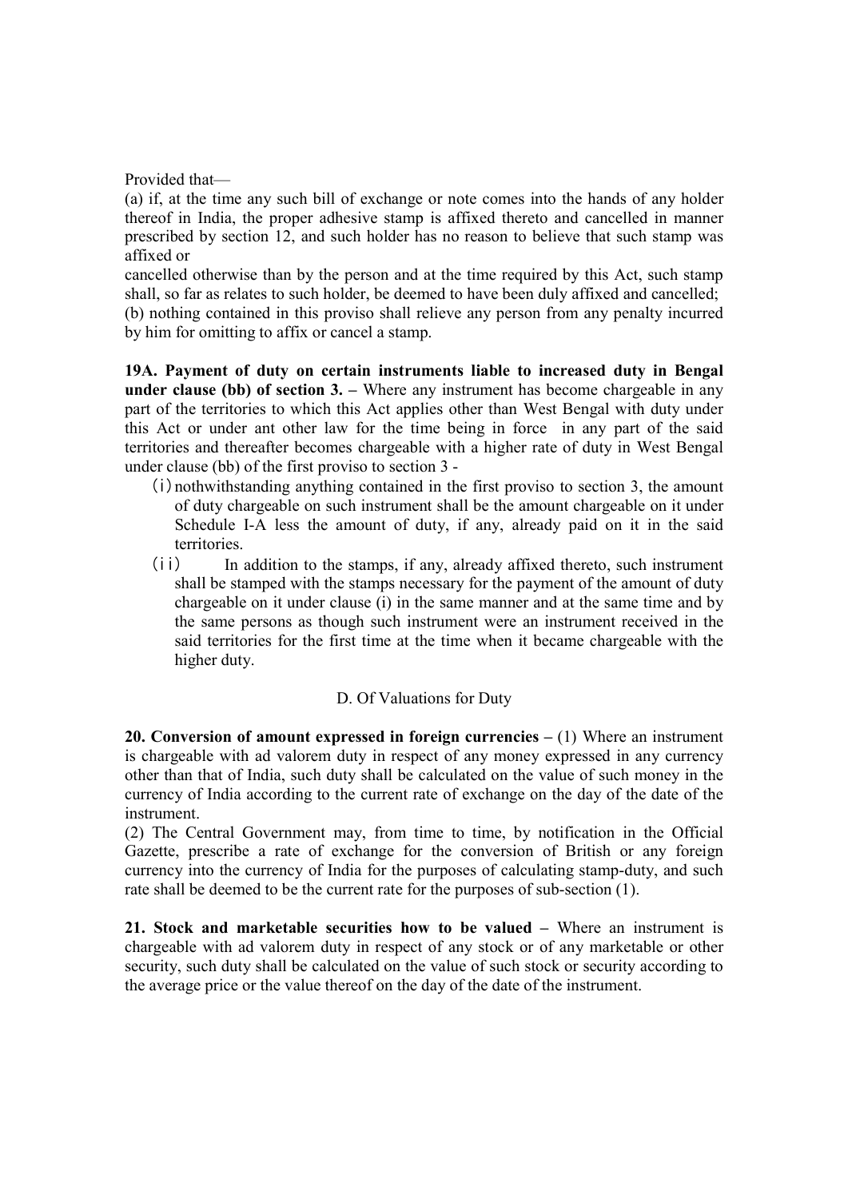Provided that—

(a) if, at the time any such bill of exchange or note comes into the hands of any holder thereof in India, the proper adhesive stamp is affixed thereto and cancelled in manner prescribed by section 12, and such holder has no reason to believe that such stamp was affixed or

cancelled otherwise than by the person and at the time required by this Act, such stamp shall, so far as relates to such holder, be deemed to have been duly affixed and cancelled;

(b) nothing contained in this proviso shall relieve any person from any penalty incurred by him for omitting to affix or cancel a stamp.

**19A. Payment of duty on certain instruments liable to increased duty in Bengal under clause (bb) of section 3. –** Where any instrument has become chargeable in any part of the territories to which this Act applies other than West Bengal with duty under this Act or under ant other law for the time being in force in any part of the said territories and thereafter becomes chargeable with a higher rate of duty in West Bengal under clause (bb) of the first proviso to section 3 -

(i) nothwithstanding anything contained in the first proviso to section 3, the amount of duty chargeable on such instrument shall be the amount chargeable on it under Schedule I-A less the amount of duty, if any, already paid on it in the said territories.

(ii) In addition to the stamps, if any, already affixed thereto, such instrument shall be stamped with the stamps necessary for the payment of the amount of duty chargeable on it under clause (i) in the same manner and at the same time and by the same persons as though such instrument were an instrument received in the said territories for the first time at the time when it became chargeable with the higher duty.

D. Of Valuations for Duty

**20. Conversion of amount expressed in foreign currencies –** (1) Where an instrument is chargeable with ad valorem duty in respect of any money expressed in any currency other than that of India, such duty shall be calculated on the value of such money in the currency of India according to the current rate of exchange on the day of the date of the instrument.

(2) The Central Government may, from time to time, by notification in the Official Gazette, prescribe a rate of exchange for the conversion of British or any foreign currency into the currency of India for the purposes of calculating stamp-duty, and such rate shall be deemed to be the current rate for the purposes of sub-section (1).

**21. Stock and marketable securities how to be valued –** Where an instrument is chargeable with ad valorem duty in respect of any stock or of any marketable or other security, such duty shall be calculated on the value of such stock or security according to the average price or the value thereof on the day of the date of the instrument.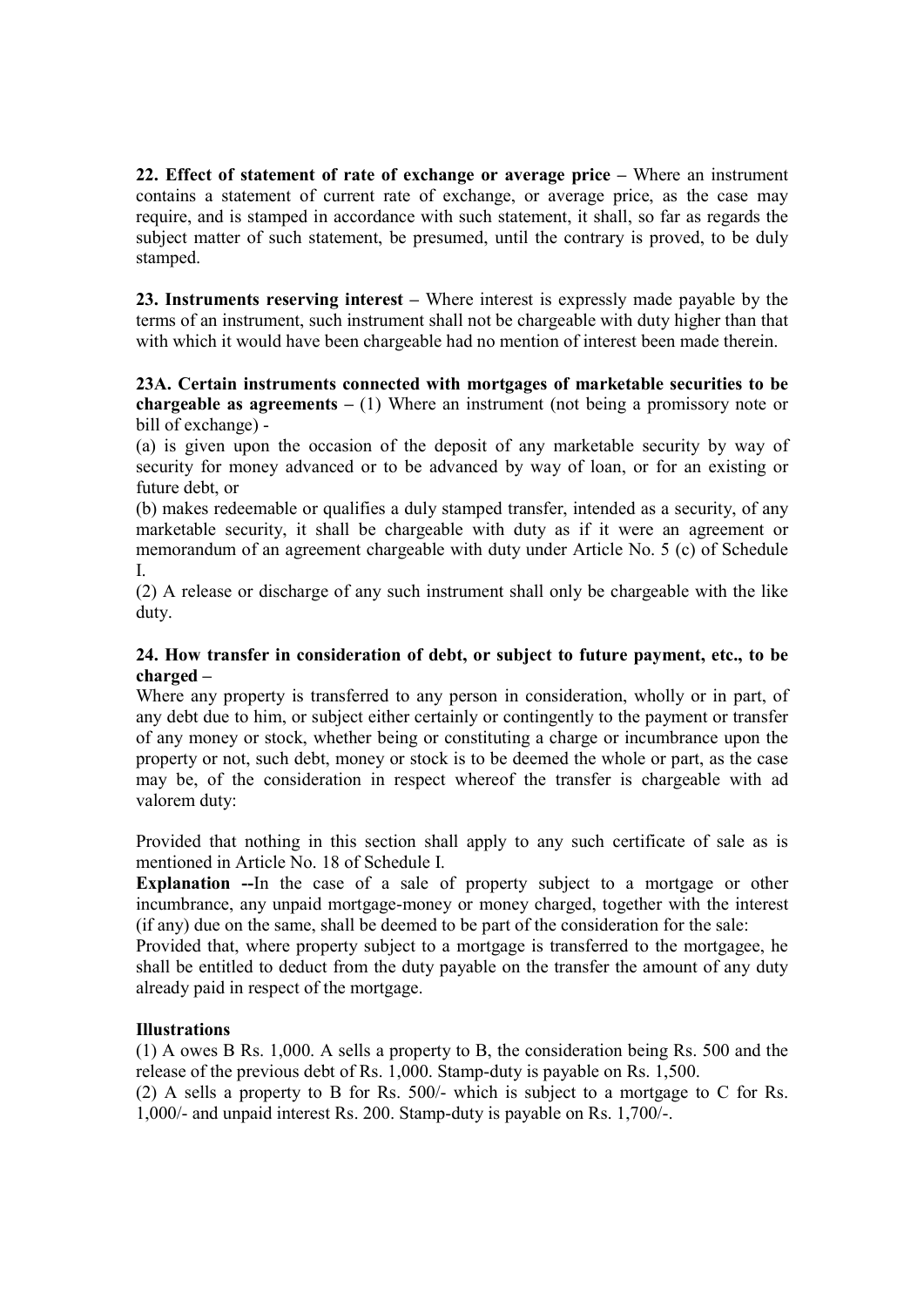**22. Effect of statement of rate of exchange or average price –** Where an instrument contains a statement of current rate of exchange, or average price, as the case may require, and is stamped in accordance with such statement, it shall, so far as regards the subject matter of such statement, be presumed, until the contrary is proved, to be duly stamped.

**23. Instruments reserving interest –** Where interest is expressly made payable by the terms of an instrument, such instrument shall not be chargeable with duty higher than that with which it would have been chargeable had no mention of interest been made therein.

**23A. Certain instruments connected with mortgages of marketable securities to be chargeable as agreements –** (1) Where an instrument (not being a promissory note or bill of exchange) -

(a) is given upon the occasion of the deposit of any marketable security by way of security for money advanced or to be advanced by way of loan, or for an existing or future debt, or

(b) makes redeemable or qualifies a duly stamped transfer, intended as a security, of any marketable security, it shall be chargeable with duty as if it were an agreement or memorandum of an agreement chargeable with duty under Article No. 5 (c) of Schedule I.

(2) A release or discharge of any such instrument shall only be chargeable with the like duty.

**24. How transfer in consideration of debt, or subject to future payment, etc., to be charged –**

Where any property is transferred to any person in consideration, wholly or in part, of any debt due to him, or subject either certainly or contingently to the payment or transfer of any money or stock, whether being or constituting a charge or incumbrance upon the property or not, such debt, money or stock is to be deemed the whole or part, as the case may be, of the consideration in respect whereof the transfer is chargeable with ad valorem duty:

Provided that nothing in this section shall apply to any such certificate of sale as is mentioned in Article No. 18 of Schedule I.

**Explanation --**In the case of a sale of property subject to a mortgage or other incumbrance, any unpaid mortgage-money or money charged, together with the interest (if any) due on the same, shall be deemed to be part of the consideration for the sale:

Provided that, where property subject to a mortgage is transferred to the mortgagee, he shall be entitled to deduct from the duty payable on the transfer the amount of any duty already paid in respect of the mortgage.

**Illustrations**

(1) A owes B Rs. 1,000. A sells a property to B, the consideration being Rs. 500 and the release of the previous debt of Rs. 1,000. Stamp-duty is payable on Rs. 1,500.

(2) A sells a property to B for Rs. 500/- which is subject to a mortgage to C for Rs. 1,000/- and unpaid interest Rs. 200. Stamp-duty is payable on Rs. 1,700/-.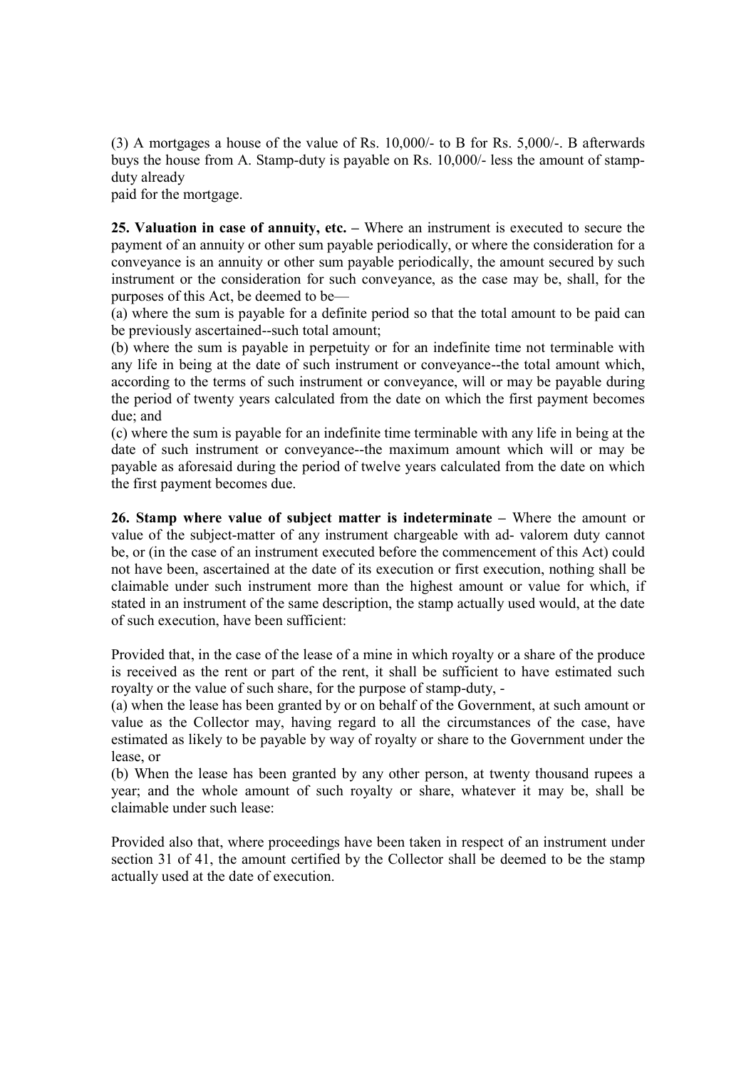(3) A mortgages a house of the value of Rs. 10,000/- to B for Rs. 5,000/-. B afterwards buys the house from A. Stamp-duty is payable on Rs. 10,000/- less the amount of stamp-duty already
paid for the mortgage.

**25. Valuation in case of annuity, etc. –** Where an instrument is executed to secure the payment of an annuity or other sum payable periodically, or where the consideration for a conveyance is an annuity or other sum payable periodically, the amount secured by such instrument or the consideration for such conveyance, as the case may be, shall, for the purposes of this Act, be deemed to be—

(a) where the sum is payable for a definite period so that the total amount to be paid can be previously ascertained--such total amount;

(b) where the sum is payable in perpetuity or for an indefinite time not terminable with any life in being at the date of such instrument or conveyance--the total amount which, according to the terms of such instrument or conveyance, will or may be payable during the period of twenty years calculated from the date on which the first payment becomes due; and

(c) where the sum is payable for an indefinite time terminable with any life in being at the date of such instrument or conveyance--the maximum amount which will or may be payable as aforesaid during the period of twelve years calculated from the date on which the first payment becomes due.

**26. Stamp where value of subject matter is indeterminate –** Where the amount or value of the subject-matter of any instrument chargeable with ad- valorem duty cannot be, or (in the case of an instrument executed before the commencement of this Act) could not have been, ascertained at the date of its execution or first execution, nothing shall be claimable under such instrument more than the highest amount or value for which, if stated in an instrument of the same description, the stamp actually used would, at the date of such execution, have been sufficient:

Provided that, in the case of the lease of a mine in which royalty or a share of the produce is received as the rent or part of the rent, it shall be sufficient to have estimated such royalty or the value of such share, for the purpose of stamp-duty, -

(a) when the lease has been granted by or on behalf of the Government, at such amount or value as the Collector may, having regard to all the circumstances of the case, have estimated as likely to be payable by way of royalty or share to the Government under the lease, or

(b) When the lease has been granted by any other person, at twenty thousand rupees a year; and the whole amount of such royalty or share, whatever it may be, shall be claimable under such lease:

Provided also that, where proceedings have been taken in respect of an instrument under section 31 of 41, the amount certified by the Collector shall be deemed to be the stamp actually used at the date of execution.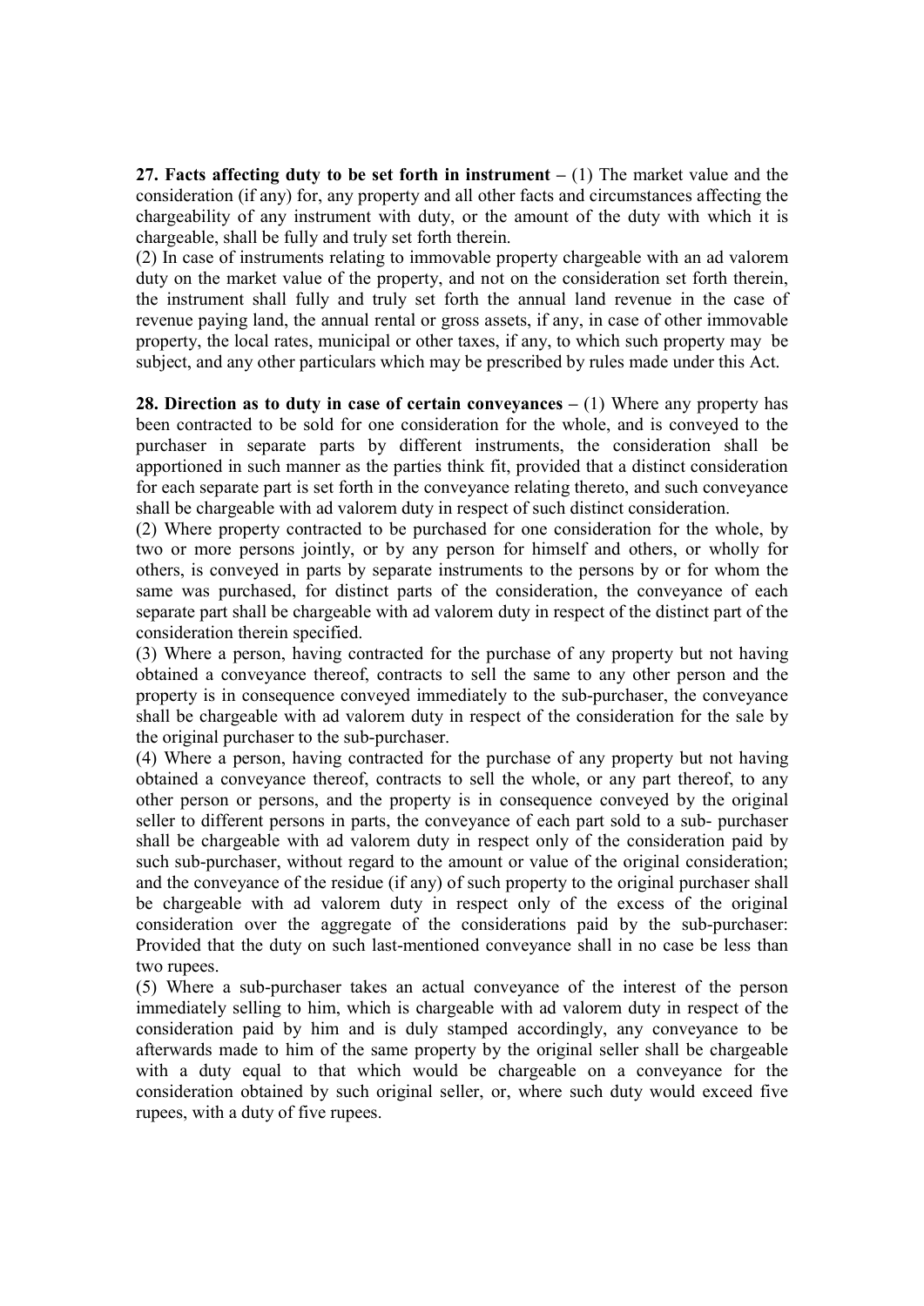**27. Facts affecting duty to be set forth in instrument –** (1) The market value and the consideration (if any) for, any property and all other facts and circumstances affecting the chargeability of any instrument with duty, or the amount of the duty with which it is chargeable, shall be fully and truly set forth therein.

(2) In case of instruments relating to immovable property chargeable with an ad valorem duty on the market value of the property, and not on the consideration set forth therein, the instrument shall fully and truly set forth the annual land revenue in the case of revenue paying land, the annual rental or gross assets, if any, in case of other immovable property, the local rates, municipal or other taxes, if any, to which such property may be subject, and any other particulars which may be prescribed by rules made under this Act.

**28. Direction as to duty in case of certain conveyances –** (1) Where any property has been contracted to be sold for one consideration for the whole, and is conveyed to the purchaser in separate parts by different instruments, the consideration shall be apportioned in such manner as the parties think fit, provided that a distinct consideration for each separate part is set forth in the conveyance relating thereto, and such conveyance shall be chargeable with ad valorem duty in respect of such distinct consideration.

(2) Where property contracted to be purchased for one consideration for the whole, by two or more persons jointly, or by any person for himself and others, or wholly for others, is conveyed in parts by separate instruments to the persons by or for whom the same was purchased, for distinct parts of the consideration, the conveyance of each separate part shall be chargeable with ad valorem duty in respect of the distinct part of the consideration therein specified.

(3) Where a person, having contracted for the purchase of any property but not having obtained a conveyance thereof, contracts to sell the same to any other person and the property is in consequence conveyed immediately to the sub-purchaser, the conveyance shall be chargeable with ad valorem duty in respect of the consideration for the sale by the original purchaser to the sub-purchaser.

(4) Where a person, having contracted for the purchase of any property but not having obtained a conveyance thereof, contracts to sell the whole, or any part thereof, to any other person or persons, and the property is in consequence conveyed by the original seller to different persons in parts, the conveyance of each part sold to a sub- purchaser shall be chargeable with ad valorem duty in respect only of the consideration paid by such sub-purchaser, without regard to the amount or value of the original consideration; and the conveyance of the residue (if any) of such property to the original purchaser shall be chargeable with ad valorem duty in respect only of the excess of the original consideration over the aggregate of the considerations paid by the sub-purchaser: Provided that the duty on such last-mentioned conveyance shall in no case be less than two rupees.

(5) Where a sub-purchaser takes an actual conveyance of the interest of the person immediately selling to him, which is chargeable with ad valorem duty in respect of the consideration paid by him and is duly stamped accordingly, any conveyance to be afterwards made to him of the same property by the original seller shall be chargeable with a duty equal to that which would be chargeable on a conveyance for the consideration obtained by such original seller, or, where such duty would exceed five rupees, with a duty of five rupees.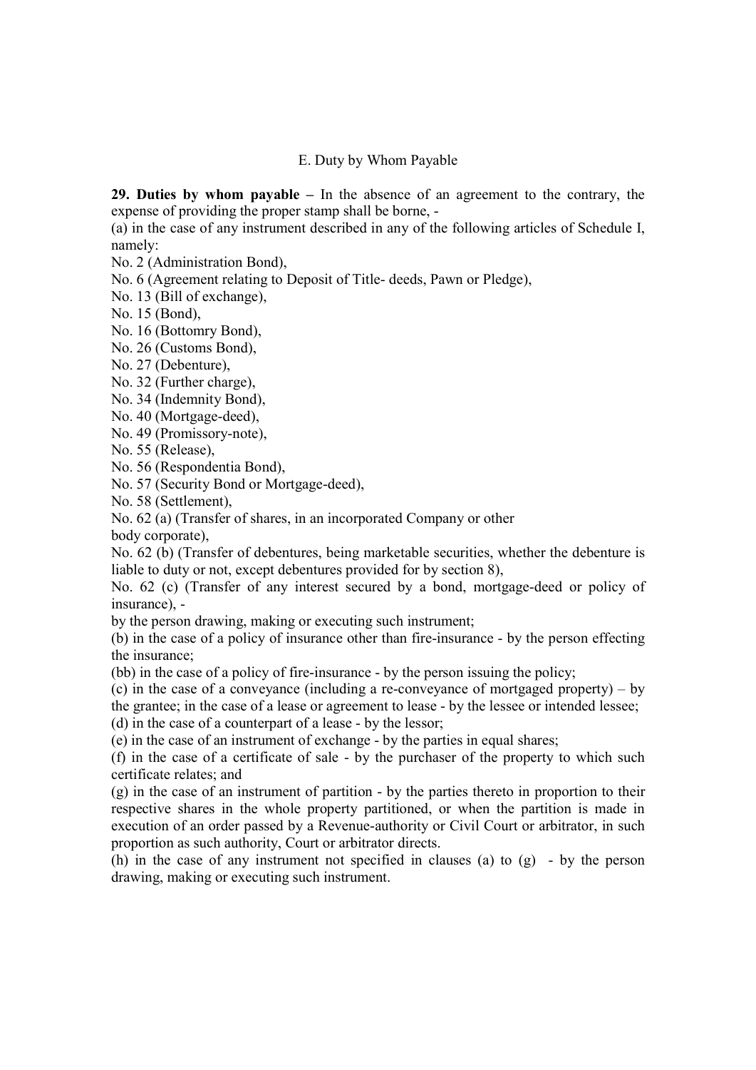## E. Duty by Whom Payable

**29. Duties by whom payable –** In the absence of an agreement to the contrary, the expense of providing the proper stamp shall be borne, -

(a) in the case of any instrument described in any of the following articles of Schedule I, namely:

No. 2 (Administration Bond),

No. 6 (Agreement relating to Deposit of Title- deeds, Pawn or Pledge),

No. 13 (Bill of exchange),

No. 15 (Bond),

No. 16 (Bottomry Bond),

No. 26 (Customs Bond),

No. 27 (Debenture),

No. 32 (Further charge),

No. 34 (Indemnity Bond),

No. 40 (Mortgage-deed),

No. 49 (Promissory-note),

No. 55 (Release),

No. 56 (Respondentia Bond),

No. 57 (Security Bond or Mortgage-deed),

No. 58 (Settlement),

No. 62 (a) (Transfer of shares, in an incorporated Company or other body corporate),

No. 62 (b) (Transfer of debentures, being marketable securities, whether the debenture is liable to duty or not, except debentures provided for by section 8),

No. 62 (c) (Transfer of any interest secured by a bond, mortgage-deed or policy of insurance), -

by the person drawing, making or executing such instrument;

(b) in the case of a policy of insurance other than fire-insurance - by the person effecting the insurance;

(bb) in the case of a policy of fire-insurance - by the person issuing the policy;

(c) in the case of a conveyance (including a re-conveyance of mortgaged property) – by the grantee; in the case of a lease or agreement to lease - by the lessee or intended lessee;

(d) in the case of a counterpart of a lease - by the lessor;

(e) in the case of an instrument of exchange - by the parties in equal shares;

(f) in the case of a certificate of sale - by the purchaser of the property to which such certificate relates; and

(g) in the case of an instrument of partition - by the parties thereto in proportion to their respective shares in the whole property partitioned, or when the partition is made in execution of an order passed by a Revenue-authority or Civil Court or arbitrator, in such proportion as such authority, Court or arbitrator directs.

(h) in the case of any instrument not specified in clauses (a) to (g) - by the person drawing, making or executing such instrument.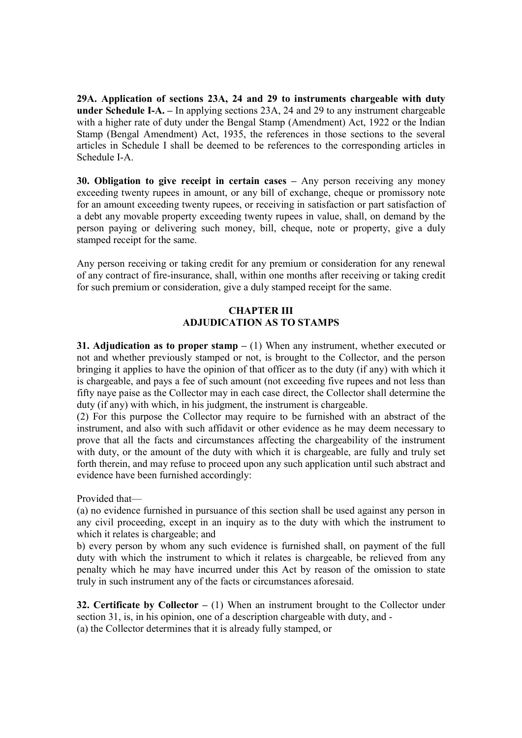**29A. Application of sections 23A, 24 and 29 to instruments chargeable with duty under Schedule I-A. –** In applying sections 23A, 24 and 29 to any instrument chargeable with a higher rate of duty under the Bengal Stamp (Amendment) Act, 1922 or the Indian Stamp (Bengal Amendment) Act, 1935, the references in those sections to the several articles in Schedule I shall be deemed to be references to the corresponding articles in Schedule I-A.

**30. Obligation to give receipt in certain cases –** Any person receiving any money exceeding twenty rupees in amount, or any bill of exchange, cheque or promissory note for an amount exceeding twenty rupees, or receiving in satisfaction or part satisfaction of a debt any movable property exceeding twenty rupees in value, shall, on demand by the person paying or delivering such money, bill, cheque, note or property, give a duly stamped receipt for the same.

Any person receiving or taking credit for any premium or consideration for any renewal of any contract of fire-insurance, shall, within one months after receiving or taking credit for such premium or consideration, give a duly stamped receipt for the same.

## CHAPTER III
## ADJUDICATION AS TO STAMPS

**31. Adjudication as to proper stamp –** (1) When any instrument, whether executed or not and whether previously stamped or not, is brought to the Collector, and the person bringing it applies to have the opinion of that officer as to the duty (if any) with which it is chargeable, and pays a fee of such amount (not exceeding five rupees and not less than fifty naye paise as the Collector may in each case direct, the Collector shall determine the duty (if any) with which, in his judgment, the instrument is chargeable.

(2) For this purpose the Collector may require to be furnished with an abstract of the instrument, and also with such affidavit or other evidence as he may deem necessary to prove that all the facts and circumstances affecting the chargeability of the instrument with duty, or the amount of the duty with which it is chargeable, are fully and truly set forth therein, and may refuse to proceed upon any such application until such abstract and evidence have been furnished accordingly:

Provided that—

(a) no evidence furnished in pursuance of this section shall be used against any person in any civil proceeding, except in an inquiry as to the duty with which the instrument to which it relates is chargeable; and

b) every person by whom any such evidence is furnished shall, on payment of the full duty with which the instrument to which it relates is chargeable, be relieved from any penalty which he may have incurred under this Act by reason of the omission to state truly in such instrument any of the facts or circumstances aforesaid.

**32. Certificate by Collector –** (1) When an instrument brought to the Collector under section 31, is, in his opinion, one of a description chargeable with duty, and -

(a) the Collector determines that it is already fully stamped, or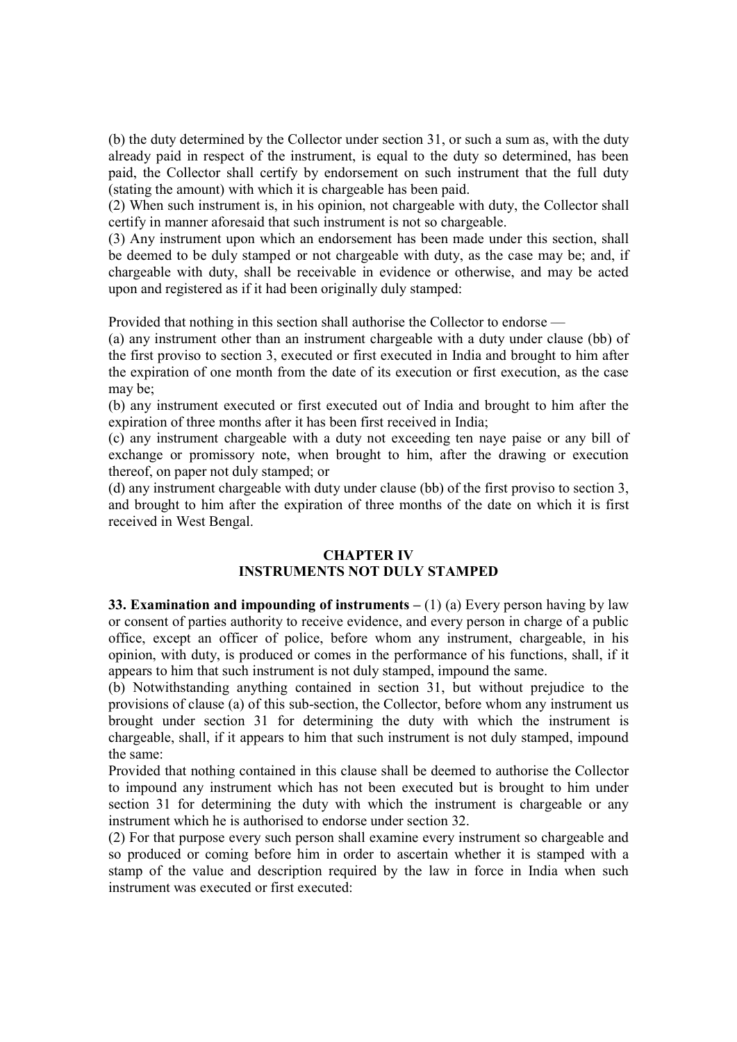(b) the duty determined by the Collector under section 31, or such a sum as, with the duty already paid in respect of the instrument, is equal to the duty so determined, has been paid, the Collector shall certify by endorsement on such instrument that the full duty (stating the amount) with which it is chargeable has been paid.

(2) When such instrument is, in his opinion, not chargeable with duty, the Collector shall certify in manner aforesaid that such instrument is not so chargeable.

(3) Any instrument upon which an endorsement has been made under this section, shall be deemed to be duly stamped or not chargeable with duty, as the case may be; and, if chargeable with duty, shall be receivable in evidence or otherwise, and may be acted upon and registered as if it had been originally duly stamped:

Provided that nothing in this section shall authorise the Collector to endorse —

(a) any instrument other than an instrument chargeable with a duty under clause (bb) of the first proviso to section 3, executed or first executed in India and brought to him after the expiration of one month from the date of its execution or first execution, as the case may be;

(b) any instrument executed or first executed out of India and brought to him after the expiration of three months after it has been first received in India;

(c) any instrument chargeable with a duty not exceeding ten naye paise or any bill of exchange or promissory note, when brought to him, after the drawing or execution thereof, on paper not duly stamped; or

(d) any instrument chargeable with duty under clause (bb) of the first proviso to section 3, and brought to him after the expiration of three months of the date on which it is first received in West Bengal.

## CHAPTER IV
## INSTRUMENTS NOT DULY STAMPED

**33. Examination and impounding of instruments –** (1) (a) Every person having by law or consent of parties authority to receive evidence, and every person in charge of a public office, except an officer of police, before whom any instrument, chargeable, in his opinion, with duty, is produced or comes in the performance of his functions, shall, if it appears to him that such instrument is not duly stamped, impound the same.

(b) Notwithstanding anything contained in section 31, but without prejudice to the provisions of clause (a) of this sub-section, the Collector, before whom any instrument us brought under section 31 for determining the duty with which the instrument is chargeable, shall, if it appears to him that such instrument is not duly stamped, impound the same:

Provided that nothing contained in this clause shall be deemed to authorise the Collector to impound any instrument which has not been executed but is brought to him under section 31 for determining the duty with which the instrument is chargeable or any instrument which he is authorised to endorse under section 32.

(2) For that purpose every such person shall examine every instrument so chargeable and so produced or coming before him in order to ascertain whether it is stamped with a stamp of the value and description required by the law in force in India when such instrument was executed or first executed: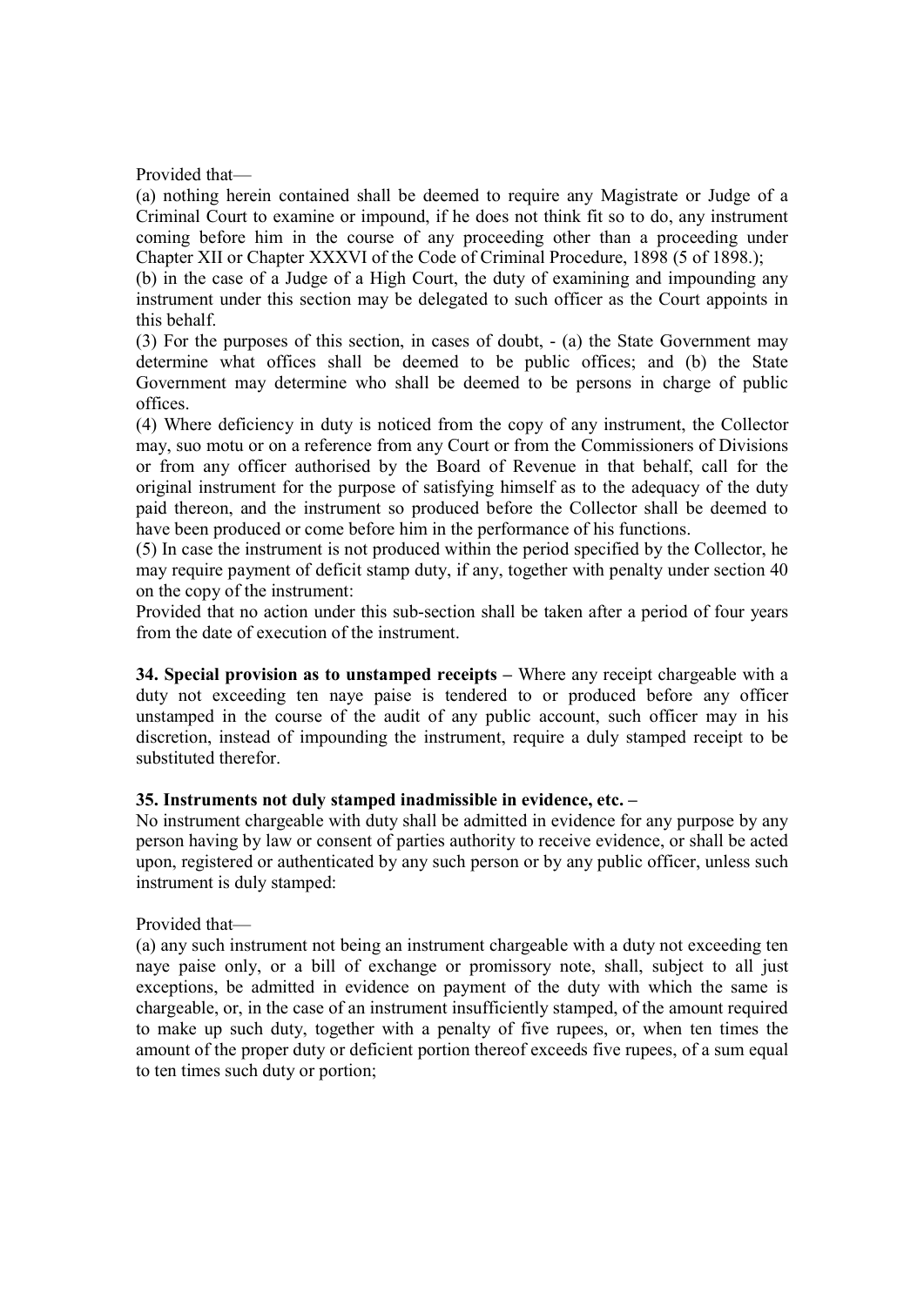Provided that—

(a) nothing herein contained shall be deemed to require any Magistrate or Judge of a Criminal Court to examine or impound, if he does not think fit so to do, any instrument coming before him in the course of any proceeding other than a proceeding under Chapter XII or Chapter XXXVI of the Code of Criminal Procedure, 1898 (5 of 1898.);

(b) in the case of a Judge of a High Court, the duty of examining and impounding any instrument under this section may be delegated to such officer as the Court appoints in this behalf.

(3) For the purposes of this section, in cases of doubt, - (a) the State Government may determine what offices shall be deemed to be public offices; and (b) the State Government may determine who shall be deemed to be persons in charge of public offices.

(4) Where deficiency in duty is noticed from the copy of any instrument, the Collector may, suo motu or on a reference from any Court or from the Commissioners of Divisions or from any officer authorised by the Board of Revenue in that behalf, call for the original instrument for the purpose of satisfying himself as to the adequacy of the duty paid thereon, and the instrument so produced before the Collector shall be deemed to have been produced or come before him in the performance of his functions.

(5) In case the instrument is not produced within the period specified by the Collector, he may require payment of deficit stamp duty, if any, together with penalty under section 40 on the copy of the instrument:

Provided that no action under this sub-section shall be taken after a period of four years from the date of execution of the instrument.

**34. Special provision as to unstamped receipts –** Where any receipt chargeable with a duty not exceeding ten naye paise is tendered to or produced before any officer unstamped in the course of the audit of any public account, such officer may in his discretion, instead of impounding the instrument, require a duly stamped receipt to be substituted therefor.

**35. Instruments not duly stamped inadmissible in evidence, etc. –**

No instrument chargeable with duty shall be admitted in evidence for any purpose by any person having by law or consent of parties authority to receive evidence, or shall be acted upon, registered or authenticated by any such person or by any public officer, unless such instrument is duly stamped:

Provided that—

(a) any such instrument not being an instrument chargeable with a duty not exceeding ten naye paise only, or a bill of exchange or promissory note, shall, subject to all just exceptions, be admitted in evidence on payment of the duty with which the same is chargeable, or, in the case of an instrument insufficiently stamped, of the amount required to make up such duty, together with a penalty of five rupees, or, when ten times the amount of the proper duty or deficient portion thereof exceeds five rupees, of a sum equal to ten times such duty or portion;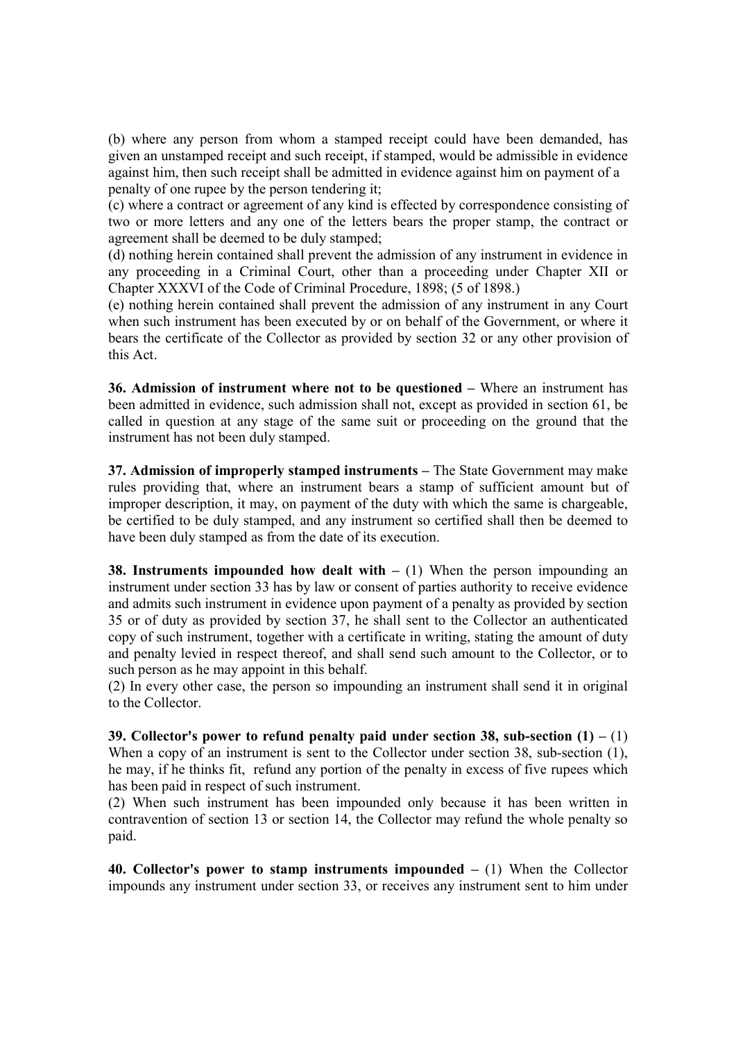(b) where any person from whom a stamped receipt could have been demanded, has given an unstamped receipt and such receipt, if stamped, would be admissible in evidence against him, then such receipt shall be admitted in evidence against him on payment of a penalty of one rupee by the person tendering it;

(c) where a contract or agreement of any kind is effected by correspondence consisting of two or more letters and any one of the letters bears the proper stamp, the contract or agreement shall be deemed to be duly stamped;

(d) nothing herein contained shall prevent the admission of any instrument in evidence in any proceeding in a Criminal Court, other than a proceeding under Chapter XII or Chapter XXXVI of the Code of Criminal Procedure, 1898; (5 of 1898.)

(e) nothing herein contained shall prevent the admission of any instrument in any Court when such instrument has been executed by or on behalf of the Government, or where it bears the certificate of the Collector as provided by section 32 or any other provision of this Act.

**36. Admission of instrument where not to be questioned –** Where an instrument has been admitted in evidence, such admission shall not, except as provided in section 61, be called in question at any stage of the same suit or proceeding on the ground that the instrument has not been duly stamped.

**37. Admission of improperly stamped instruments –** The State Government may make rules providing that, where an instrument bears a stamp of sufficient amount but of improper description, it may, on payment of the duty with which the same is chargeable, be certified to be duly stamped, and any instrument so certified shall then be deemed to have been duly stamped as from the date of its execution.

**38. Instruments impounded how dealt with –** (1) When the person impounding an instrument under section 33 has by law or consent of parties authority to receive evidence and admits such instrument in evidence upon payment of a penalty as provided by section 35 or of duty as provided by section 37, he shall sent to the Collector an authenticated copy of such instrument, together with a certificate in writing, stating the amount of duty and penalty levied in respect thereof, and shall send such amount to the Collector, or to such person as he may appoint in this behalf.

(2) In every other case, the person so impounding an instrument shall send it in original to the Collector.

**39. Collector's power to refund penalty paid under section 38, sub-section (1) –** (1) When a copy of an instrument is sent to the Collector under section 38, sub-section (1), he may, if he thinks fit, refund any portion of the penalty in excess of five rupees which has been paid in respect of such instrument.

(2) When such instrument has been impounded only because it has been written in contravention of section 13 or section 14, the Collector may refund the whole penalty so paid.

**40. Collector's power to stamp instruments impounded –** (1) When the Collector impounds any instrument under section 33, or receives any instrument sent to him under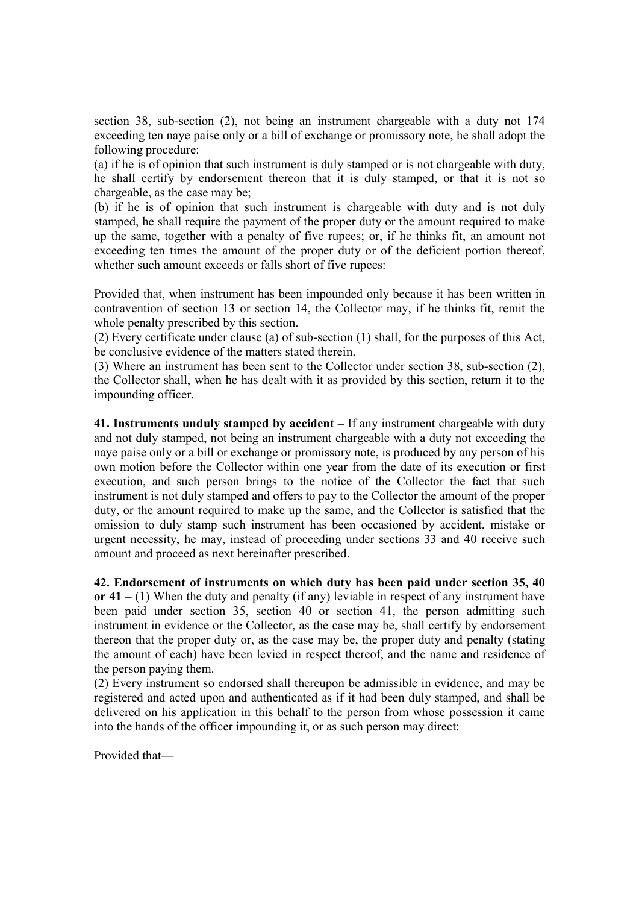section 38, sub-section (2), not being an instrument chargeable with a duty not 174 exceeding ten naye paise only or a bill of exchange or promissory note, he shall adopt the following procedure:

(a) if he is of opinion that such instrument is duly stamped or is not chargeable with duty, he shall certify by endorsement thereon that it is duly stamped, or that it is not so chargeable, as the case may be;

(b) if he is of opinion that such instrument is chargeable with duty and is not duly stamped, he shall require the payment of the proper duty or the amount required to make up the same, together with a penalty of five rupees; or, if he thinks fit, an amount not exceeding ten times the amount of the proper duty or of the deficient portion thereof, whether such amount exceeds or falls short of five rupees:

Provided that, when instrument has been impounded only because it has been written in contravention of section 13 or section 14, the Collector may, if he thinks fit, remit the whole penalty prescribed by this section.

(2) Every certificate under clause (a) of sub-section (1) shall, for the purposes of this Act, be conclusive evidence of the matters stated therein.

(3) Where an instrument has been sent to the Collector under section 38, sub-section (2), the Collector shall, when he has dealt with it as provided by this section, return it to the impounding officer.

**41. Instruments unduly stamped by accident –** If any instrument chargeable with duty and not duly stamped, not being an instrument chargeable with a duty not exceeding the naye paise only or a bill or exchange or promissory note, is produced by any person of his own motion before the Collector within one year from the date of its execution or first execution, and such person brings to the notice of the Collector the fact that such instrument is not duly stamped and offers to pay to the Collector the amount of the proper duty, or the amount required to make up the same, and the Collector is satisfied that the omission to duly stamp such instrument has been occasioned by accident, mistake or urgent necessity, he may, instead of proceeding under sections 33 and 40 receive such amount and proceed as next hereinafter prescribed.

**42. Endorsement of instruments on which duty has been paid under section 35, 40 or 41 –** (1) When the duty and penalty (if any) leviable in respect of any instrument have been paid under section 35, section 40 or section 41, the person admitting such instrument in evidence or the Collector, as the case may be, shall certify by endorsement thereon that the proper duty or, as the case may be, the proper duty and penalty (stating the amount of each) have been levied in respect thereof, and the name and residence of the person paying them.

(2) Every instrument so endorsed shall thereupon be admissible in evidence, and may be registered and acted upon and authenticated as if it had been duly stamped, and shall be delivered on his application in this behalf to the person from whose possession it came into the hands of the officer impounding it, or as such person may direct:

Provided that—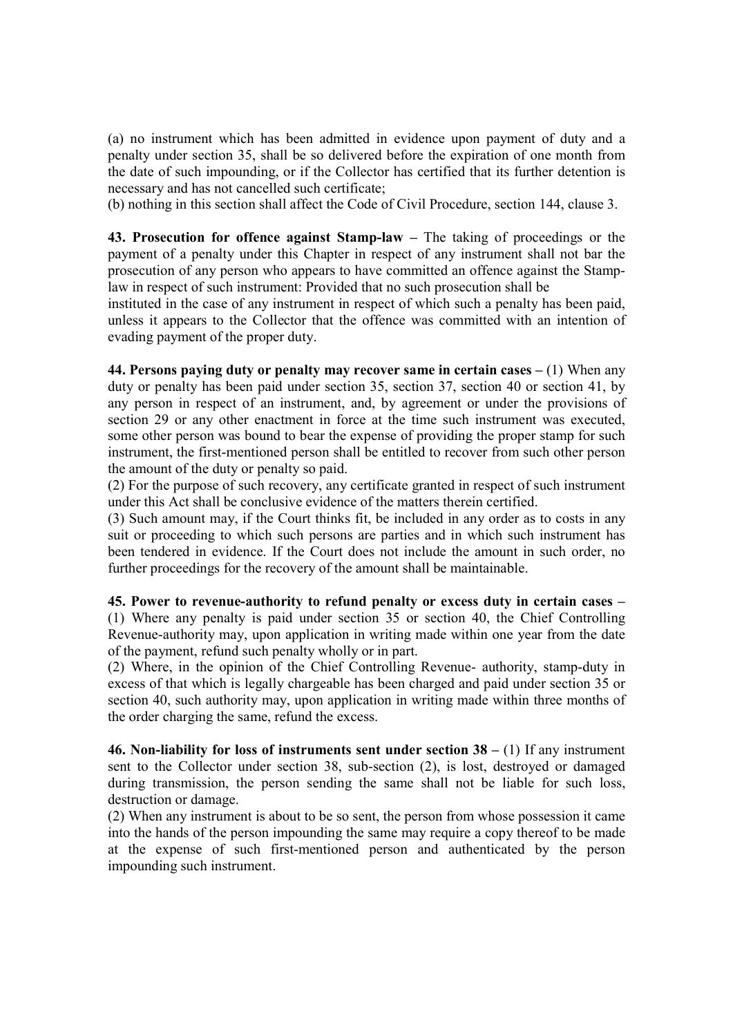(a) no instrument which has been admitted in evidence upon payment of duty and a penalty under section 35, shall be so delivered before the expiration of one month from the date of such impounding, or if the Collector has certified that its further detention is necessary and has not cancelled such certificate;

(b) nothing in this section shall affect the Code of Civil Procedure, section 144, clause 3.

**43. Prosecution for offence against Stamp-law –** The taking of proceedings or the payment of a penalty under this Chapter in respect of any instrument shall not bar the prosecution of any person who appears to have committed an offence against the Stamp-law in respect of such instrument: Provided that no such prosecution shall be instituted in the case of any instrument in respect of which such a penalty has been paid, unless it appears to the Collector that the offence was committed with an intention of evading payment of the proper duty.

**44. Persons paying duty or penalty may recover same in certain cases –** (1) When any duty or penalty has been paid under section 35, section 37, section 40 or section 41, by any person in respect of an instrument, and, by agreement or under the provisions of section 29 or any other enactment in force at the time such instrument was executed, some other person was bound to bear the expense of providing the proper stamp for such instrument, the first-mentioned person shall be entitled to recover from such other person the amount of the duty or penalty so paid.

(2) For the purpose of such recovery, any certificate granted in respect of such instrument under this Act shall be conclusive evidence of the matters therein certified.

(3) Such amount may, if the Court thinks fit, be included in any order as to costs in any suit or proceeding to which such persons are parties and in which such instrument has been tendered in evidence. If the Court does not include the amount in such order, no further proceedings for the recovery of the amount shall be maintainable.

**45. Power to revenue-authority to refund penalty or excess duty in certain cases –** (1) Where any penalty is paid under section 35 or section 40, the Chief Controlling Revenue-authority may, upon application in writing made within one year from the date of the payment, refund such penalty wholly or in part.

(2) Where, in the opinion of the Chief Controlling Revenue- authority, stamp-duty in excess of that which is legally chargeable has been charged and paid under section 35 or section 40, such authority may, upon application in writing made within three months of the order charging the same, refund the excess.

**46. Non-liability for loss of instruments sent under section 38 –** (1) If any instrument sent to the Collector under section 38, sub-section (2), is lost, destroyed or damaged during transmission, the person sending the same shall not be liable for such loss, destruction or damage.

(2) When any instrument is about to be so sent, the person from whose possession it came into the hands of the person impounding the same may require a copy thereof to be made at the expense of such first-mentioned person and authenticated by the person impounding such instrument.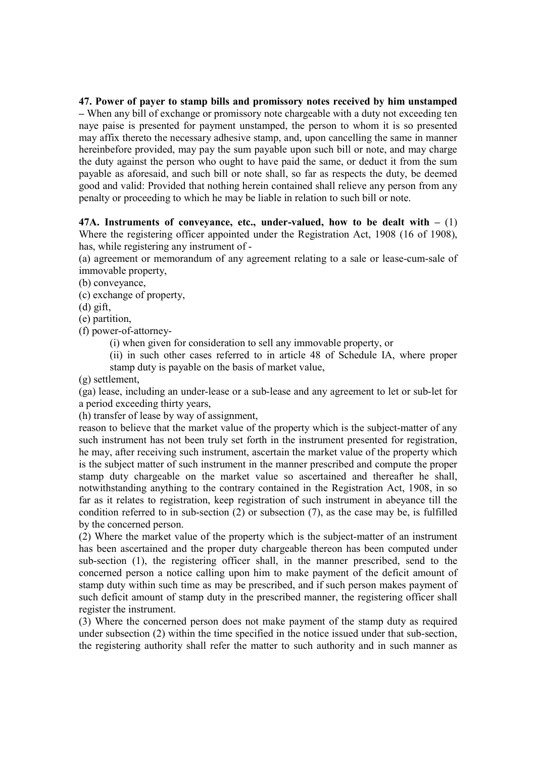**47. Power of payer to stamp bills and promissory notes received by him unstamped –** When any bill of exchange or promissory note chargeable with a duty not exceeding ten naye paise is presented for payment unstamped, the person to whom it is so presented may affix thereto the necessary adhesive stamp, and, upon cancelling the same in manner hereinbefore provided, may pay the sum payable upon such bill or note, and may charge the duty against the person who ought to have paid the same, or deduct it from the sum payable as aforesaid, and such bill or note shall, so far as respects the duty, be deemed good and valid: Provided that nothing herein contained shall relieve any person from any penalty or proceeding to which he may be liable in relation to such bill or note.

**47A. Instruments of conveyance, etc., under-valued, how to be dealt with –** (1) Where the registering officer appointed under the Registration Act, 1908 (16 of 1908), has, while registering any instrument of -

(a) agreement or memorandum of any agreement relating to a sale or lease-cum-sale of immovable property,

(b) conveyance,

(c) exchange of property,

(d) gift,

(e) partition,

(f) power-of-attorney-

(i) when given for consideration to sell any immovable property, or

(ii) in such other cases referred to in article 48 of Schedule IA, where proper stamp duty is payable on the basis of market value,

(g) settlement,

(ga) lease, including an under-lease or a sub-lease and any agreement to let or sub-let for a period exceeding thirty years,

(h) transfer of lease by way of assignment,

reason to believe that the market value of the property which is the subject-matter of any such instrument has not been truly set forth in the instrument presented for registration, he may, after receiving such instrument, ascertain the market value of the property which is the subject matter of such instrument in the manner prescribed and compute the proper stamp duty chargeable on the market value so ascertained and thereafter he shall, notwithstanding anything to the contrary contained in the Registration Act, 1908, in so far as it relates to registration, keep registration of such instrument in abeyance till the condition referred to in sub-section (2) or subsection (7), as the case may be, is fulfilled by the concerned person.

(2) Where the market value of the property which is the subject-matter of an instrument has been ascertained and the proper duty chargeable thereon has been computed under sub-section (1), the registering officer shall, in the manner prescribed, send to the concerned person a notice calling upon him to make payment of the deficit amount of stamp duty within such time as may be prescribed, and if such person makes payment of such deficit amount of stamp duty in the prescribed manner, the registering officer shall register the instrument.

(3) Where the concerned person does not make payment of the stamp duty as required under subsection (2) within the time specified in the notice issued under that sub-section, the registering authority shall refer the matter to such authority and in such manner as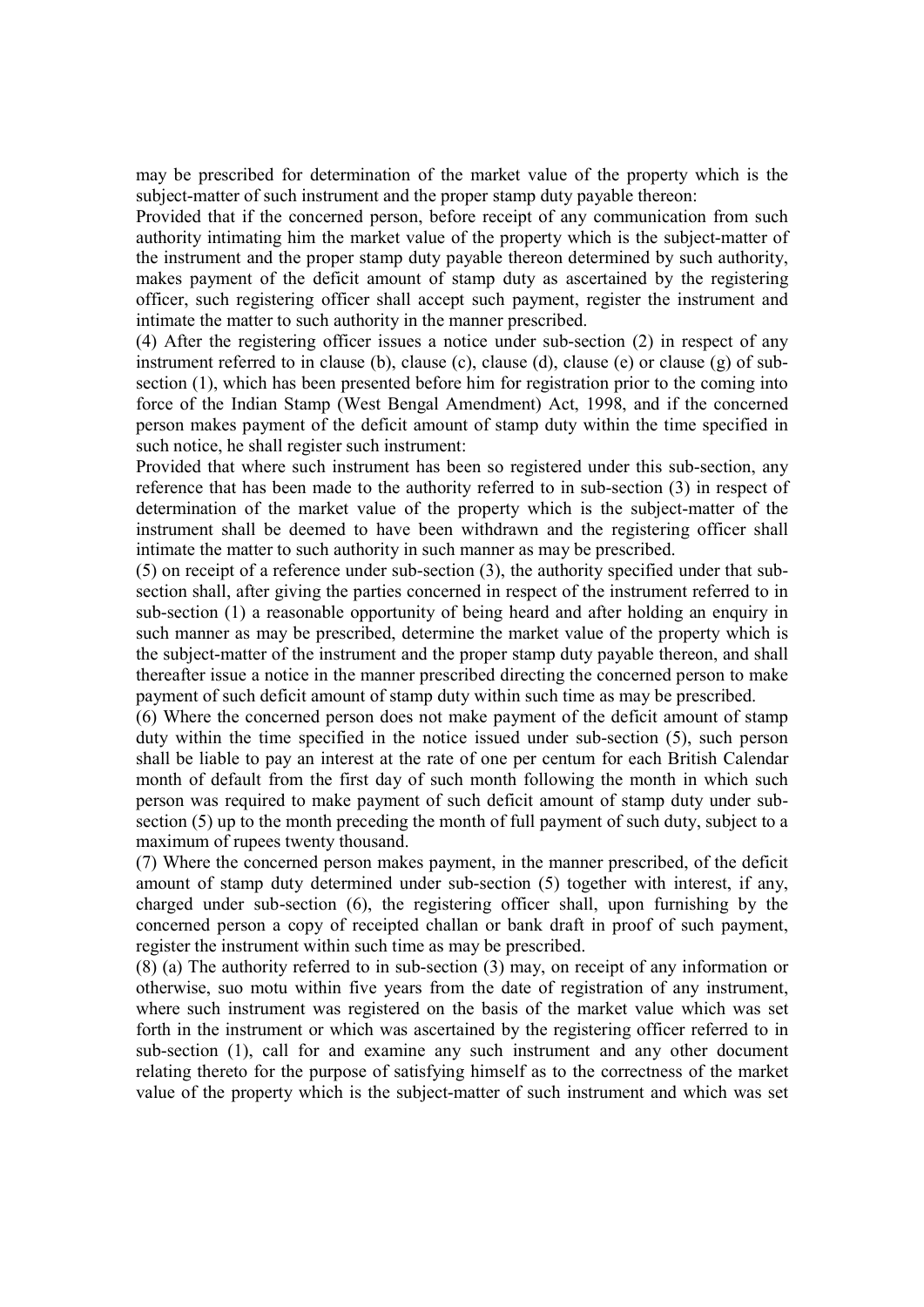may be prescribed for determination of the market value of the property which is the subject-matter of such instrument and the proper stamp duty payable thereon:

Provided that if the concerned person, before receipt of any communication from such authority intimating him the market value of the property which is the subject-matter of the instrument and the proper stamp duty payable thereon determined by such authority, makes payment of the deficit amount of stamp duty as ascertained by the registering officer, such registering officer shall accept such payment, register the instrument and intimate the matter to such authority in the manner prescribed.

(4) After the registering officer issues a notice under sub-section (2) in respect of any instrument referred to in clause (b), clause (c), clause (d), clause (e) or clause (g) of sub-section (1), which has been presented before him for registration prior to the coming into force of the Indian Stamp (West Bengal Amendment) Act, 1998, and if the concerned person makes payment of the deficit amount of stamp duty within the time specified in such notice, he shall register such instrument:

Provided that where such instrument has been so registered under this sub-section, any reference that has been made to the authority referred to in sub-section (3) in respect of determination of the market value of the property which is the subject-matter of the instrument shall be deemed to have been withdrawn and the registering officer shall intimate the matter to such authority in such manner as may be prescribed.

(5) on receipt of a reference under sub-section (3), the authority specified under that sub-section shall, after giving the parties concerned in respect of the instrument referred to in sub-section (1) a reasonable opportunity of being heard and after holding an enquiry in such manner as may be prescribed, determine the market value of the property which is the subject-matter of the instrument and the proper stamp duty payable thereon, and shall thereafter issue a notice in the manner prescribed directing the concerned person to make payment of such deficit amount of stamp duty within such time as may be prescribed.

(6) Where the concerned person does not make payment of the deficit amount of stamp duty within the time specified in the notice issued under sub-section (5), such person shall be liable to pay an interest at the rate of one per centum for each British Calendar month of default from the first day of such month following the month in which such person was required to make payment of such deficit amount of stamp duty under sub-section (5) up to the month preceding the month of full payment of such duty, subject to a maximum of rupees twenty thousand.

(7) Where the concerned person makes payment, in the manner prescribed, of the deficit amount of stamp duty determined under sub-section (5) together with interest, if any, charged under sub-section (6), the registering officer shall, upon furnishing by the concerned person a copy of receipted challan or bank draft in proof of such payment, register the instrument within such time as may be prescribed.

(8) (a) The authority referred to in sub-section (3) may, on receipt of any information or otherwise, suo motu within five years from the date of registration of any instrument, where such instrument was registered on the basis of the market value which was set forth in the instrument or which was ascertained by the registering officer referred to in sub-section (1), call for and examine any such instrument and any other document relating thereto for the purpose of satisfying himself as to the correctness of the market value of the property which is the subject-matter of such instrument and which was set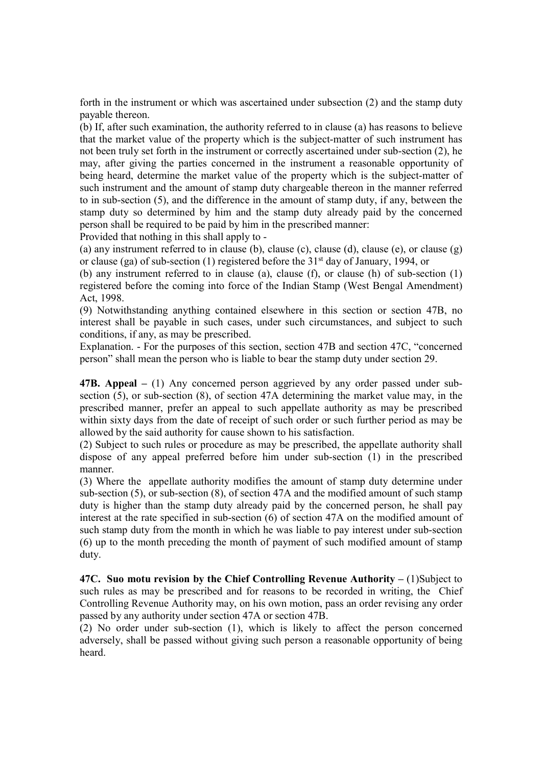forth in the instrument or which was ascertained under subsection (2) and the stamp duty payable thereon.

(b) If, after such examination, the authority referred to in clause (a) has reasons to believe that the market value of the property which is the subject-matter of such instrument has not been truly set forth in the instrument or correctly ascertained under sub-section (2), he may, after giving the parties concerned in the instrument a reasonable opportunity of being heard, determine the market value of the property which is the subject-matter of such instrument and the amount of stamp duty chargeable thereon in the manner referred to in sub-section (5), and the difference in the amount of stamp duty, if any, between the stamp duty so determined by him and the stamp duty already paid by the concerned person shall be required to be paid by him in the prescribed manner:

Provided that nothing in this shall apply to -

(a) any instrument referred to in clause (b), clause (c), clause (d), clause (e), or clause (g) or clause (ga) of sub-section (1) registered before the 31st day of January, 1994, or

(b) any instrument referred to in clause (a), clause (f), or clause (h) of sub-section (1) registered before the coming into force of the Indian Stamp (West Bengal Amendment) Act, 1998.

(9) Notwithstanding anything contained elsewhere in this section or section 47B, no interest shall be payable in such cases, under such circumstances, and subject to such conditions, if any, as may be prescribed.

Explanation. - For the purposes of this section, section 47B and section 47C, "concerned person" shall mean the person who is liable to bear the stamp duty under section 29.

**47B. Appeal –** (1) Any concerned person aggrieved by any order passed under sub-section (5), or sub-section (8), of section 47A determining the market value may, in the prescribed manner, prefer an appeal to such appellate authority as may be prescribed within sixty days from the date of receipt of such order or such further period as may be allowed by the said authority for cause shown to his satisfaction.

(2) Subject to such rules or procedure as may be prescribed, the appellate authority shall dispose of any appeal preferred before him under sub-section (1) in the prescribed manner.

(3) Where the appellate authority modifies the amount of stamp duty determine under sub-section (5), or sub-section (8), of section 47A and the modified amount of such stamp duty is higher than the stamp duty already paid by the concerned person, he shall pay interest at the rate specified in sub-section (6) of section 47A on the modified amount of such stamp duty from the month in which he was liable to pay interest under sub-section (6) up to the month preceding the month of payment of such modified amount of stamp duty.

**47C. Suo motu revision by the Chief Controlling Revenue Authority –** (1)Subject to such rules as may be prescribed and for reasons to be recorded in writing, the Chief Controlling Revenue Authority may, on his own motion, pass an order revising any order passed by any authority under section 47A or section 47B.

(2) No order under sub-section (1), which is likely to affect the person concerned adversely, shall be passed without giving such person a reasonable opportunity of being heard.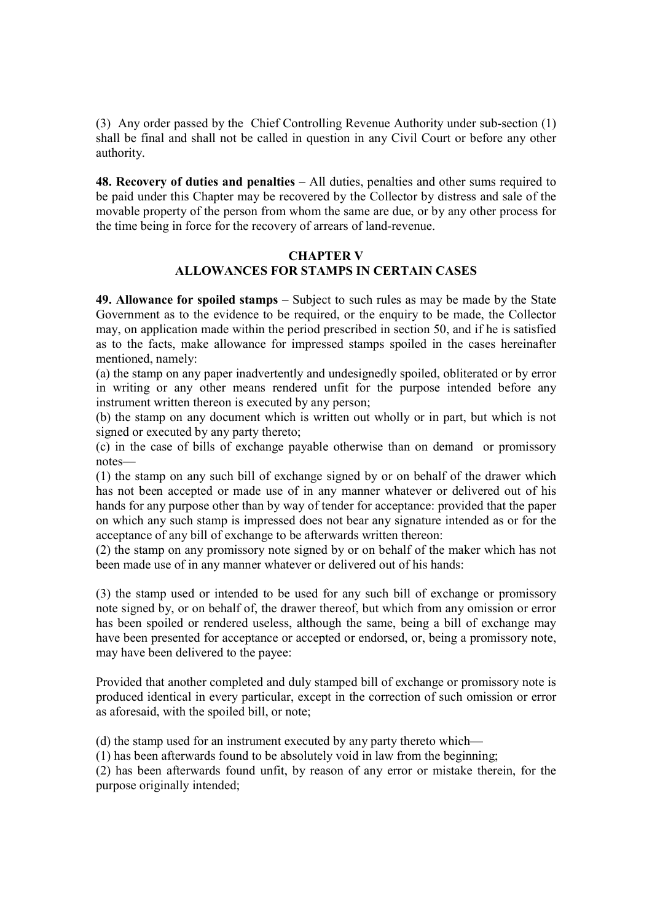(3) Any order passed by the Chief Controlling Revenue Authority under sub-section (1) shall be final and shall not be called in question in any Civil Court or before any other authority.

**48. Recovery of duties and penalties –** All duties, penalties and other sums required to be paid under this Chapter may be recovered by the Collector by distress and sale of the movable property of the person from whom the same are due, or by any other process for the time being in force for the recovery of arrears of land-revenue.

## CHAPTER V
## ALLOWANCES FOR STAMPS IN CERTAIN CASES

**49. Allowance for spoiled stamps –** Subject to such rules as may be made by the State Government as to the evidence to be required, or the enquiry to be made, the Collector may, on application made within the period prescribed in section 50, and if he is satisfied as to the facts, make allowance for impressed stamps spoiled in the cases hereinafter mentioned, namely:

(a) the stamp on any paper inadvertently and undesignedly spoiled, obliterated or by error in writing or any other means rendered unfit for the purpose intended before any instrument written thereon is executed by any person;

(b) the stamp on any document which is written out wholly or in part, but which is not signed or executed by any party thereto;

(c) in the case of bills of exchange payable otherwise than on demand or promissory notes—

(1) the stamp on any such bill of exchange signed by or on behalf of the drawer which has not been accepted or made use of in any manner whatever or delivered out of his hands for any purpose other than by way of tender for acceptance: provided that the paper on which any such stamp is impressed does not bear any signature intended as or for the acceptance of any bill of exchange to be afterwards written thereon:

(2) the stamp on any promissory note signed by or on behalf of the maker which has not been made use of in any manner whatever or delivered out of his hands:

(3) the stamp used or intended to be used for any such bill of exchange or promissory note signed by, or on behalf of, the drawer thereof, but which from any omission or error has been spoiled or rendered useless, although the same, being a bill of exchange may have been presented for acceptance or accepted or endorsed, or, being a promissory note, may have been delivered to the payee:

Provided that another completed and duly stamped bill of exchange or promissory note is produced identical in every particular, except in the correction of such omission or error as aforesaid, with the spoiled bill, or note;

(d) the stamp used for an instrument executed by any party thereto which—

(1) has been afterwards found to be absolutely void in law from the beginning;

(2) has been afterwards found unfit, by reason of any error or mistake therein, for the purpose originally intended;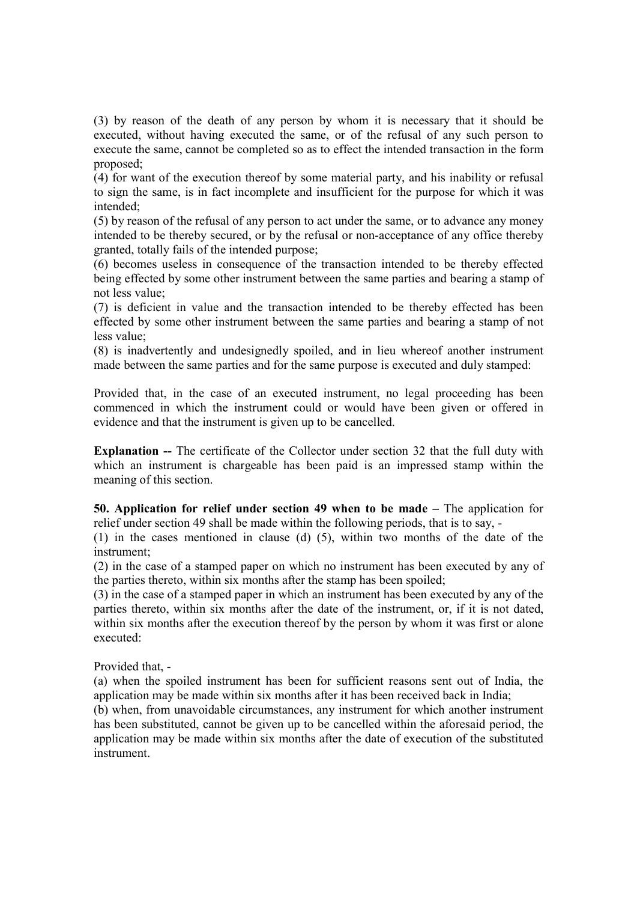(3) by reason of the death of any person by whom it is necessary that it should be executed, without having executed the same, or of the refusal of any such person to execute the same, cannot be completed so as to effect the intended transaction in the form proposed;

(4) for want of the execution thereof by some material party, and his inability or refusal to sign the same, is in fact incomplete and insufficient for the purpose for which it was intended;

(5) by reason of the refusal of any person to act under the same, or to advance any money intended to be thereby secured, or by the refusal or non-acceptance of any office thereby granted, totally fails of the intended purpose;

(6) becomes useless in consequence of the transaction intended to be thereby effected being effected by some other instrument between the same parties and bearing a stamp of not less value;

(7) is deficient in value and the transaction intended to be thereby effected has been effected by some other instrument between the same parties and bearing a stamp of not less value;

(8) is inadvertently and undesignedly spoiled, and in lieu whereof another instrument made between the same parties and for the same purpose is executed and duly stamped:

Provided that, in the case of an executed instrument, no legal proceeding has been commenced in which the instrument could or would have been given or offered in evidence and that the instrument is given up to be cancelled.

**Explanation --** The certificate of the Collector under section 32 that the full duty with which an instrument is chargeable has been paid is an impressed stamp within the meaning of this section.

**50. Application for relief under section 49 when to be made –** The application for relief under section 49 shall be made within the following periods, that is to say, -

(1) in the cases mentioned in clause (d) (5), within two months of the date of the instrument;

(2) in the case of a stamped paper on which no instrument has been executed by any of the parties thereto, within six months after the stamp has been spoiled;

(3) in the case of a stamped paper in which an instrument has been executed by any of the parties thereto, within six months after the date of the instrument, or, if it is not dated, within six months after the execution thereof by the person by whom it was first or alone executed:

Provided that, -

(a) when the spoiled instrument has been for sufficient reasons sent out of India, the application may be made within six months after it has been received back in India;

(b) when, from unavoidable circumstances, any instrument for which another instrument has been substituted, cannot be given up to be cancelled within the aforesaid period, the application may be made within six months after the date of execution of the substituted instrument.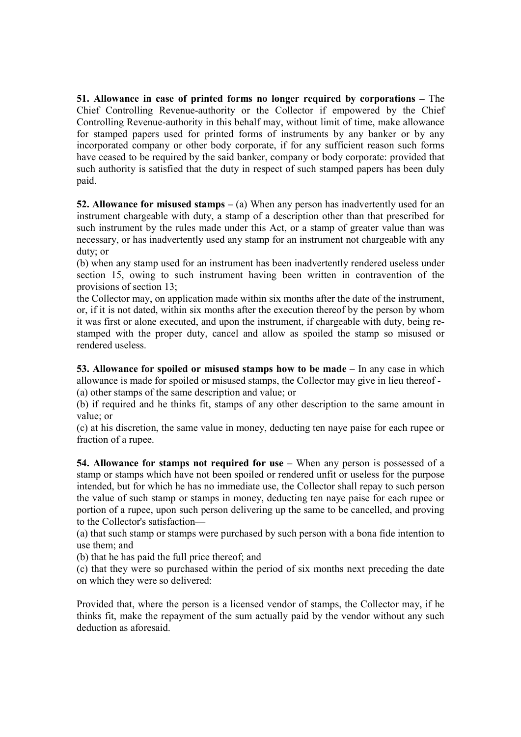**51. Allowance in case of printed forms no longer required by corporations –** The Chief Controlling Revenue-authority or the Collector if empowered by the Chief Controlling Revenue-authority in this behalf may, without limit of time, make allowance for stamped papers used for printed forms of instruments by any banker or by any incorporated company or other body corporate, if for any sufficient reason such forms have ceased to be required by the said banker, company or body corporate: provided that such authority is satisfied that the duty in respect of such stamped papers has been duly paid.

**52. Allowance for misused stamps –** (a) When any person has inadvertently used for an instrument chargeable with duty, a stamp of a description other than that prescribed for such instrument by the rules made under this Act, or a stamp of greater value than was necessary, or has inadvertently used any stamp for an instrument not chargeable with any duty; or

(b) when any stamp used for an instrument has been inadvertently rendered useless under section 15, owing to such instrument having been written in contravention of the provisions of section 13;

the Collector may, on application made within six months after the date of the instrument, or, if it is not dated, within six months after the execution thereof by the person by whom it was first or alone executed, and upon the instrument, if chargeable with duty, being re-stamped with the proper duty, cancel and allow as spoiled the stamp so misused or rendered useless.

**53. Allowance for spoiled or misused stamps how to be made –** In any case in which allowance is made for spoiled or misused stamps, the Collector may give in lieu thereof -

(a) other stamps of the same description and value; or

(b) if required and he thinks fit, stamps of any other description to the same amount in value; or

(c) at his discretion, the same value in money, deducting ten naye paise for each rupee or fraction of a rupee.

**54. Allowance for stamps not required for use –** When any person is possessed of a stamp or stamps which have not been spoiled or rendered unfit or useless for the purpose intended, but for which he has no immediate use, the Collector shall repay to such person the value of such stamp or stamps in money, deducting ten naye paise for each rupee or portion of a rupee, upon such person delivering up the same to be cancelled, and proving to the Collector's satisfaction—

(a) that such stamp or stamps were purchased by such person with a bona fide intention to use them; and

(b) that he has paid the full price thereof; and

(c) that they were so purchased within the period of six months next preceding the date on which they were so delivered:

Provided that, where the person is a licensed vendor of stamps, the Collector may, if he thinks fit, make the repayment of the sum actually paid by the vendor without any such deduction as aforesaid.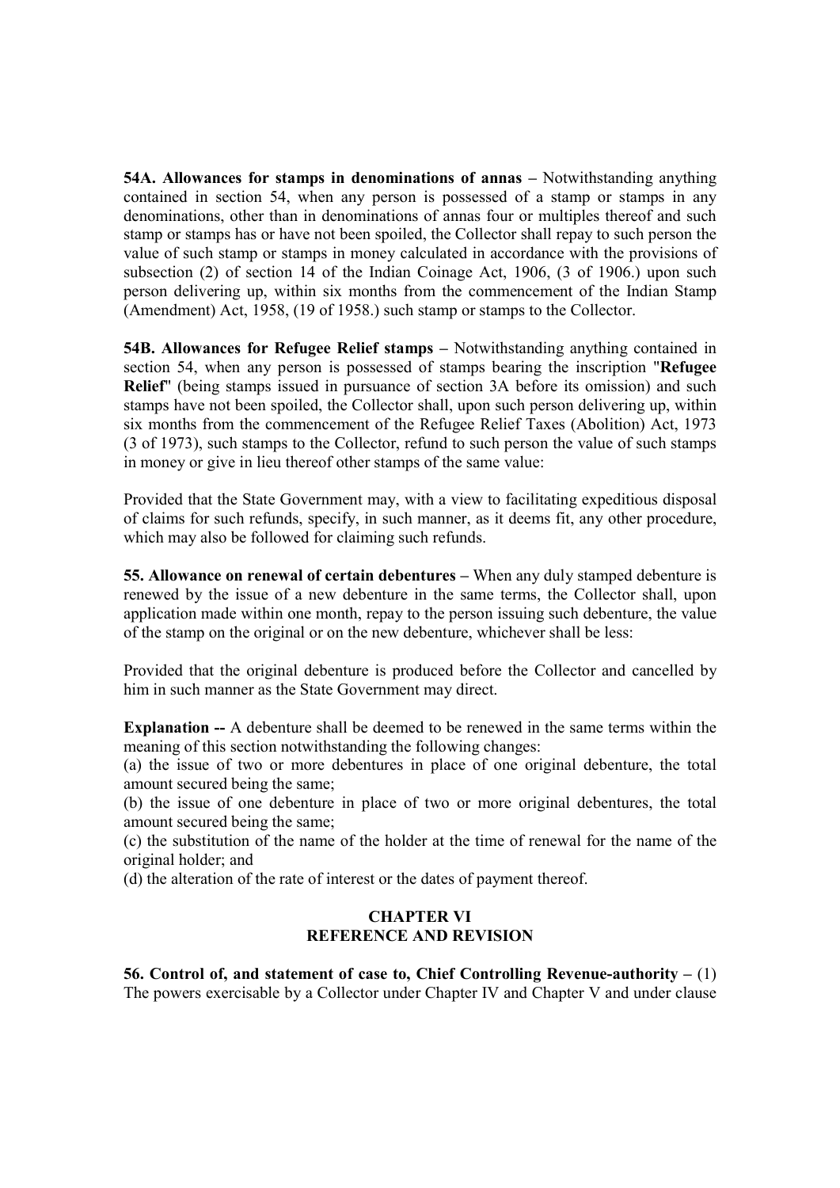**54A. Allowances for stamps in denominations of annas –** Notwithstanding anything contained in section 54, when any person is possessed of a stamp or stamps in any denominations, other than in denominations of annas four or multiples thereof and such stamp or stamps has or have not been spoiled, the Collector shall repay to such person the value of such stamp or stamps in money calculated in accordance with the provisions of subsection (2) of section 14 of the Indian Coinage Act, 1906, (3 of 1906.) upon such person delivering up, within six months from the commencement of the Indian Stamp (Amendment) Act, 1958, (19 of 1958.) such stamp or stamps to the Collector.

**54B. Allowances for Refugee Relief stamps –** Notwithstanding anything contained in section 54, when any person is possessed of stamps bearing the inscription "**Refugee Relief**" (being stamps issued in pursuance of section 3A before its omission) and such stamps have not been spoiled, the Collector shall, upon such person delivering up, within six months from the commencement of the Refugee Relief Taxes (Abolition) Act, 1973 (3 of 1973), such stamps to the Collector, refund to such person the value of such stamps in money or give in lieu thereof other stamps of the same value:

Provided that the State Government may, with a view to facilitating expeditious disposal of claims for such refunds, specify, in such manner, as it deems fit, any other procedure, which may also be followed for claiming such refunds.

**55. Allowance on renewal of certain debentures –** When any duly stamped debenture is renewed by the issue of a new debenture in the same terms, the Collector shall, upon application made within one month, repay to the person issuing such debenture, the value of the stamp on the original or on the new debenture, whichever shall be less:

Provided that the original debenture is produced before the Collector and cancelled by him in such manner as the State Government may direct.

**Explanation --** A debenture shall be deemed to be renewed in the same terms within the meaning of this section notwithstanding the following changes:

(a) the issue of two or more debentures in place of one original debenture, the total amount secured being the same;

(b) the issue of one debenture in place of two or more original debentures, the total amount secured being the same;

(c) the substitution of the name of the holder at the time of renewal for the name of the original holder; and

(d) the alteration of the rate of interest or the dates of payment thereof.

## CHAPTER VI
## REFERENCE AND REVISION

**56. Control of, and statement of case to, Chief Controlling Revenue-authority –** (1) The powers exercisable by a Collector under Chapter IV and Chapter V and under clause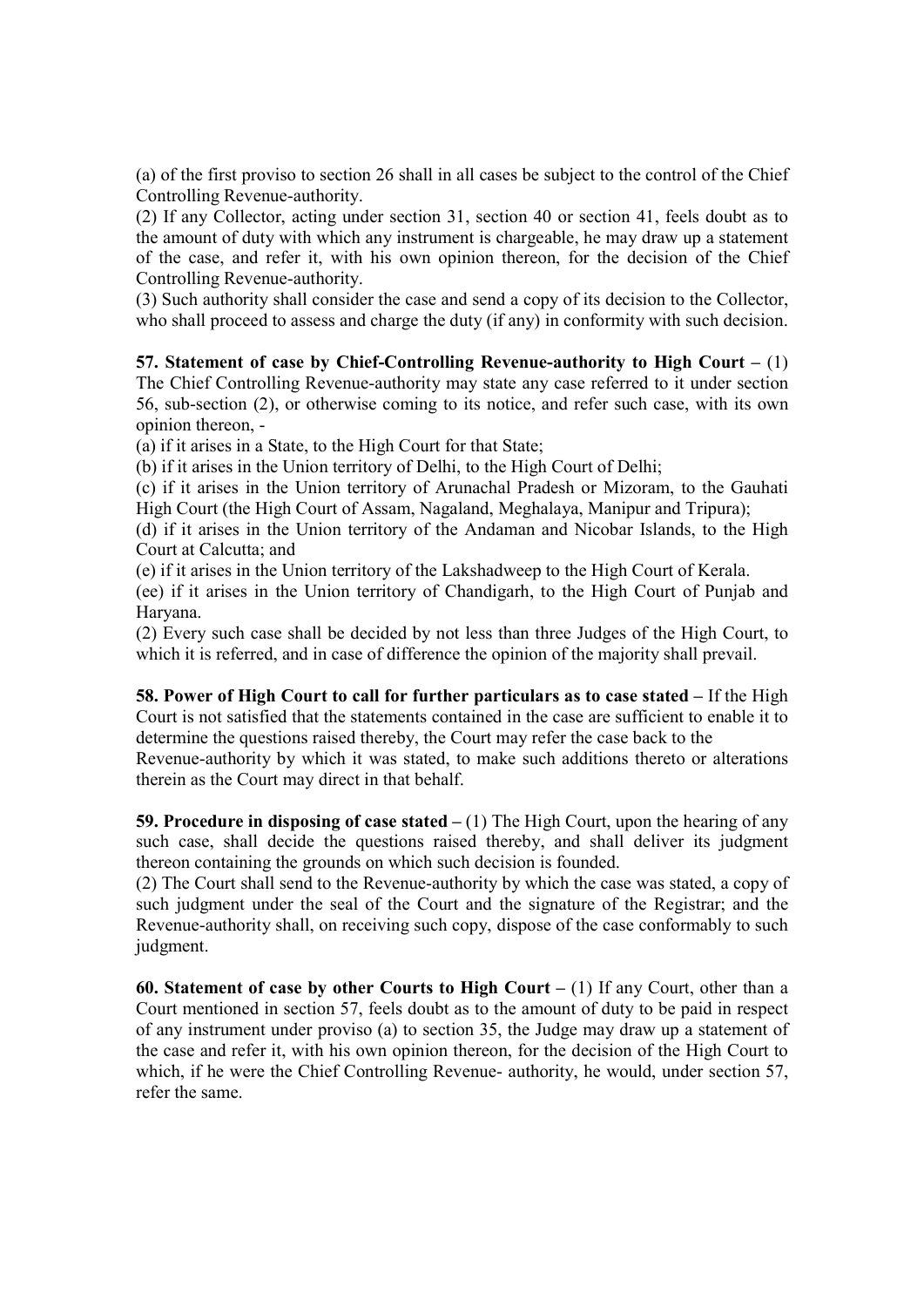(a) of the first proviso to section 26 shall in all cases be subject to the control of the Chief Controlling Revenue-authority.

(2) If any Collector, acting under section 31, section 40 or section 41, feels doubt as to the amount of duty with which any instrument is chargeable, he may draw up a statement of the case, and refer it, with his own opinion thereon, for the decision of the Chief Controlling Revenue-authority.

(3) Such authority shall consider the case and send a copy of its decision to the Collector, who shall proceed to assess and charge the duty (if any) in conformity with such decision.

**57. Statement of case by Chief-Controlling Revenue-authority to High Court –** (1) The Chief Controlling Revenue-authority may state any case referred to it under section 56, sub-section (2), or otherwise coming to its notice, and refer such case, with its own opinion thereon, -

(a) if it arises in a State, to the High Court for that State;

(b) if it arises in the Union territory of Delhi, to the High Court of Delhi;

(c) if it arises in the Union territory of Arunachal Pradesh or Mizoram, to the Gauhati High Court (the High Court of Assam, Nagaland, Meghalaya, Manipur and Tripura);

(d) if it arises in the Union territory of the Andaman and Nicobar Islands, to the High Court at Calcutta; and

(e) if it arises in the Union territory of the Lakshadweep to the High Court of Kerala.

(ee) if it arises in the Union territory of Chandigarh, to the High Court of Punjab and Haryana.

(2) Every such case shall be decided by not less than three Judges of the High Court, to which it is referred, and in case of difference the opinion of the majority shall prevail.

**58. Power of High Court to call for further particulars as to case stated –** If the High Court is not satisfied that the statements contained in the case are sufficient to enable it to determine the questions raised thereby, the Court may refer the case back to the Revenue-authority by which it was stated, to make such additions thereto or alterations therein as the Court may direct in that behalf.

**59. Procedure in disposing of case stated –** (1) The High Court, upon the hearing of any such case, shall decide the questions raised thereby, and shall deliver its judgment thereon containing the grounds on which such decision is founded.

(2) The Court shall send to the Revenue-authority by which the case was stated, a copy of such judgment under the seal of the Court and the signature of the Registrar; and the Revenue-authority shall, on receiving such copy, dispose of the case conformably to such judgment.

**60. Statement of case by other Courts to High Court –** (1) If any Court, other than a Court mentioned in section 57, feels doubt as to the amount of duty to be paid in respect of any instrument under proviso (a) to section 35, the Judge may draw up a statement of the case and refer it, with his own opinion thereon, for the decision of the High Court to which, if he were the Chief Controlling Revenue- authority, he would, under section 57, refer the same.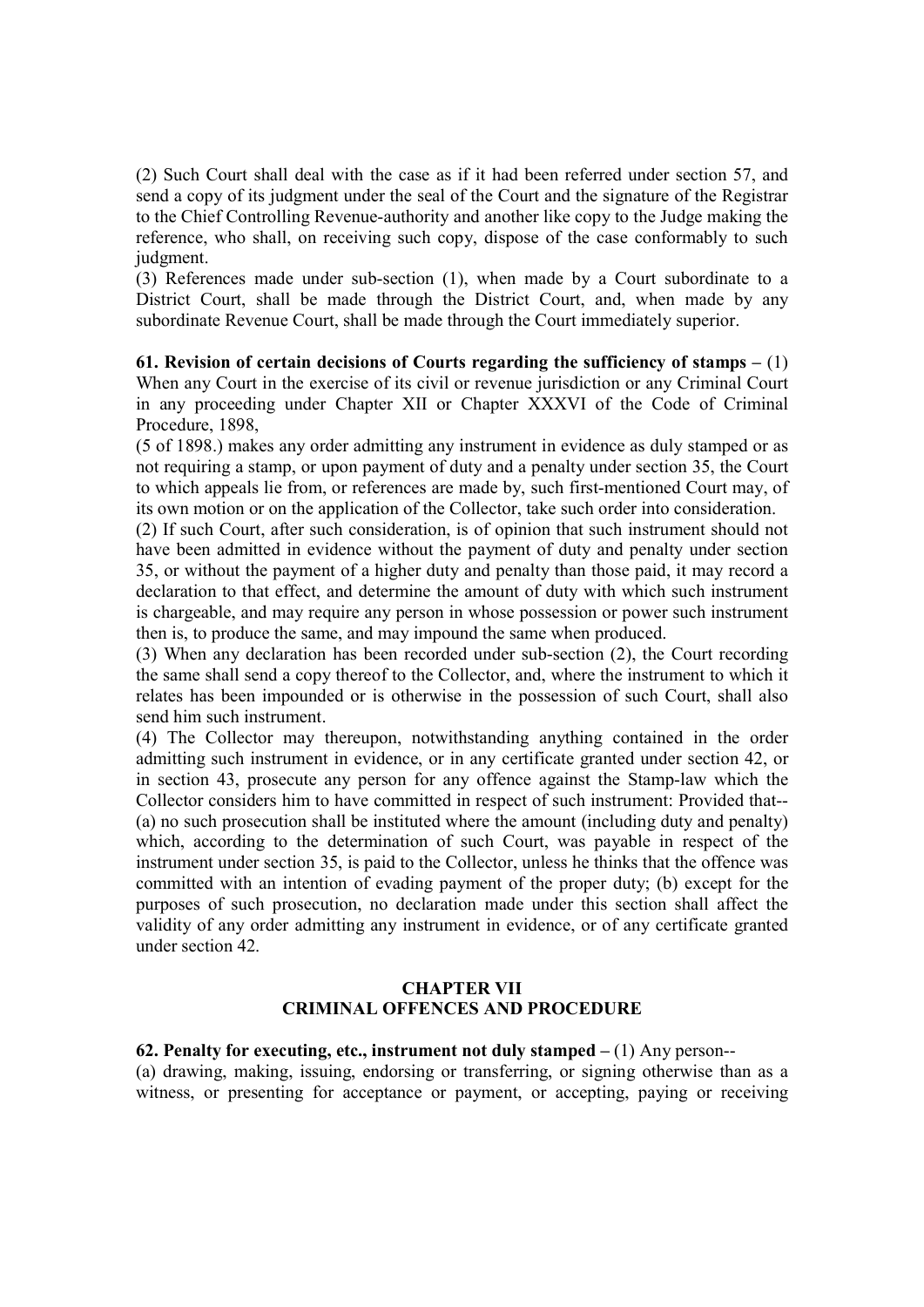(2) Such Court shall deal with the case as if it had been referred under section 57, and send a copy of its judgment under the seal of the Court and the signature of the Registrar to the Chief Controlling Revenue-authority and another like copy to the Judge making the reference, who shall, on receiving such copy, dispose of the case conformably to such judgment.

(3) References made under sub-section (1), when made by a Court subordinate to a District Court, shall be made through the District Court, and, when made by any subordinate Revenue Court, shall be made through the Court immediately superior.

**61. Revision of certain decisions of Courts regarding the sufficiency of stamps –** (1) When any Court in the exercise of its civil or revenue jurisdiction or any Criminal Court in any proceeding under Chapter XII or Chapter XXXVI of the Code of Criminal Procedure, 1898,

(5 of 1898.) makes any order admitting any instrument in evidence as duly stamped or as not requiring a stamp, or upon payment of duty and a penalty under section 35, the Court to which appeals lie from, or references are made by, such first-mentioned Court may, of its own motion or on the application of the Collector, take such order into consideration.

(2) If such Court, after such consideration, is of opinion that such instrument should not have been admitted in evidence without the payment of duty and penalty under section 35, or without the payment of a higher duty and penalty than those paid, it may record a declaration to that effect, and determine the amount of duty with which such instrument is chargeable, and may require any person in whose possession or power such instrument then is, to produce the same, and may impound the same when produced.

(3) When any declaration has been recorded under sub-section (2), the Court recording the same shall send a copy thereof to the Collector, and, where the instrument to which it relates has been impounded or is otherwise in the possession of such Court, shall also send him such instrument.

(4) The Collector may thereupon, notwithstanding anything contained in the order admitting such instrument in evidence, or in any certificate granted under section 42, or in section 43, prosecute any person for any offence against the Stamp-law which the Collector considers him to have committed in respect of such instrument: Provided that-- (a) no such prosecution shall be instituted where the amount (including duty and penalty) which, according to the determination of such Court, was payable in respect of the instrument under section 35, is paid to the Collector, unless he thinks that the offence was committed with an intention of evading payment of the proper duty; (b) except for the purposes of such prosecution, no declaration made under this section shall affect the validity of any order admitting any instrument in evidence, or of any certificate granted under section 42.

## CHAPTER VII
## CRIMINAL OFFENCES AND PROCEDURE

**62. Penalty for executing, etc., instrument not duly stamped –** (1) Any person--

(a) drawing, making, issuing, endorsing or transferring, or signing otherwise than as a witness, or presenting for acceptance or payment, or accepting, paying or receiving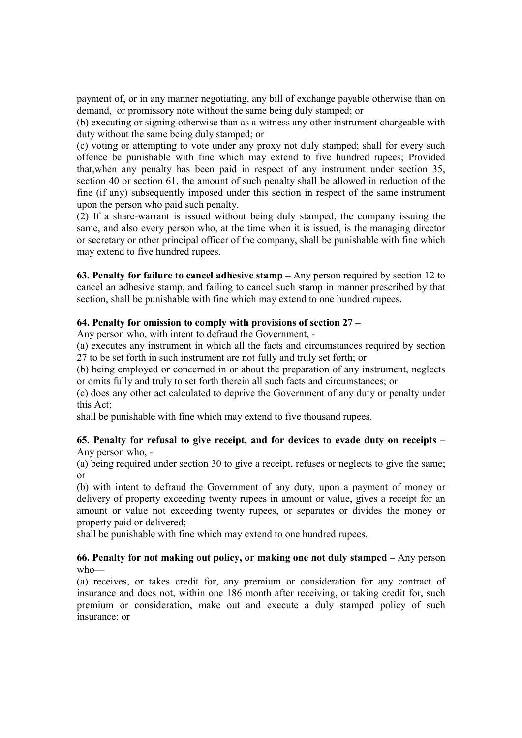payment of, or in any manner negotiating, any bill of exchange payable otherwise than on demand, or promissory note without the same being duly stamped; or

(b) executing or signing otherwise than as a witness any other instrument chargeable with duty without the same being duly stamped; or

(c) voting or attempting to vote under any proxy not duly stamped; shall for every such offence be punishable with fine which may extend to five hundred rupees; Provided that,when any penalty has been paid in respect of any instrument under section 35, section 40 or section 61, the amount of such penalty shall be allowed in reduction of the fine (if any) subsequently imposed under this section in respect of the same instrument upon the person who paid such penalty.

(2) If a share-warrant is issued without being duly stamped, the company issuing the same, and also every person who, at the time when it is issued, is the managing director or secretary or other principal officer of the company, shall be punishable with fine which may extend to five hundred rupees.

**63. Penalty for failure to cancel adhesive stamp –** Any person required by section 12 to cancel an adhesive stamp, and failing to cancel such stamp in manner prescribed by that section, shall be punishable with fine which may extend to one hundred rupees.

**64. Penalty for omission to comply with provisions of section 27 –**

Any person who, with intent to defraud the Government, -

(a) executes any instrument in which all the facts and circumstances required by section 27 to be set forth in such instrument are not fully and truly set forth; or

(b) being employed or concerned in or about the preparation of any instrument, neglects or omits fully and truly to set forth therein all such facts and circumstances; or

(c) does any other act calculated to deprive the Government of any duty or penalty under this Act;

shall be punishable with fine which may extend to five thousand rupees.

**65. Penalty for refusal to give receipt, and for devices to evade duty on receipts –** Any person who, -

(a) being required under section 30 to give a receipt, refuses or neglects to give the same; or

(b) with intent to defraud the Government of any duty, upon a payment of money or delivery of property exceeding twenty rupees in amount or value, gives a receipt for an amount or value not exceeding twenty rupees, or separates or divides the money or property paid or delivered;

shall be punishable with fine which may extend to one hundred rupees.

**66. Penalty for not making out policy, or making one not duly stamped –** Any person who—

(a) receives, or takes credit for, any premium or consideration for any contract of insurance and does not, within one 186 month after receiving, or taking credit for, such premium or consideration, make out and execute a duly stamped policy of such insurance; or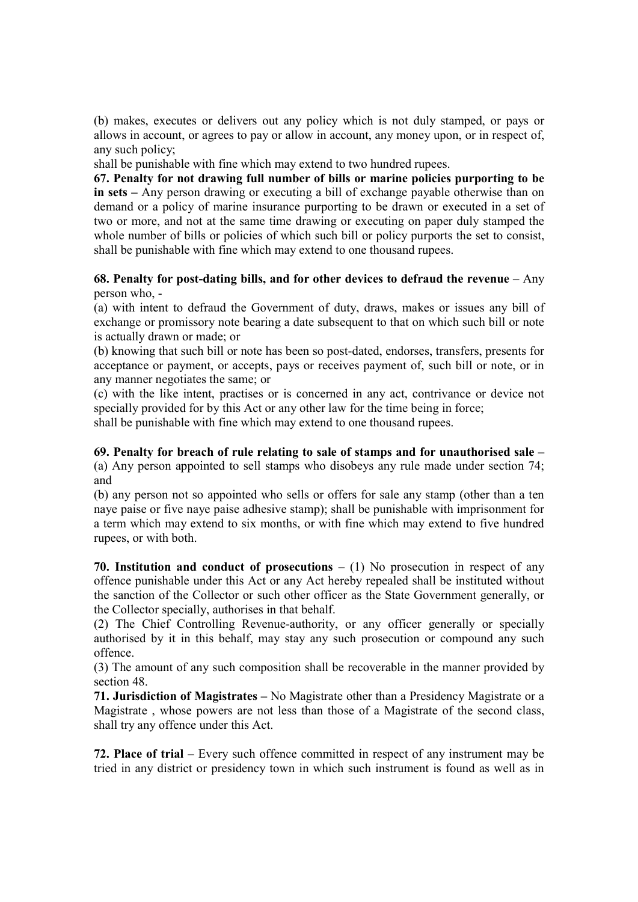(b) makes, executes or delivers out any policy which is not duly stamped, or pays or allows in account, or agrees to pay or allow in account, any money upon, or in respect of, any such policy;

shall be punishable with fine which may extend to two hundred rupees.

**67. Penalty for not drawing full number of bills or marine policies purporting to be in sets –** Any person drawing or executing a bill of exchange payable otherwise than on demand or a policy of marine insurance purporting to be drawn or executed in a set of two or more, and not at the same time drawing or executing on paper duly stamped the whole number of bills or policies of which such bill or policy purports the set to consist, shall be punishable with fine which may extend to one thousand rupees.

**68. Penalty for post-dating bills, and for other devices to defraud the revenue –** Any person who, -

(a) with intent to defraud the Government of duty, draws, makes or issues any bill of exchange or promissory note bearing a date subsequent to that on which such bill or note is actually drawn or made; or

(b) knowing that such bill or note has been so post-dated, endorses, transfers, presents for acceptance or payment, or accepts, pays or receives payment of, such bill or note, or in any manner negotiates the same; or

(c) with the like intent, practises or is concerned in any act, contrivance or device not specially provided for by this Act or any other law for the time being in force;

shall be punishable with fine which may extend to one thousand rupees.

**69. Penalty for breach of rule relating to sale of stamps and for unauthorised sale –**

(a) Any person appointed to sell stamps who disobeys any rule made under section 74; and

(b) any person not so appointed who sells or offers for sale any stamp (other than a ten naye paise or five naye paise adhesive stamp); shall be punishable with imprisonment for a term which may extend to six months, or with fine which may extend to five hundred rupees, or with both.

**70. Institution and conduct of prosecutions –** (1) No prosecution in respect of any offence punishable under this Act or any Act hereby repealed shall be instituted without the sanction of the Collector or such other officer as the State Government generally, or the Collector specially, authorises in that behalf.

(2) The Chief Controlling Revenue-authority, or any officer generally or specially authorised by it in this behalf, may stay any such prosecution or compound any such offence.

(3) The amount of any such composition shall be recoverable in the manner provided by section 48.

**71. Jurisdiction of Magistrates –** No Magistrate other than a Presidency Magistrate or a Magistrate , whose powers are not less than those of a Magistrate of the second class, shall try any offence under this Act.

**72. Place of trial –** Every such offence committed in respect of any instrument may be tried in any district or presidency town in which such instrument is found as well as in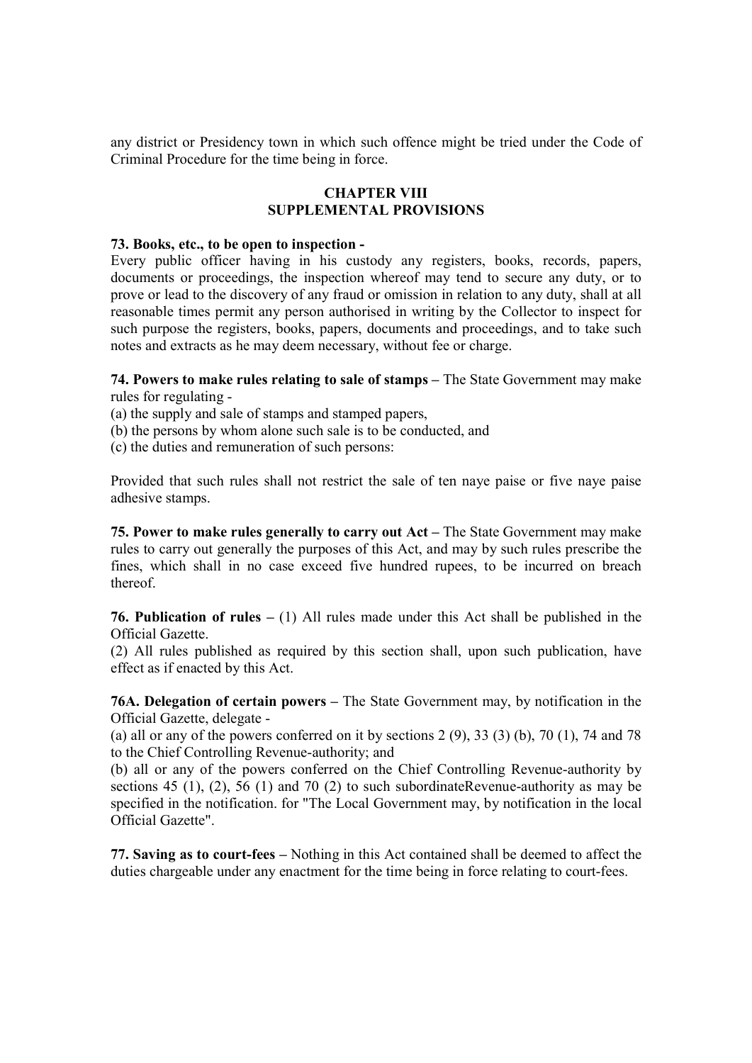any district or Presidency town in which such offence might be tried under the Code of Criminal Procedure for the time being in force.

## CHAPTER VIII
## SUPPLEMENTAL PROVISIONS

**73. Books, etc., to be open to inspection -**
Every public officer having in his custody any registers, books, records, papers, documents or proceedings, the inspection whereof may tend to secure any duty, or to prove or lead to the discovery of any fraud or omission in relation to any duty, shall at all reasonable times permit any person authorised in writing by the Collector to inspect for such purpose the registers, books, papers, documents and proceedings, and to take such notes and extracts as he may deem necessary, without fee or charge.

**74. Powers to make rules relating to sale of stamps –** The State Government may make rules for regulating -
(a) the supply and sale of stamps and stamped papers,
(b) the persons by whom alone such sale is to be conducted, and
(c) the duties and remuneration of such persons:

Provided that such rules shall not restrict the sale of ten naye paise or five naye paise adhesive stamps.

**75. Power to make rules generally to carry out Act –** The State Government may make rules to carry out generally the purposes of this Act, and may by such rules prescribe the fines, which shall in no case exceed five hundred rupees, to be incurred on breach thereof.

**76. Publication of rules –** (1) All rules made under this Act shall be published in the Official Gazette.
(2) All rules published as required by this section shall, upon such publication, have effect as if enacted by this Act.

**76A. Delegation of certain powers –** The State Government may, by notification in the Official Gazette, delegate -
(a) all or any of the powers conferred on it by sections 2 (9), 33 (3) (b), 70 (1), 74 and 78 to the Chief Controlling Revenue-authority; and
(b) all or any of the powers conferred on the Chief Controlling Revenue-authority by sections 45 (1), (2), 56 (1) and 70 (2) to such subordinateRevenue-authority as may be specified in the notification. for "The Local Government may, by notification in the local Official Gazette".

**77. Saving as to court-fees –** Nothing in this Act contained shall be deemed to affect the duties chargeable under any enactment for the time being in force relating to court-fees.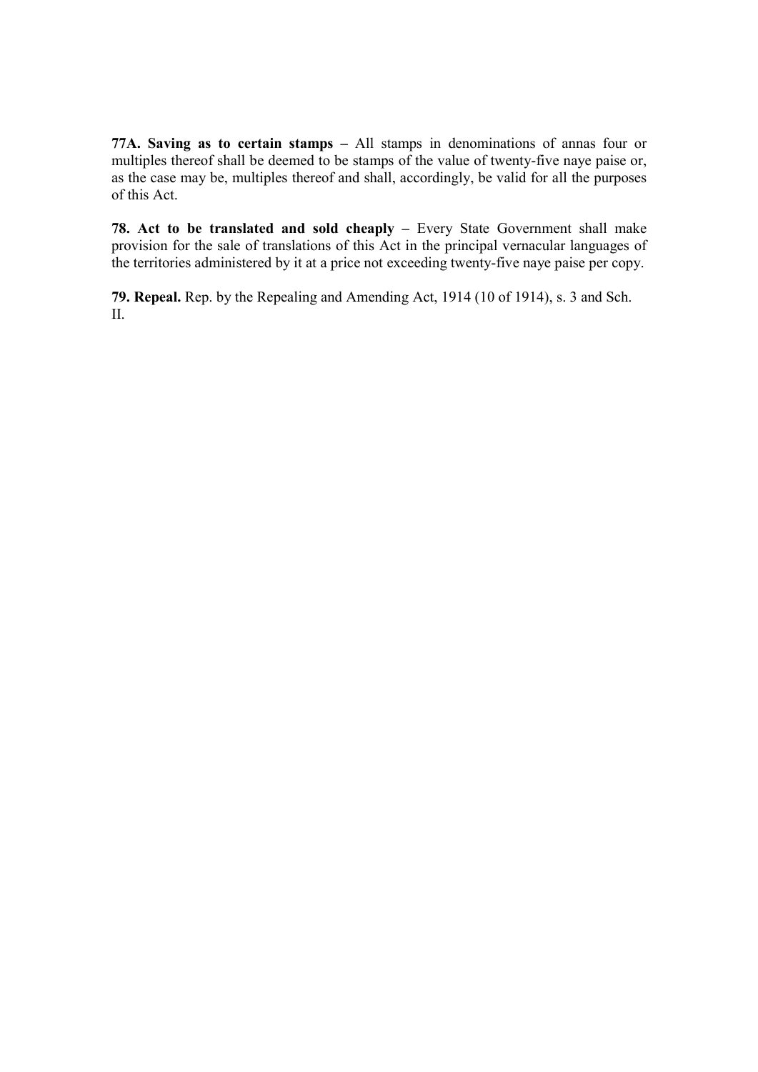**77A. Saving as to certain stamps –** All stamps in denominations of annas four or multiples thereof shall be deemed to be stamps of the value of twenty-five naye paise or, as the case may be, multiples thereof and shall, accordingly, be valid for all the purposes of this Act.

**78. Act to be translated and sold cheaply –** Every State Government shall make provision for the sale of translations of this Act in the principal vernacular languages of the territories administered by it at a price not exceeding twenty-five naye paise per copy.

**79. Repeal.** Rep. by the Repealing and Amending Act, 1914 (10 of 1914), s. 3 and Sch. II.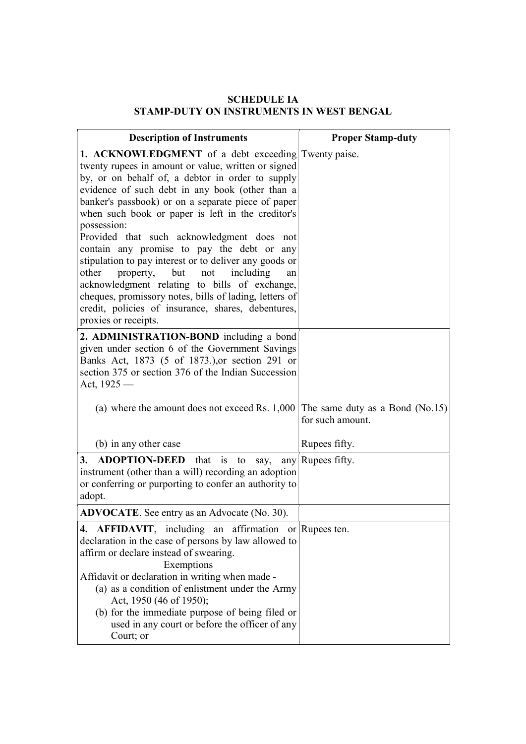## SCHEDULE IA
## STAMP-DUTY ON INSTRUMENTS IN WEST BENGAL

| Description of Instruments | Proper Stamp-duty |
|---|---|
| **1. ACKNOWLEDGMENT** of a debt exceeding twenty rupees in amount or value, written or signed by, or on behalf of, a debtor in order to supply evidence of such debt in any book (other than a banker's passbook) or on a separate piece of paper when such book or paper is left in the creditor's possession:<br>Provided that such acknowledgment does not contain any promise to pay the debt or any stipulation to pay interest or to deliver any goods or other property, but not including an acknowledgment relating to bills of exchange, cheques, promissory notes, bills of lading, letters of credit, policies of insurance, shares, debentures, proxies or receipts. | Twenty paise. |
| **2. ADMINISTRATION-BOND** including a bond given under section 6 of the Government Savings Banks Act, 1873 (5 of 1873.),or section 291 or section 375 or section 376 of the Indian Succession Act, 1925 — | |
| (a) where the amount does not exceed Rs. 1,000 | The same duty as a Bond (No.15) for such amount. |
| (b) in any other case | Rupees fifty. |
| **3. ADOPTION-DEED** that is to say, any instrument (other than a will) recording an adoption or conferring or purporting to confer an authority to adopt. | Rupees fifty. |
| **ADVOCATE**. See entry as an Advocate (No. 30). | |
| **4. AFFIDAVIT**, including an affirmation or declaration in the case of persons by law allowed to affirm or declare instead of swearing.<br>Exemptions<br>Affidavit or declaration in writing when made -<br>(a) as a condition of enlistment under the Army Act, 1950 (46 of 1950);<br>(b) for the immediate purpose of being filed or used in any court or before the officer of any Court; or | Rupees ten. |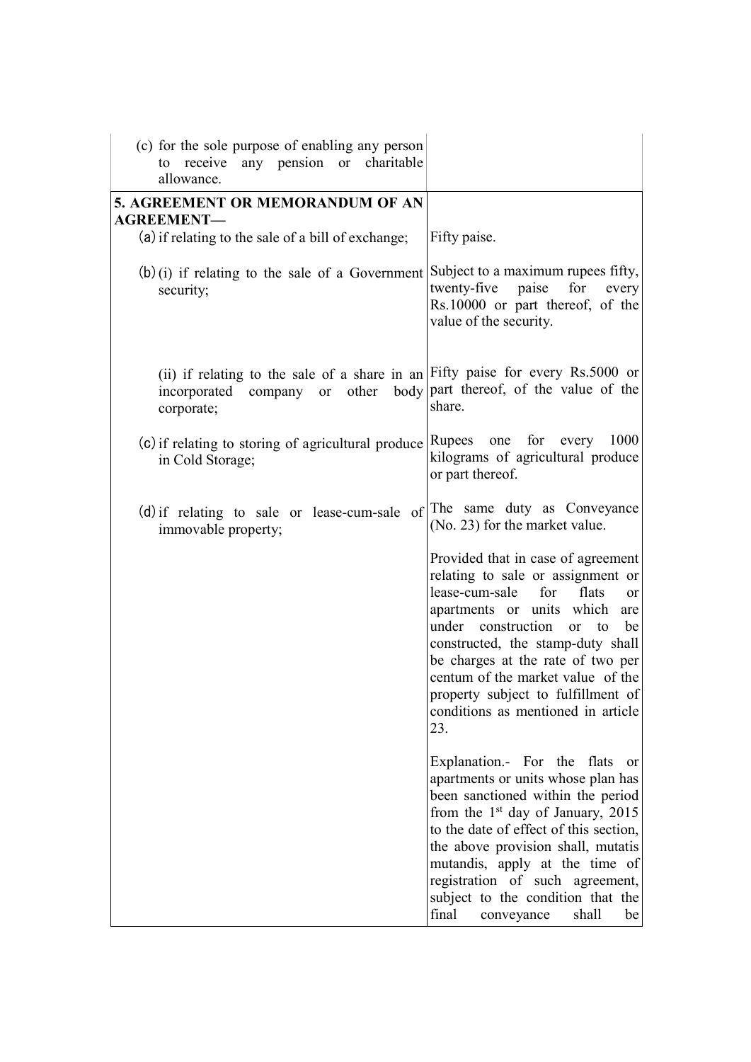| | |
|---|---|
| (c) for the sole purpose of enabling any person to receive any pension or charitable allowance. | |
| **5. AGREEMENT OR MEMORANDUM OF AN AGREEMENT—** | |
| (a) if relating to the sale of a bill of exchange; | Fifty paise. |
| (b) (i) if relating to the sale of a Government security; | Subject to a maximum rupees fifty, twenty-five paise for every Rs.10000 or part thereof, of the value of the security. |
| (ii) if relating to the sale of a share in an incorporated company or other body corporate; | Fifty paise for every Rs.5000 or part thereof, of the value of the share. |
| (c) if relating to storing of agricultural produce in Cold Storage; | Rupees one for every 1000 kilograms of agricultural produce or part thereof. |
| (d) if relating to sale or lease-cum-sale of immovable property; | The same duty as Conveyance (No. 23) for the market value.<br><br>Provided that in case of agreement relating to sale or assignment or lease-cum-sale for flats or apartments or units which are under construction or to be constructed, the stamp-duty shall be charges at the rate of two per centum of the market value of the property subject to fulfillment of conditions as mentioned in article 23.<br><br>Explanation.- For the flats or apartments or units whose plan has been sanctioned within the period from the 1st day of January, 2015 to the date of effect of this section, the above provision shall, mutatis mutandis, apply at the time of registration of such agreement, subject to the condition that the final conveyance shall be |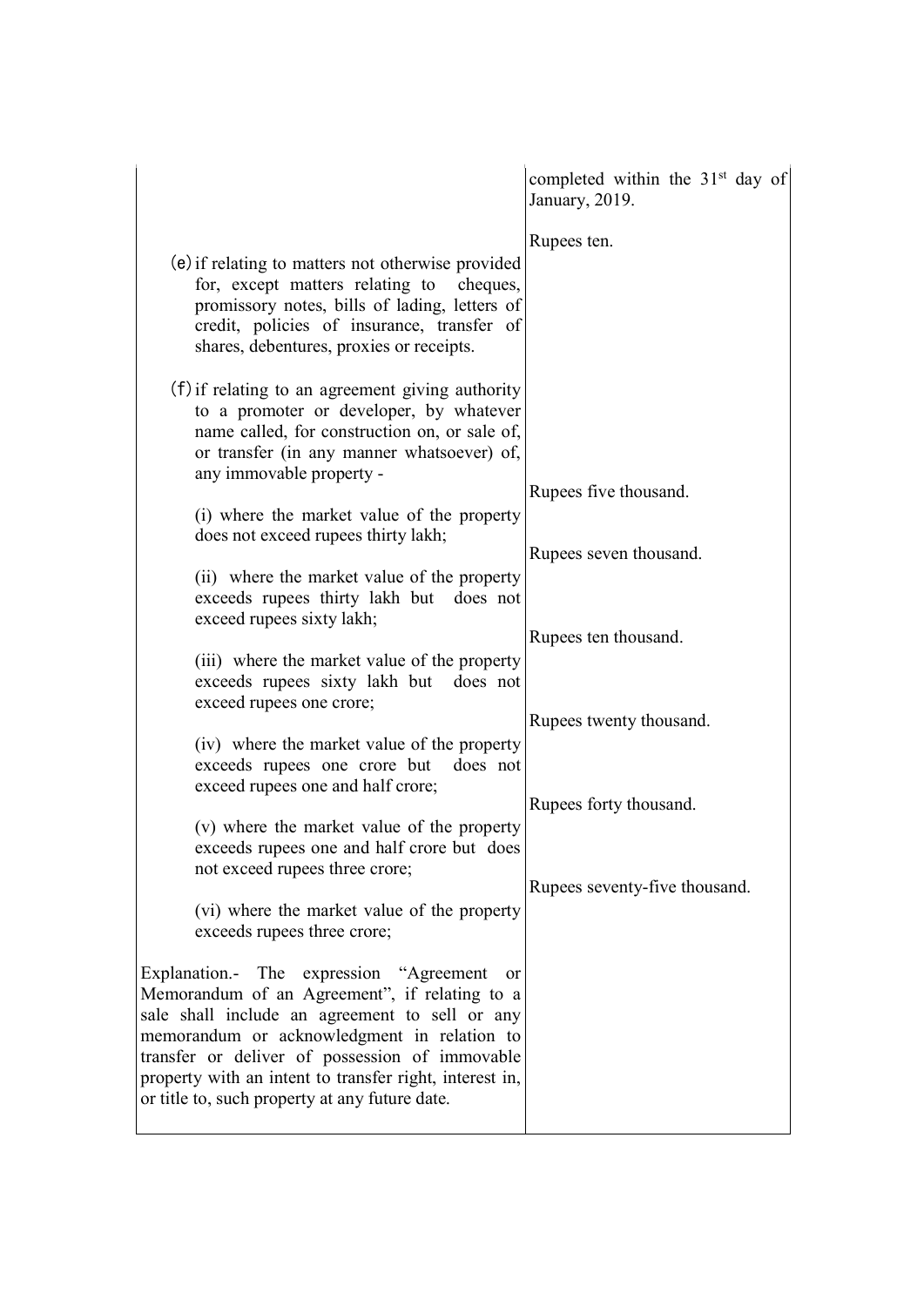| | |
|---|---|
| | completed within the 31st day of January, 2019. |
| (e) if relating to matters not otherwise provided for, except matters relating to cheques, promissory notes, bills of lading, letters of credit, policies of insurance, transfer of shares, debentures, proxies or receipts. | Rupees ten. |
| (f) if relating to an agreement giving authority to a promoter or developer, by whatever name called, for construction on, or sale of, or transfer (in any manner whatsoever) of, any immovable property - | |
| (i) where the market value of the property does not exceed rupees thirty lakh; | Rupees five thousand. |
| (ii) where the market value of the property exceeds rupees thirty lakh but does not exceed rupees sixty lakh; | Rupees seven thousand. |
| (iii) where the market value of the property exceeds rupees sixty lakh but does not exceed rupees one crore; | Rupees ten thousand. |
| (iv) where the market value of the property exceeds rupees one crore but does not exceed rupees one and half crore; | Rupees twenty thousand. |
| (v) where the market value of the property exceeds rupees one and half crore but does not exceed rupees three crore; | Rupees forty thousand. |
| (vi) where the market value of the property exceeds rupees three crore; | Rupees seventy-five thousand. |
| Explanation.- The expression "Agreement or Memorandum of an Agreement", if relating to a sale shall include an agreement to sell or any memorandum or acknowledgment in relation to transfer or deliver of possession of immovable property with an intent to transfer right, interest in, or title to, such property at any future date. | |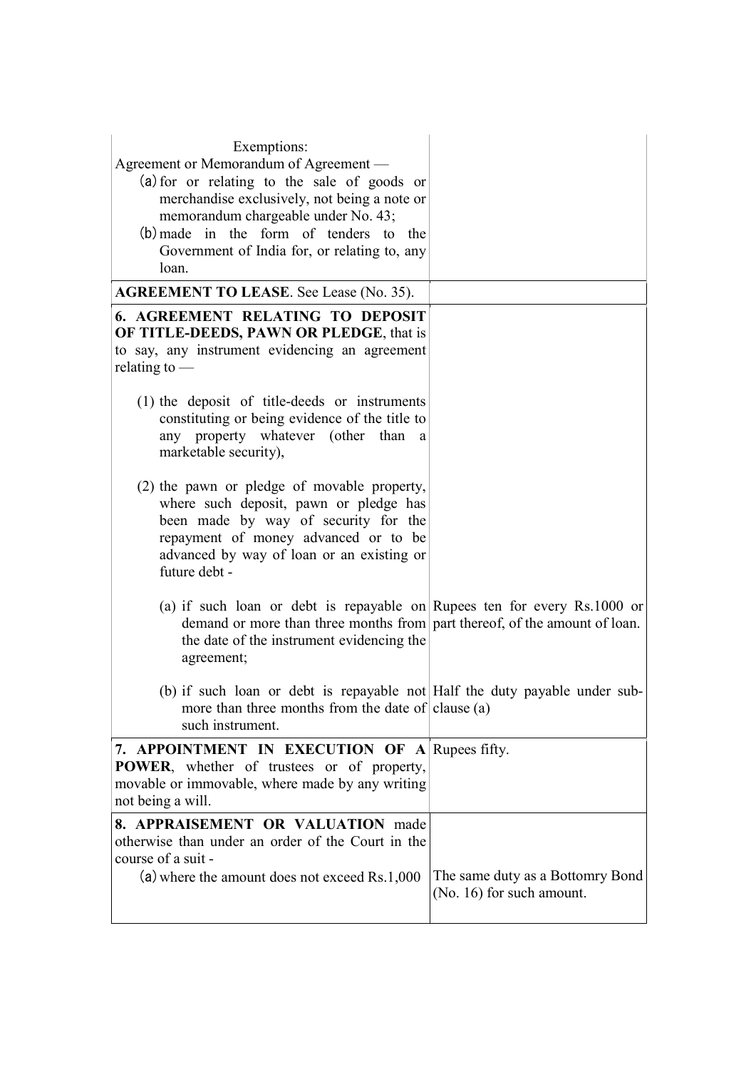| | |
|---|---|
| Exemptions:<br>Agreement or Memorandum of Agreement —<br>(a) for or relating to the sale of goods or merchandise exclusively, not being a note or memorandum chargeable under No. 43;<br>(b) made in the form of tenders to the Government of India for, or relating to, any loan. | |
| **AGREEMENT TO LEASE**. See Lease (No. 35). | |
| **6. AGREEMENT RELATING TO DEPOSIT OF TITLE-DEEDS, PAWN OR PLEDGE**, that is to say, any instrument evidencing an agreement relating to —<br><br>(1) the deposit of title-deeds or instruments constituting or being evidence of the title to any property whatever (other than a marketable security),<br><br>(2) the pawn or pledge of movable property, where such deposit, pawn or pledge has been made by way of security for the repayment of money advanced or to be advanced by way of loan or an existing or future debt - | |
| (a) if such loan or debt is repayable on demand or more than three months from the date of the instrument evidencing the agreement; | Rupees ten for every Rs.1000 or part thereof, of the amount of loan. |
| (b) if such loan or debt is repayable not more than three months from the date of such instrument. | Half the duty payable under sub-clause (a) |
| **7. APPOINTMENT IN EXECUTION OF A POWER**, whether of trustees or of property, movable or immovable, where made by any writing not being a will. | Rupees fifty. |
| **8. APPRAISEMENT OR VALUATION** made otherwise than under an order of the Court in the course of a suit -<br>(a) where the amount does not exceed Rs.1,000 | The same duty as a Bottomry Bond (No. 16) for such amount. |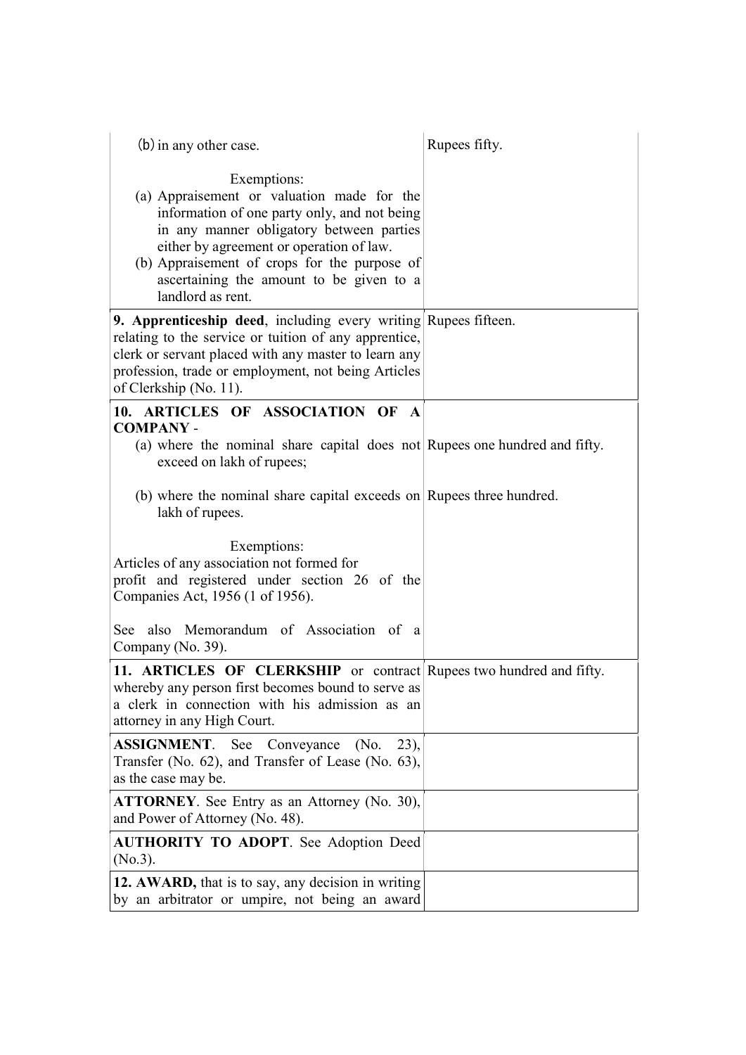| | |
|---|---|
| (b) in any other case.<br><br>Exemptions:<br>(a) Appraisement or valuation made for the information of one party only, and not being in any manner obligatory between parties either by agreement or operation of law.<br>(b) Appraisement of crops for the purpose of ascertaining the amount to be given to a landlord as rent. | Rupees fifty. |
| **9. Apprenticeship deed**, including every writing relating to the service or tuition of any apprentice, clerk or servant placed with any master to learn any profession, trade or employment, not being Articles of Clerkship (No. 11). | Rupees fifteen. |
| **10. ARTICLES OF ASSOCIATION OF A COMPANY** -<br>(a) where the nominal share capital does not exceed on lakh of rupees; | Rupees one hundred and fifty. |
| (b) where the nominal share capital exceeds on lakh of rupees.<br><br>Exemptions:<br>Articles of any association not formed for profit and registered under section 26 of the Companies Act, 1956 (1 of 1956).<br><br>See also Memorandum of Association of a Company (No. 39). | Rupees three hundred. |
| **11. ARTICLES OF CLERKSHIP** or contract whereby any person first becomes bound to serve as a clerk in connection with his admission as an attorney in any High Court. | Rupees two hundred and fifty. |
| **ASSIGNMENT**. See Conveyance (No. 23), Transfer (No. 62), and Transfer of Lease (No. 63), as the case may be. | |
| **ATTORNEY**. See Entry as an Attorney (No. 30), and Power of Attorney (No. 48). | |
| **AUTHORITY TO ADOPT**. See Adoption Deed (No.3). | |
| **12. AWARD,** that is to say, any decision in writing by an arbitrator or umpire, not being an award | |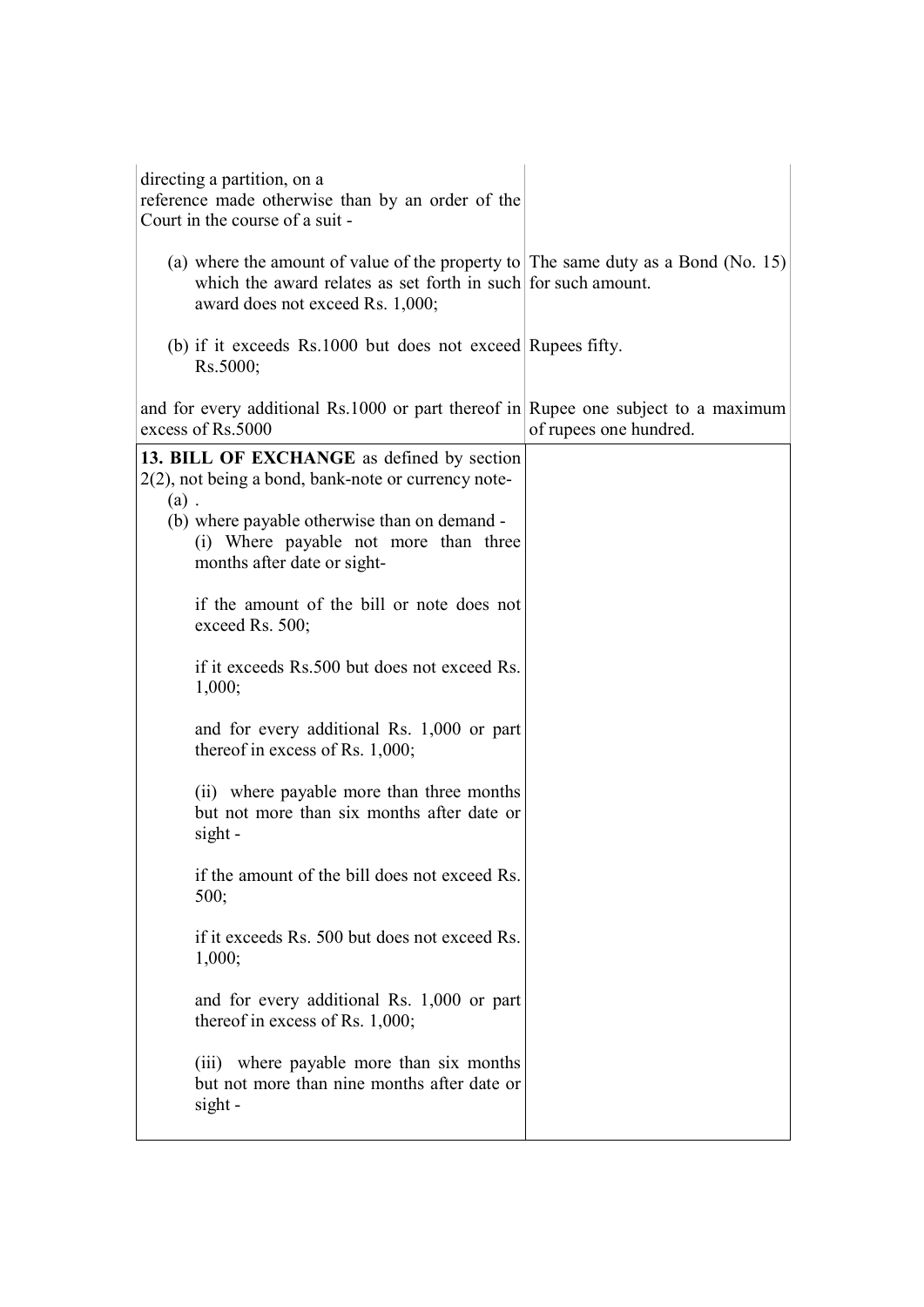| | |
|---|---|
| directing a partition, on a reference made otherwise than by an order of the Court in the course of a suit - | |
| (a) where the amount of value of the property to which the award relates as set forth in such award does not exceed Rs. 1,000; | The same duty as a Bond (No. 15) for such amount. |
| (b) if it exceeds Rs.1000 but does not exceed Rs.5000; | Rupees fifty. |
| and for every additional Rs.1000 or part thereof in excess of Rs.5000 | Rupee one subject to a maximum of rupees one hundred. |
| **13. BILL OF EXCHANGE** as defined by section 2(2), not being a bond, bank-note or currency note- | |
| (a) . | |
| (b) where payable otherwise than on demand - | |
| (i) Where payable not more than three months after date or sight- | |
| if the amount of the bill or note does not exceed Rs. 500; | |
| if it exceeds Rs.500 but does not exceed Rs. 1,000; | |
| and for every additional Rs. 1,000 or part thereof in excess of Rs. 1,000; | |
| (ii) where payable more than three months but not more than six months after date or sight - | |
| if the amount of the bill does not exceed Rs. 500; | |
| if it exceeds Rs. 500 but does not exceed Rs. 1,000; | |
| and for every additional Rs. 1,000 or part thereof in excess of Rs. 1,000; | |
| (iii) where payable more than six months but not more than nine months after date or sight - | |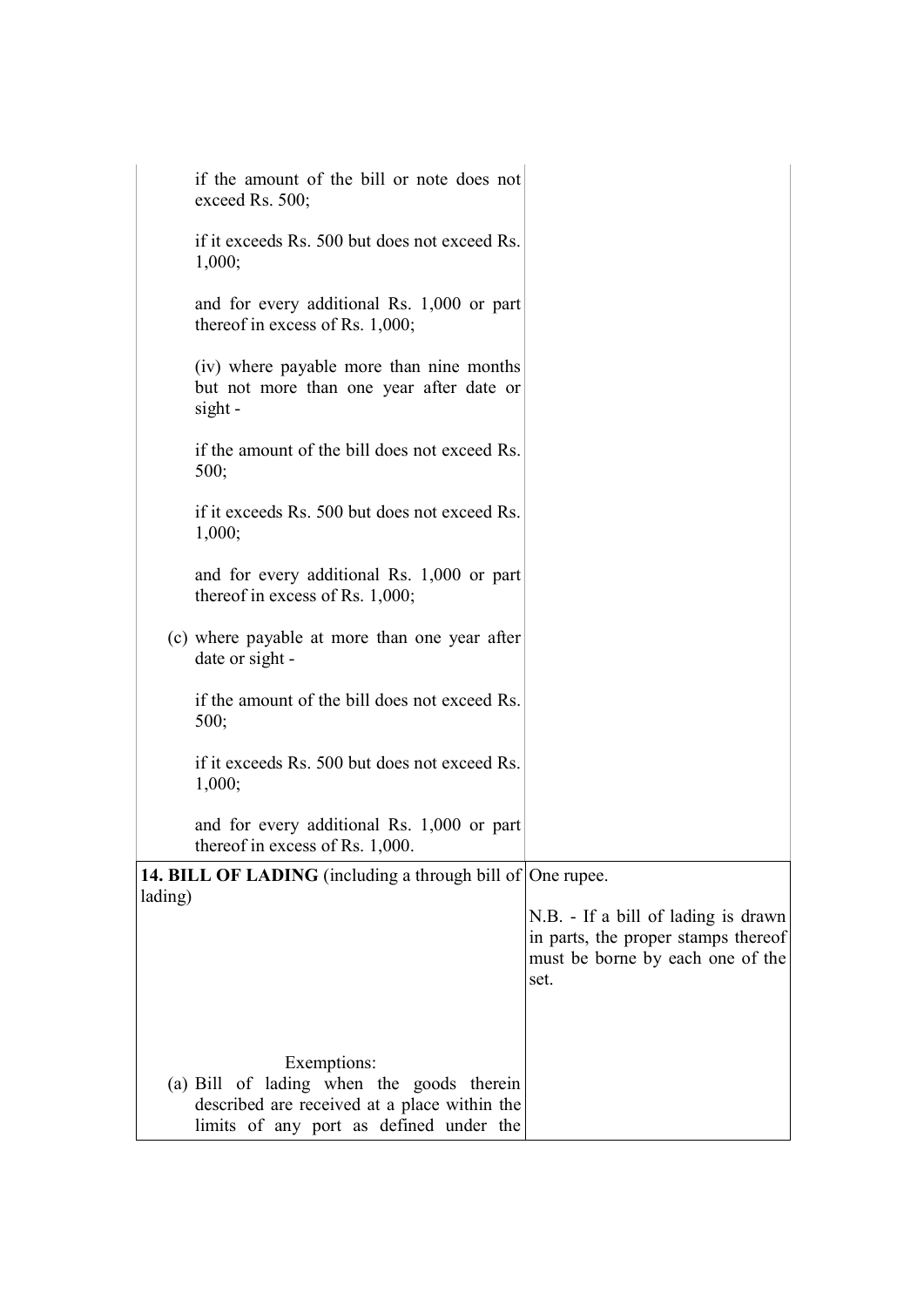| | |
|---|---|
| if the amount of the bill or note does not exceed Rs. 500; | |
| if it exceeds Rs. 500 but does not exceed Rs. 1,000; | |
| and for every additional Rs. 1,000 or part thereof in excess of Rs. 1,000; | |
| (iv) where payable more than nine months but not more than one year after date or sight - | |
| if the amount of the bill does not exceed Rs. 500; | |
| if it exceeds Rs. 500 but does not exceed Rs. 1,000; | |
| and for every additional Rs. 1,000 or part thereof in excess of Rs. 1,000; | |
| (c) where payable at more than one year after date or sight - | |
| if the amount of the bill does not exceed Rs. 500; | |
| if it exceeds Rs. 500 but does not exceed Rs. 1,000; | |
| and for every additional Rs. 1,000 or part thereof in excess of Rs. 1,000. | |
| **14. BILL OF LADING** (including a through bill of lading) | One rupee.<br><br>N.B. - If a bill of lading is drawn in parts, the proper stamps thereof must be borne by each one of the set. |
| Exemptions:<br>(a) Bill of lading when the goods therein described are received at a place within the limits of any port as defined under the | |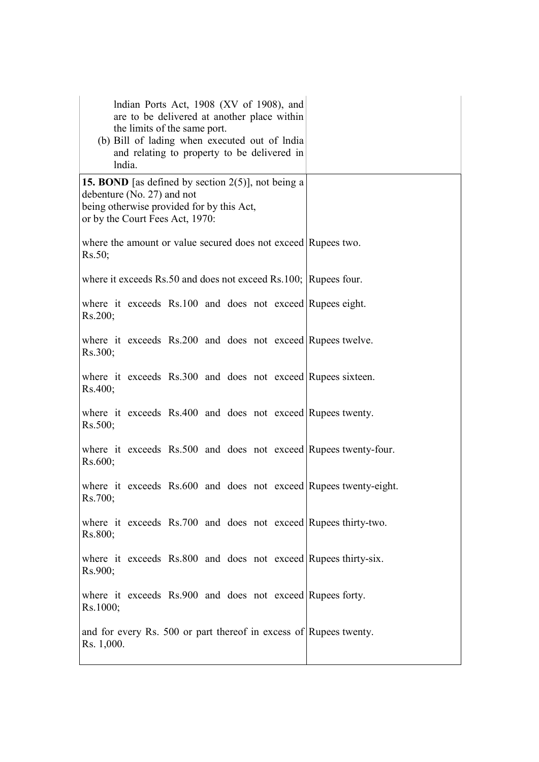| | |
|---|---|
| Indian Ports Act, 1908 (XV of 1908), and are to be delivered at another place within the limits of the same port.<br>(b) Bill of lading when executed out of India and relating to property to be delivered in India. | |
| **15. BOND** [as defined by section 2(5)], not being a debenture (No. 27) and not being otherwise provided for by this Act, or by the Court Fees Act, 1970: | |
| where the amount or value secured does not exceed Rs.50; | Rupees two. |
| where it exceeds Rs.50 and does not exceed Rs.100; | Rupees four. |
| where it exceeds Rs.100 and does not exceed Rs.200; | Rupees eight. |
| where it exceeds Rs.200 and does not exceed Rs.300; | Rupees twelve. |
| where it exceeds Rs.300 and does not exceed Rs.400; | Rupees sixteen. |
| where it exceeds Rs.400 and does not exceed Rs.500; | Rupees twenty. |
| where it exceeds Rs.500 and does not exceed Rs.600; | Rupees twenty-four. |
| where it exceeds Rs.600 and does not exceed Rs.700; | Rupees twenty-eight. |
| where it exceeds Rs.700 and does not exceed Rs.800; | Rupees thirty-two. |
| where it exceeds Rs.800 and does not exceed Rs.900; | Rupees thirty-six. |
| where it exceeds Rs.900 and does not exceed Rs.1000; | Rupees forty. |
| and for every Rs. 500 or part thereof in excess of Rs. 1,000. | Rupees twenty. |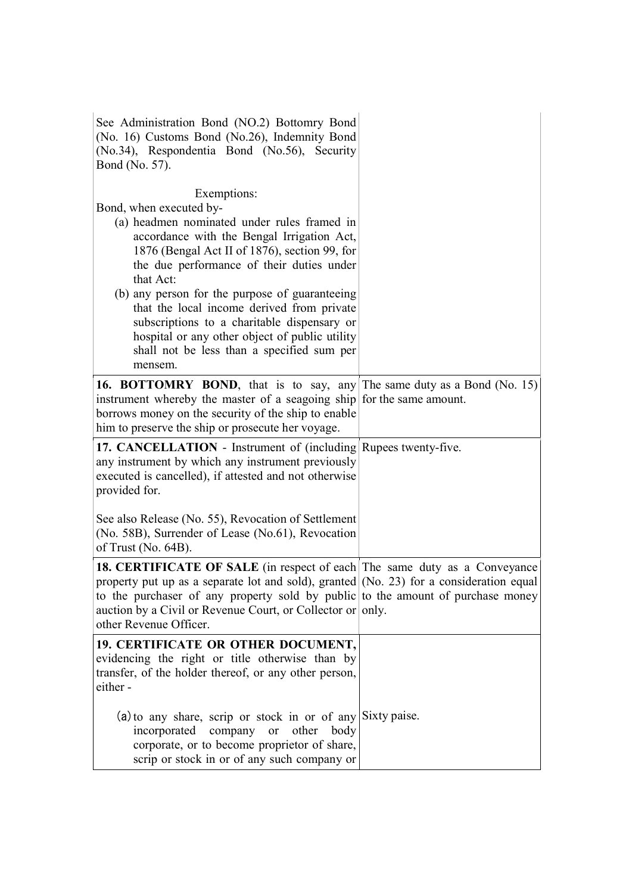| | |
|---|---|
| See Administration Bond (NO.2) Bottomry Bond (No. 16) Customs Bond (No.26), Indemnity Bond (No.34), Respondentia Bond (No.56), Security Bond (No. 57).<br><br>Exemptions:<br>Bond, when executed by-<br>(a) headmen nominated under rules framed in accordance with the Bengal Irrigation Act, 1876 (Bengal Act II of 1876), section 99, for the due performance of their duties under that Act:<br>(b) any person for the purpose of guaranteeing that the local income derived from private subscriptions to a charitable dispensary or hospital or any other object of public utility shall not be less than a specified sum per mensem. | |
| **16. BOTTOMRY BOND**, that is to say, any instrument whereby the master of a seagoing ship borrows money on the security of the ship to enable him to preserve the ship or prosecute her voyage. | The same duty as a Bond (No. 15) for the same amount. |
| **17. CANCELLATION** - Instrument of (including any instrument by which any instrument previously executed is cancelled), if attested and not otherwise provided for.<br><br>See also Release (No. 55), Revocation of Settlement (No. 58B), Surrender of Lease (No.61), Revocation of Trust (No. 64B). | Rupees twenty-five. |
| **18. CERTIFICATE OF SALE** (in respect of each property put up as a separate lot and sold), granted to the purchaser of any property sold by public auction by a Civil or Revenue Court, or Collector or other Revenue Officer. | The same duty as a Conveyance (No. 23) for a consideration equal to the amount of purchase money only. |
| **19. CERTIFICATE OR OTHER DOCUMENT,** evidencing the right or title otherwise than by transfer, of the holder thereof, or any other person, either -<br><br>(a) to any share, scrip or stock in or of any incorporated company or other body corporate, or to become proprietor of share, scrip or stock in or of any such company or | <br><br><br><br>Sixty paise. |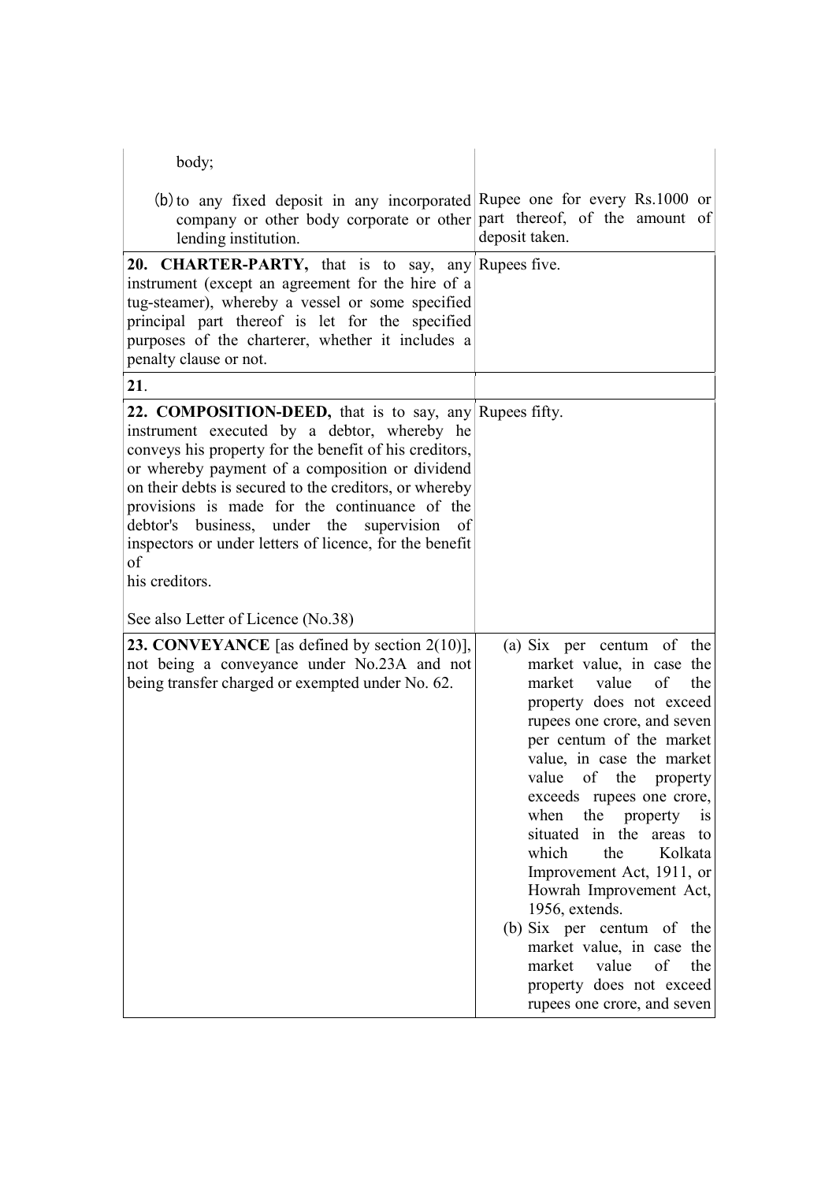| | |
|---|---|
| body; | |
| (b) to any fixed deposit in any incorporated company or other body corporate or other lending institution. | Rupee one for every Rs.1000 or part thereof, of the amount of deposit taken. |
| **20. CHARTER-PARTY,** that is to say, any instrument (except an agreement for the hire of a tug-steamer), whereby a vessel or some specified principal part thereof is let for the specified purposes of the charterer, whether it includes a penalty clause or not. | Rupees five. |
| **21**. | |
| **22. COMPOSITION-DEED,** that is to say, any instrument executed by a debtor, whereby he conveys his property for the benefit of his creditors, or whereby payment of a composition or dividend on their debts is secured to the creditors, or whereby provisions is made for the continuance of the debtor's business, under the supervision of inspectors or under letters of licence, for the benefit of his creditors.<br><br>See also Letter of Licence (No.38) | Rupees fifty. |
| **23. CONVEYANCE** [as defined by section 2(10)], not being a conveyance under No.23A and not being transfer charged or exempted under No. 62. | (a) Six per centum of the market value, in case the market value of the property does not exceed rupees one crore, and seven per centum of the market value, in case the market value of the property exceeds rupees one crore, when the property is situated in the areas to which the Kolkata Improvement Act, 1911, or Howrah Improvement Act, 1956, extends.<br>(b) Six per centum of the market value, in case the market value of the property does not exceed rupees one crore, and seven |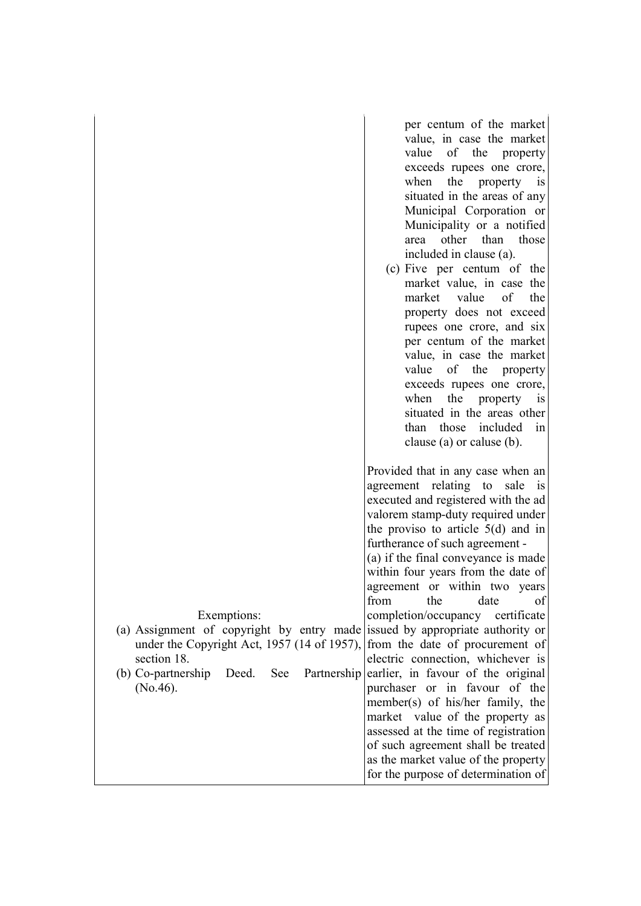| | |
|---|---|
| | per centum of the market value, in case the market value of the property exceeds rupees one crore, when the property is situated in the areas of any Municipal Corporation or Municipality or a notified area other than those included in clause (a).<br>(c) Five per centum of the market value, in case the market value of the property does not exceed rupees one crore, and six per centum of the market value, in case the market value of the property exceeds rupees one crore, when the property is situated in the areas other than those included in clause (a) or caluse (b). |
| Exemptions:<br>(a) Assignment of copyright by entry made under the Copyright Act, 1957 (14 of 1957), section 18.<br>(b) Co-partnership Deed. See Partnership (No.46). | Provided that in any case when an agreement relating to sale is executed and registered with the ad valorem stamp-duty required under the proviso to article 5(d) and in furtherance of such agreement -<br>(a) if the final conveyance is made within four years from the date of agreement or within two years from the date of completion/occupancy certificate issued by appropriate authority or from the date of procurement of electric connection, whichever is earlier, in favour of the original purchaser or in favour of the member(s) of his/her family, the market value of the property as assessed at the time of registration of such agreement shall be treated as the market value of the property for the purpose of determination of |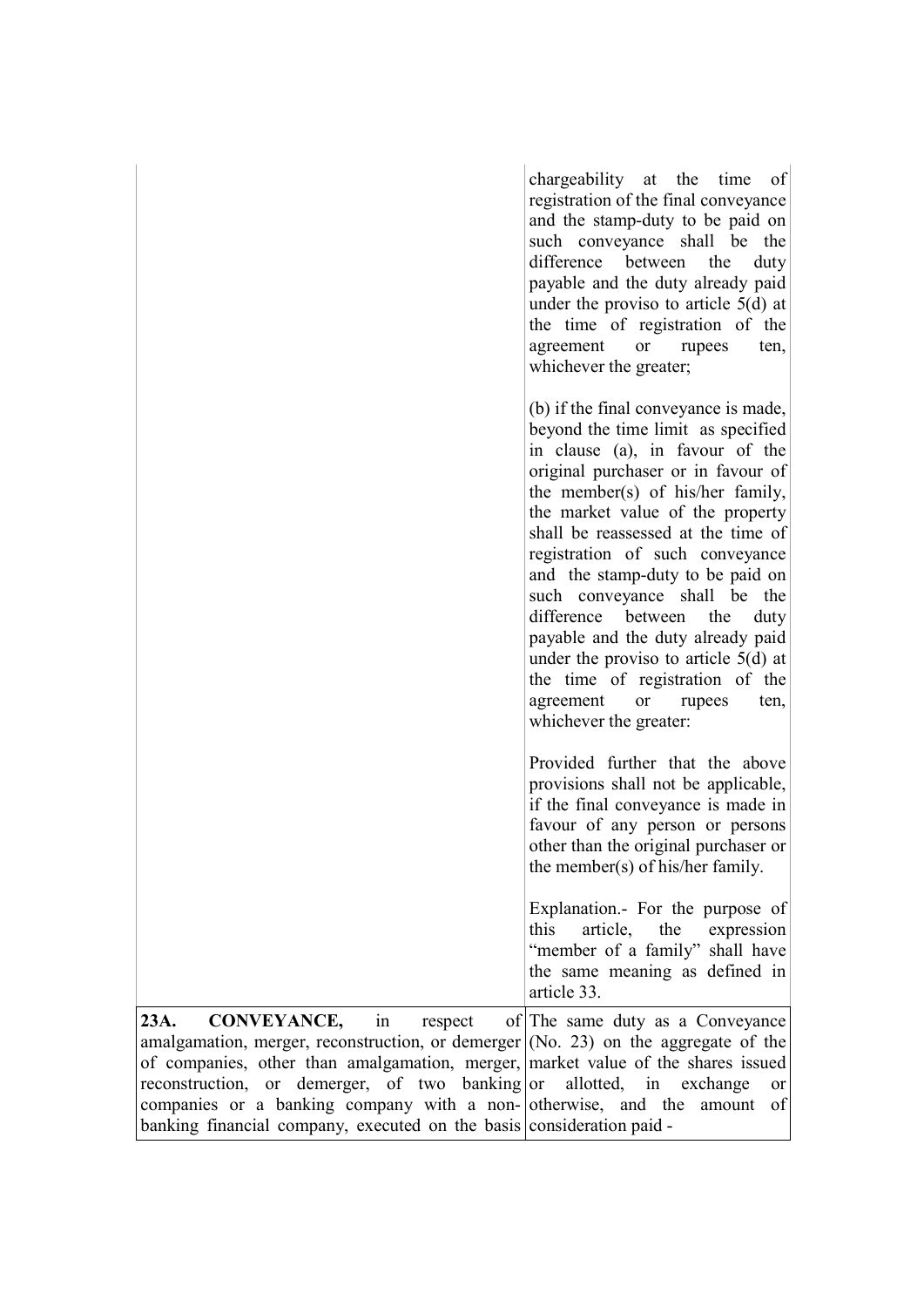| | |
|---|---|
| | chargeability at the time of registration of the final conveyance and the stamp-duty to be paid on such conveyance shall be the difference between the duty payable and the duty already paid under the proviso to article 5(d) at the time of registration of the agreement or rupees ten, whichever the greater;<br><br>(b) if the final conveyance is made, beyond the time limit as specified in clause (a), in favour of the original purchaser or in favour of the member(s) of his/her family, the market value of the property shall be reassessed at the time of registration of such conveyance and the stamp-duty to be paid on such conveyance shall be the difference between the duty payable and the duty already paid under the proviso to article 5(d) at the time of registration of the agreement or rupees ten, whichever the greater:<br><br>Provided further that the above provisions shall not be applicable, if the final conveyance is made in favour of any person or persons other than the original purchaser or the member(s) of his/her family.<br><br>Explanation.- For the purpose of this article, the expression "member of a family" shall have the same meaning as defined in article 33. |
| **23A. CONVEYANCE,** in respect of amalgamation, merger, reconstruction, or demerger of companies, other than amalgamation, merger, reconstruction, or demerger, of two banking companies or a banking company with a non-banking financial company, executed on the basis | The same duty as a Conveyance (No. 23) on the aggregate of the market value of the shares issued or allotted, in exchange or otherwise, and the amount of consideration paid - |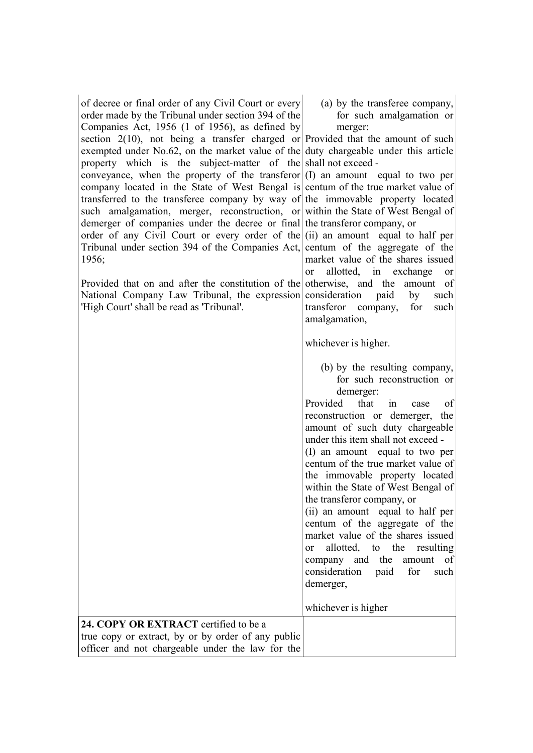| | |
|---|---|
| of decree or final order of any Civil Court or every order made by the Tribunal under section 394 of the Companies Act, 1956 (1 of 1956), as defined by section 2(10), not being a transfer charged or exempted under No.62, on the market value of the property which is the subject-matter of the conveyance, when the property of the transferor company located in the State of West Bengal is transferred to the transferee company by way of such amalgamation, merger, reconstruction, or demerger of companies under the decree or final order of any Civil Court or every order of the Tribunal under section 394 of the Companies Act, 1956;<br><br>Provided that on and after the constitution of the National Company Law Tribunal, the expression 'High Court' shall be read as 'Tribunal'. | (a) by the transferee company, for such amalgamation or merger:<br>Provided that the amount of such duty chargeable under this article shall not exceed -<br>(I) an amount equal to two per centum of the true market value of the immovable property located within the State of West Bengal of the transferor company, or<br>(ii) an amount equal to half per centum of the aggregate of the market value of the shares issued or allotted, in exchange or otherwise, and the amount of consideration paid by such transferor company, for such amalgamation,<br><br>whichever is higher.<br><br>(b) by the resulting company, for such reconstruction or demerger:<br>Provided that in case of reconstruction or demerger, the amount of such duty chargeable under this item shall not exceed -<br>(I) an amount equal to two per centum of the true market value of the immovable property located within the State of West Bengal of the transferor company, or<br>(ii) an amount equal to half per centum of the aggregate of the market value of the shares issued or allotted, to the resulting company and the amount of consideration paid for such demerger,<br><br>whichever is higher |
| **24. COPY OR EXTRACT** certified to be a true copy or extract, by or by order of any public officer and not chargeable under the law for the | |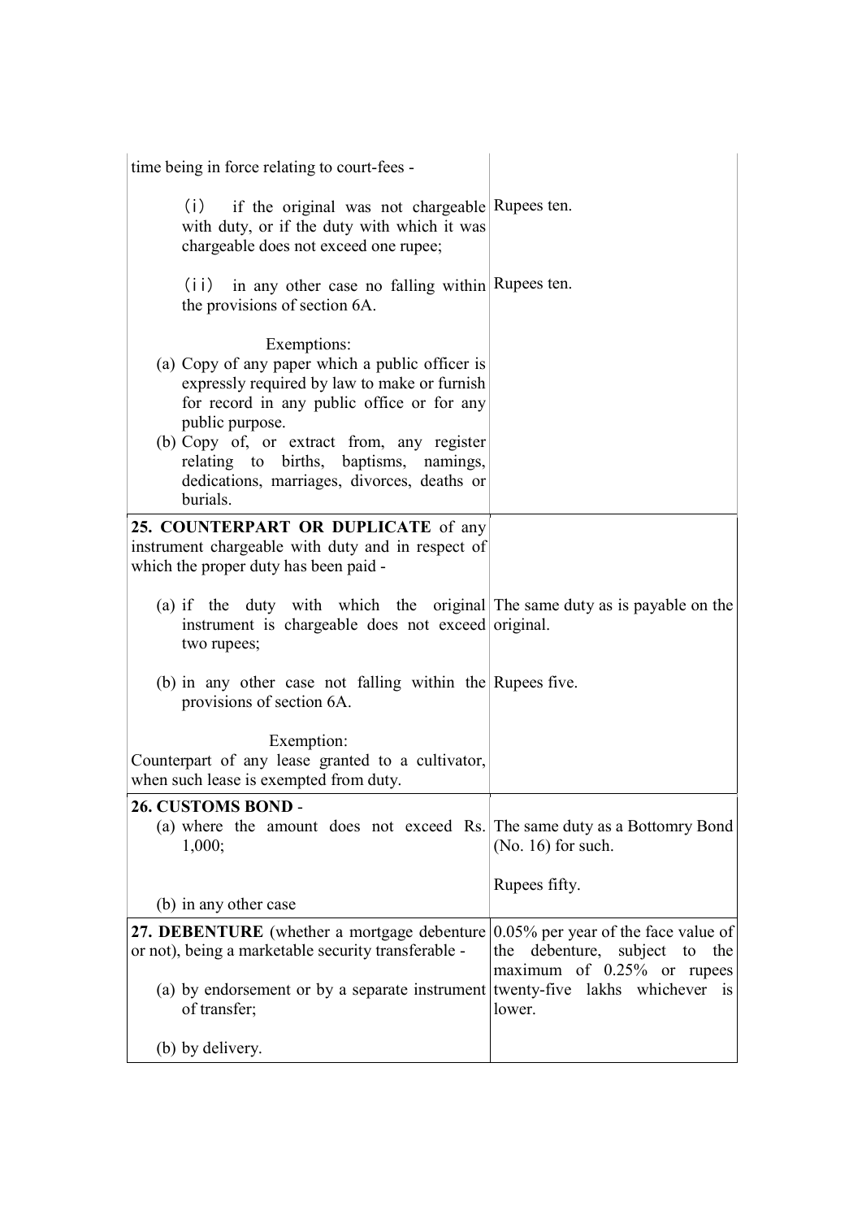| | |
|---|---|
| time being in force relating to court-fees - | |
| (i) if the original was not chargeable with duty, or if the duty with which it was chargeable does not exceed one rupee; | Rupees ten. |
| (ii) in any other case no falling within the provisions of section 6A. | Rupees ten. |
| Exemptions:<br>(a) Copy of any paper which a public officer is expressly required by law to make or furnish for record in any public office or for any public purpose.<br>(b) Copy of, or extract from, any register relating to births, baptisms, namings, dedications, marriages, divorces, deaths or burials. | |
| **25. COUNTERPART OR DUPLICATE** of any instrument chargeable with duty and in respect of which the proper duty has been paid - | |
| (a) if the duty with which the original instrument is chargeable does not exceed two rupees; | The same duty as is payable on the original. |
| (b) in any other case not falling within the provisions of section 6A. | Rupees five. |
| Exemption:<br>Counterpart of any lease granted to a cultivator, when such lease is exempted from duty. | |
| **26. CUSTOMS BOND** - | |
| (a) where the amount does not exceed Rs. 1,000; | The same duty as a Bottomry Bond (No. 16) for such. |
| (b) in any other case | Rupees fifty. |
| **27. DEBENTURE** (whether a mortgage debenture or not), being a marketable security transferable -<br>(a) by endorsement or by a separate instrument of transfer;<br>(b) by delivery. | 0.05% per year of the face value of the debenture, subject to the maximum of 0.25% or rupees twenty-five lakhs whichever is lower. |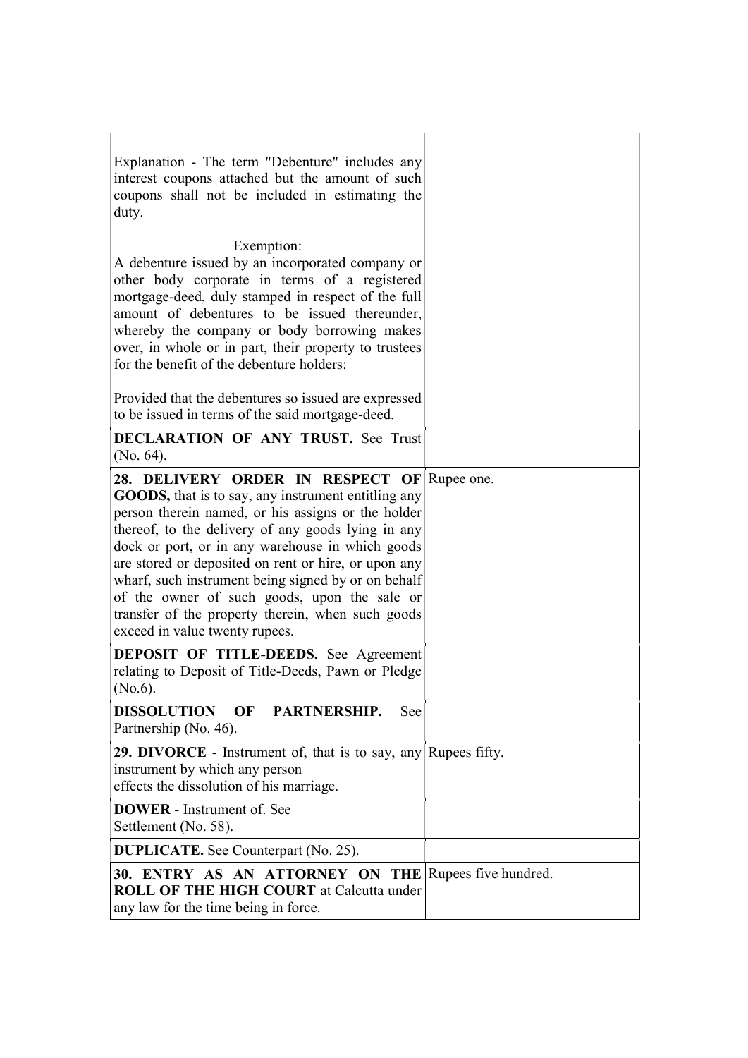| | |
|---|---|
| Explanation - The term "Debenture" includes any interest coupons attached but the amount of such coupons shall not be included in estimating the duty.<br><br>Exemption:<br>A debenture issued by an incorporated company or other body corporate in terms of a registered mortgage-deed, duly stamped in respect of the full amount of debentures to be issued thereunder, whereby the company or body borrowing makes over, in whole or in part, their property to trustees for the benefit of the debenture holders:<br><br>Provided that the debentures so issued are expressed to be issued in terms of the said mortgage-deed. | |
| **DECLARATION OF ANY TRUST.** See Trust (No. 64). | |
| **28. DELIVERY ORDER IN RESPECT OF GOODS,** that is to say, any instrument entitling any person therein named, or his assigns or the holder thereof, to the delivery of any goods lying in any dock or port, or in any warehouse in which goods are stored or deposited on rent or hire, or upon any wharf, such instrument being signed by or on behalf of the owner of such goods, upon the sale or transfer of the property therein, when such goods exceed in value twenty rupees. | Rupee one. |
| **DEPOSIT OF TITLE-DEEDS.** See Agreement relating to Deposit of Title-Deeds, Pawn or Pledge (No.6). | |
| **DISSOLUTION OF PARTNERSHIP.** See Partnership (No. 46). | |
| **29. DIVORCE** - Instrument of, that is to say, any instrument by which any person effects the dissolution of his marriage. | Rupees fifty. |
| **DOWER** - Instrument of. See Settlement (No. 58). | |
| **DUPLICATE.** See Counterpart (No. 25). | |
| **30. ENTRY AS AN ATTORNEY ON THE ROLL OF THE HIGH COURT** at Calcutta under any law for the time being in force. | Rupees five hundred. |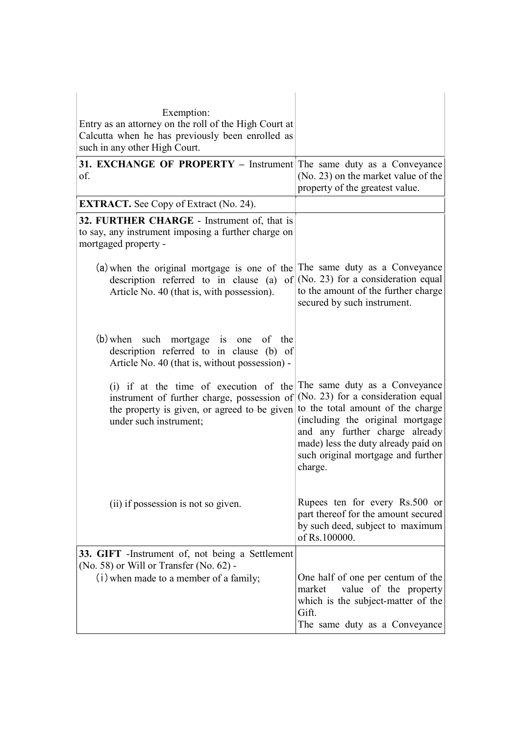| | |
|---|---|
| Exemption:<br>Entry as an attorney on the roll of the High Court at Calcutta when he has previously been enrolled as such in any other High Court. | |
| **31. EXCHANGE OF PROPERTY** – Instrument of. | The same duty as a Conveyance (No. 23) on the market value of the property of the greatest value. |
| **EXTRACT.** See Copy of Extract (No. 24). | |
| **32. FURTHER CHARGE** - Instrument of, that is to say, any instrument imposing a further charge on mortgaged property - | |
| (a) when the original mortgage is one of the description referred to in clause (a) of Article No. 40 (that is, with possession). | The same duty as a Conveyance (No. 23) for a consideration equal to the amount of the further charge secured by such instrument. |
| (b) when such mortgage is one of the description referred to in clause (b) of Article No. 40 (that is, without possession) - | |
| (i) if at the time of execution of the instrument of further charge, possession of the property is given, or agreed to be given under such instrument; | The same duty as a Conveyance (No. 23) for a consideration equal to the total amount of the charge (including the original mortgage and any further charge already made) less the duty already paid on such original mortgage and further charge. |
| (ii) if possession is not so given. | Rupees ten for every Rs.500 or part thereof for the amount secured by such deed, subject to maximum of Rs.100000. |
| **33. GIFT** -Instrument of, not being a Settlement (No. 58) or Will or Transfer (No. 62) -<br>(i) when made to a member of a family; | One half of one per centum of the market value of the property which is the subject-matter of the Gift.<br>The same duty as a Conveyance |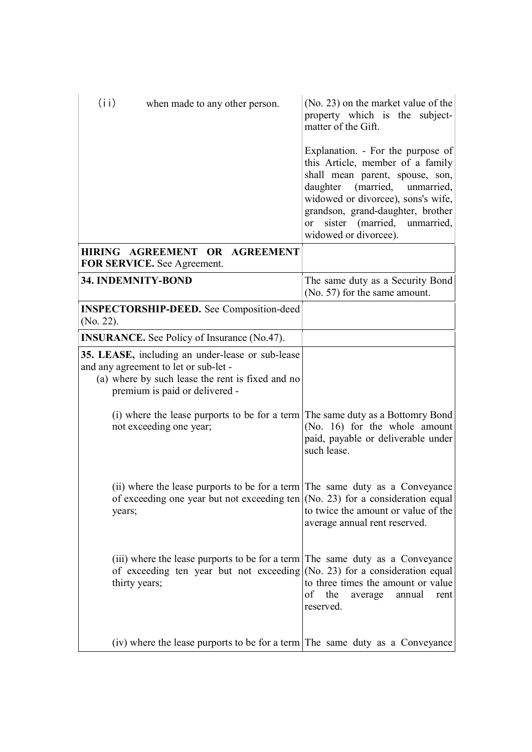| | |
|---|---|
| (ii) when made to any other person. | (No. 23) on the market value of the property which is the subject-matter of the Gift.<br><br>Explanation. - For the purpose of this Article, member of a family shall mean parent, spouse, son, daughter (married, unmarried, widowed or divorcee), sons's wife, grandson, grand-daughter, brother or sister (married, unmarried, widowed or divorcee). |
| **HIRING AGREEMENT OR AGREEMENT FOR SERVICE.** See Agreement. | |
| **34. INDEMNITY-BOND** | The same duty as a Security Bond (No. 57) for the same amount. |
| **INSPECTORSHIP-DEED.** See Composition-deed (No. 22). | |
| **INSURANCE.** See Policy of Insurance (No.47). | |
| **35. LEASE,** including an under-lease or sub-lease and any agreement to let or sub-let -<br>(a) where by such lease the rent is fixed and no premium is paid or delivered -<br><br>(i) where the lease purports to be for a term not exceeding one year;<br><br>(ii) where the lease purports to be for a term of exceeding one year but not exceeding ten years;<br><br>(iii) where the lease purports to be for a term of exceeding ten year but not exceeding thirty years;<br><br>(iv) where the lease purports to be for a term | <br><br><br><br>The same duty as a Bottomry Bond (No. 16) for the whole amount paid, payable or deliverable under such lease.<br><br>The same duty as a Conveyance (No. 23) for a consideration equal to twice the amount or value of the average annual rent reserved.<br><br>The same duty as a Conveyance (No. 23) for a consideration equal to three times the amount or value of the average annual rent reserved.<br><br>The same duty as a Conveyance |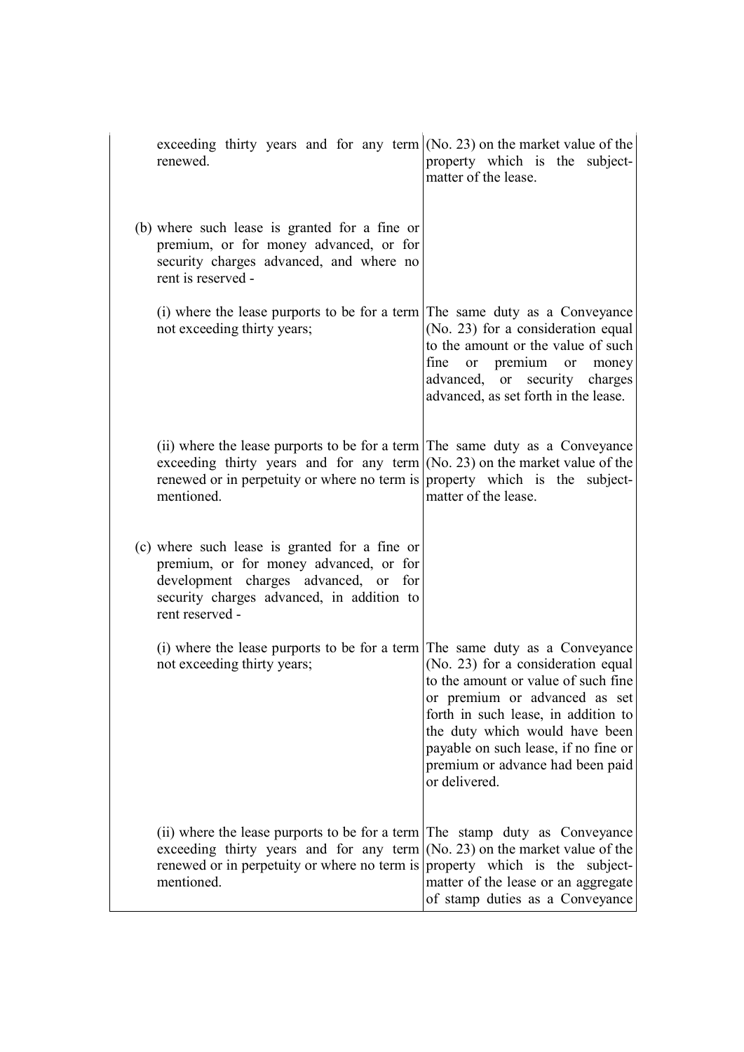| | |
|---|---|
| exceeding thirty years and for any term renewed. | (No. 23) on the market value of the property which is the subject-matter of the lease. |
| (b) where such lease is granted for a fine or premium, or for money advanced, or for security charges advanced, and where no rent is reserved - | |
| (i) where the lease purports to be for a term not exceeding thirty years; | The same duty as a Conveyance (No. 23) for a consideration equal to the amount or the value of such fine or premium or money advanced, or security charges advanced, as set forth in the lease. |
| (ii) where the lease purports to be for a term exceeding thirty years and for any term renewed or in perpetuity or where no term is mentioned. | The same duty as a Conveyance (No. 23) on the market value of the property which is the subject-matter of the lease. |
| (c) where such lease is granted for a fine or premium, or for money advanced, or for development charges advanced, or for security charges advanced, in addition to rent reserved - | |
| (i) where the lease purports to be for a term not exceeding thirty years; | The same duty as a Conveyance (No. 23) for a consideration equal to the amount or value of such fine or premium or advanced as set forth in such lease, in addition to the duty which would have been payable on such lease, if no fine or premium or advance had been paid or delivered. |
| (ii) where the lease purports to be for a term exceeding thirty years and for any term renewed or in perpetuity or where no term is mentioned. | The stamp duty as Conveyance (No. 23) on the market value of the property which is the subject-matter of the lease or an aggregate of stamp duties as a Conveyance |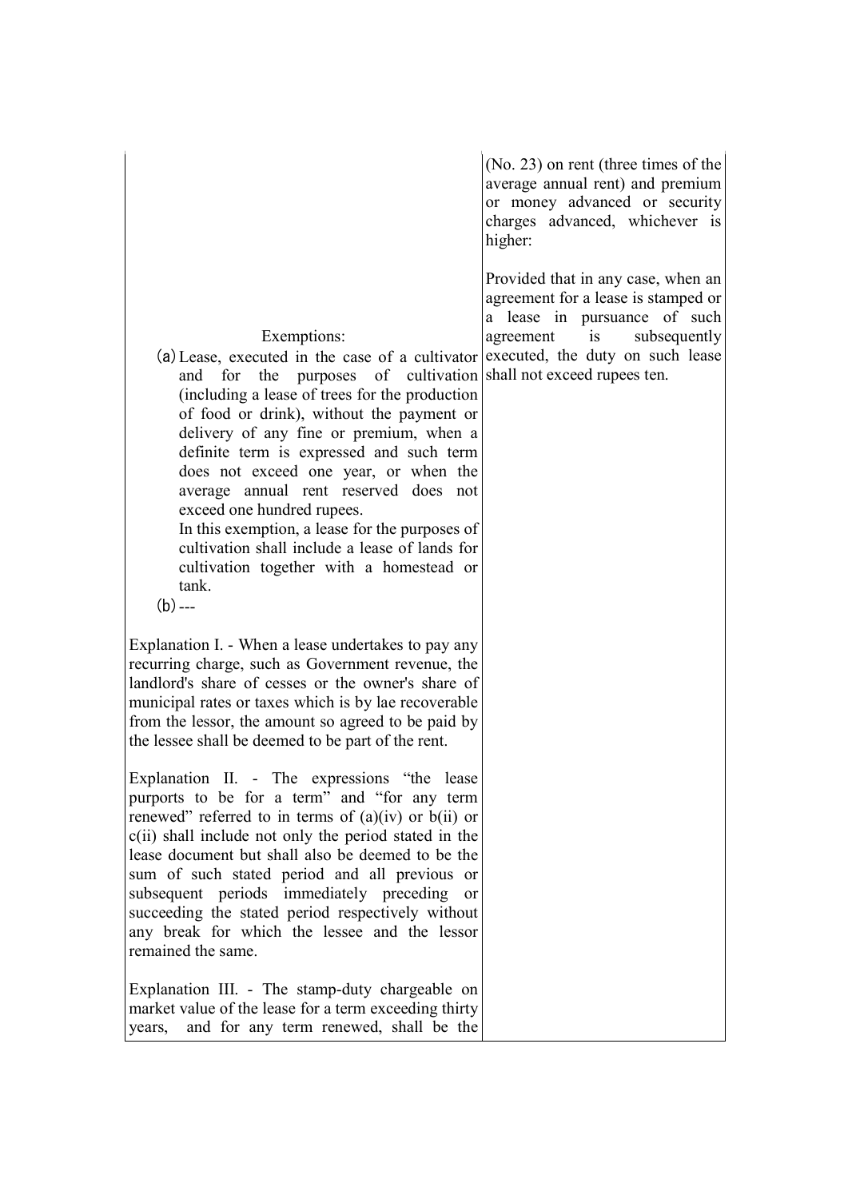| | |
|---|---|
| Exemptions:<br>(a) Lease, executed in the case of a cultivator and for the purposes of cultivation (including a lease of trees for the production of food or drink), without the payment or delivery of any fine or premium, when a definite term is expressed and such term does not exceed one year, or when the average annual rent reserved does not exceed one hundred rupees.<br>In this exemption, a lease for the purposes of cultivation shall include a lease of lands for cultivation together with a homestead or tank.<br>(b) ---<br><br>Explanation I. - When a lease undertakes to pay any recurring charge, such as Government revenue, the landlord's share of cesses or the owner's share of municipal rates or taxes which is by lae recoverable from the lessor, the amount so agreed to be paid by the lessee shall be deemed to be part of the rent.<br><br>Explanation II. - The expressions "the lease purports to be for a term" and "for any term renewed" referred to in terms of (a)(iv) or b(ii) or c(ii) shall include not only the period stated in the lease document but shall also be deemed to be the sum of such stated period and all previous or subsequent periods immediately preceding or succeeding the stated period respectively without any break for which the lessee and the lessor remained the same.<br><br>Explanation III. - The stamp-duty chargeable on market value of the lease for a term exceeding thirty years, and for any term renewed, shall be the | (No. 23) on rent (three times of the average annual rent) and premium or money advanced or security charges advanced, whichever is higher:<br><br>Provided that in any case, when an agreement for a lease is stamped or a lease in pursuance of such agreement is subsequently executed, the duty on such lease shall not exceed rupees ten. |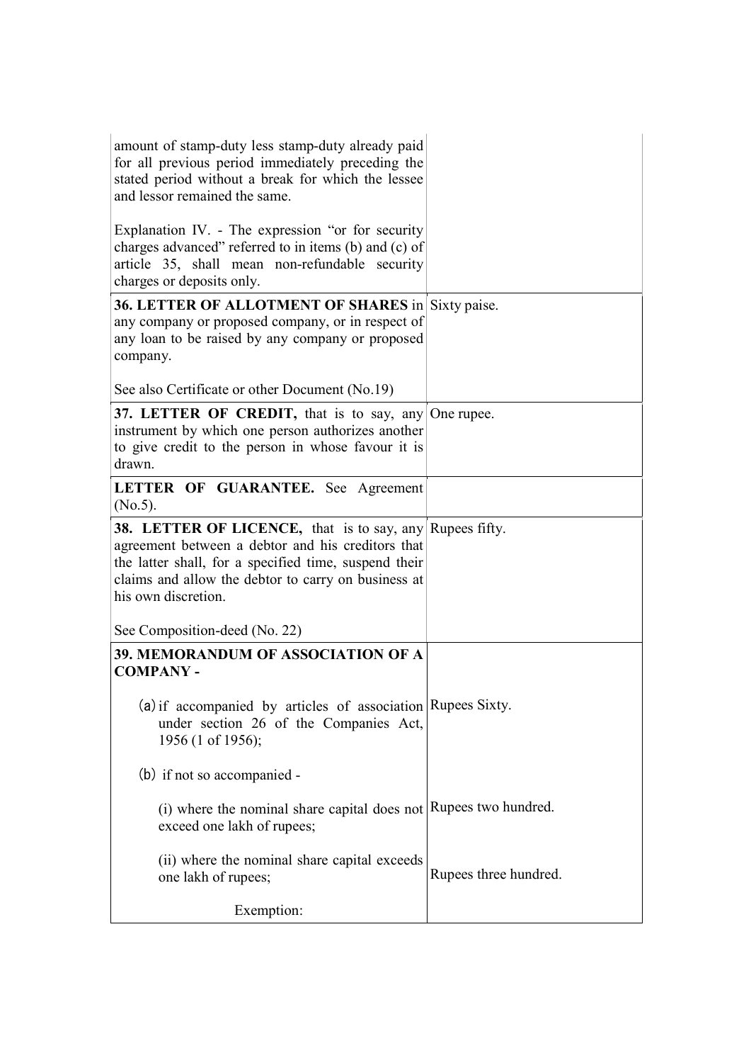| | |
|---|---|
| amount of stamp-duty less stamp-duty already paid for all previous period immediately preceding the stated period without a break for which the lessee and lessor remained the same.<br><br>Explanation IV. - The expression "or for security charges advanced" referred to in items (b) and (c) of article 35, shall mean non-refundable security charges or deposits only. | |
| **36. LETTER OF ALLOTMENT OF SHARES** in any company or proposed company, or in respect of any loan to be raised by any company or proposed company.<br><br>See also Certificate or other Document (No.19) | Sixty paise. |
| **37. LETTER OF CREDIT,** that is to say, any instrument by which one person authorizes another to give credit to the person in whose favour it is drawn. | One rupee. |
| **LETTER OF GUARANTEE.** See Agreement (No.5). | |
| **38. LETTER OF LICENCE,** that is to say, any agreement between a debtor and his creditors that the latter shall, for a specified time, suspend their claims and allow the debtor to carry on business at his own discretion.<br><br>See Composition-deed (No. 22) | Rupees fifty. |
| **39. MEMORANDUM OF ASSOCIATION OF A COMPANY -** | |
| (a) if accompanied by articles of association under section 26 of the Companies Act, 1956 (1 of 1956); | Rupees Sixty. |
| (b) if not so accompanied - | |
| (i) where the nominal share capital does not exceed one lakh of rupees; | Rupees two hundred. |
| (ii) where the nominal share capital exceeds one lakh of rupees; | Rupees three hundred. |
| Exemption: | |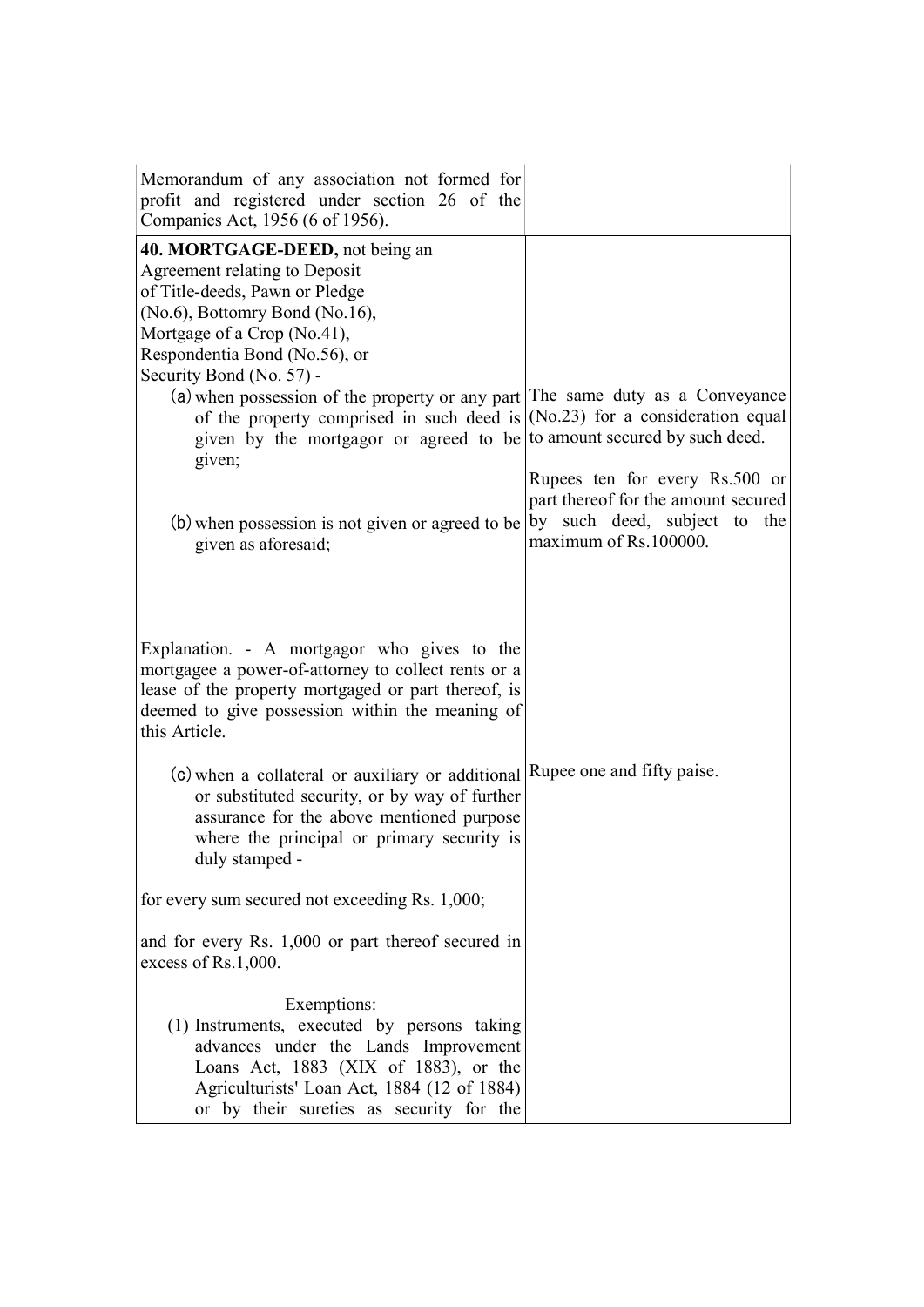| | |
|---|---|
| Memorandum of any association not formed for profit and registered under section 26 of the Companies Act, 1956 (6 of 1956). | |
| **40. MORTGAGE-DEED,** not being an Agreement relating to Deposit of Title-deeds, Pawn or Pledge (No.6), Bottomry Bond (No.16), Mortgage of a Crop (No.41), Respondentia Bond (No.56), or Security Bond (No. 57) - | |
| (a) when possession of the property or any part of the property comprised in such deed is given by the mortgagor or agreed to be given; | The same duty as a Conveyance (No.23) for a consideration equal to amount secured by such deed. |
| (b) when possession is not given or agreed to be given as aforesaid; | Rupees ten for every Rs.500 or part thereof for the amount secured by such deed, subject to the maximum of Rs.100000. |
| Explanation. - A mortgagor who gives to the mortgagee a power-of-attorney to collect rents or a lease of the property mortgaged or part thereof, is deemed to give possession within the meaning of this Article. | |
| (c) when a collateral or auxiliary or additional or substituted security, or by way of further assurance for the above mentioned purpose where the principal or primary security is duly stamped - | Rupee one and fifty paise. |
| for every sum secured not exceeding Rs. 1,000; | |
| and for every Rs. 1,000 or part thereof secured in excess of Rs.1,000. | |
| Exemptions:<br>(1) Instruments, executed by persons taking advances under the Lands Improvement Loans Act, 1883 (XIX of 1883), or the Agriculturists' Loan Act, 1884 (12 of 1884) or by their sureties as security for the | |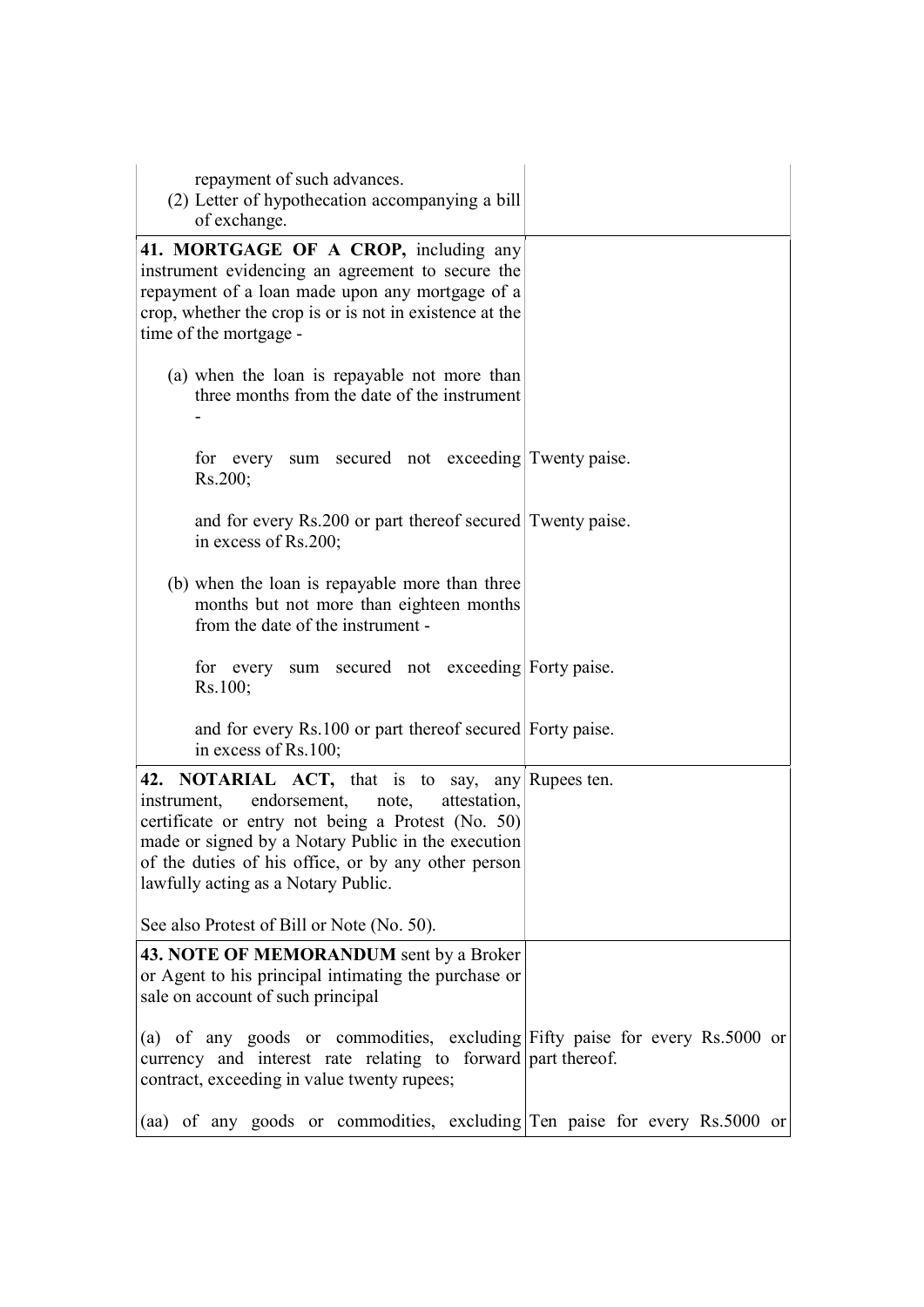| | |
|---|---|
| repayment of such advances.<br>(2) Letter of hypothecation accompanying a bill of exchange. | |
| **41. MORTGAGE OF A CROP,** including any instrument evidencing an agreement to secure the repayment of a loan made upon any mortgage of a crop, whether the crop is or is not in existence at the time of the mortgage - | |
| (a) when the loan is repayable not more than three months from the date of the instrument - | |
| for every sum secured not exceeding Rs.200; | Twenty paise. |
| and for every Rs.200 or part thereof secured in excess of Rs.200; | Twenty paise. |
| (b) when the loan is repayable more than three months but not more than eighteen months from the date of the instrument - | |
| for every sum secured not exceeding Rs.100; | Forty paise. |
| and for every Rs.100 or part thereof secured in excess of Rs.100; | Forty paise. |
| **42. NOTARIAL ACT,** that is to say, any instrument, endorsement, note, attestation, certificate or entry not being a Protest (No. 50) made or signed by a Notary Public in the execution of the duties of his office, or by any other person lawfully acting as a Notary Public.<br><br>See also Protest of Bill or Note (No. 50). | Rupees ten. |
| **43. NOTE OF MEMORANDUM** sent by a Broker or Agent to his principal intimating the purchase or sale on account of such principal | |
| (a) of any goods or commodities, excluding currency and interest rate relating to forward contract, exceeding in value twenty rupees; | Fifty paise for every Rs.5000 or part thereof. |
| (aa) of any goods or commodities, excluding | Ten paise for every Rs.5000 or |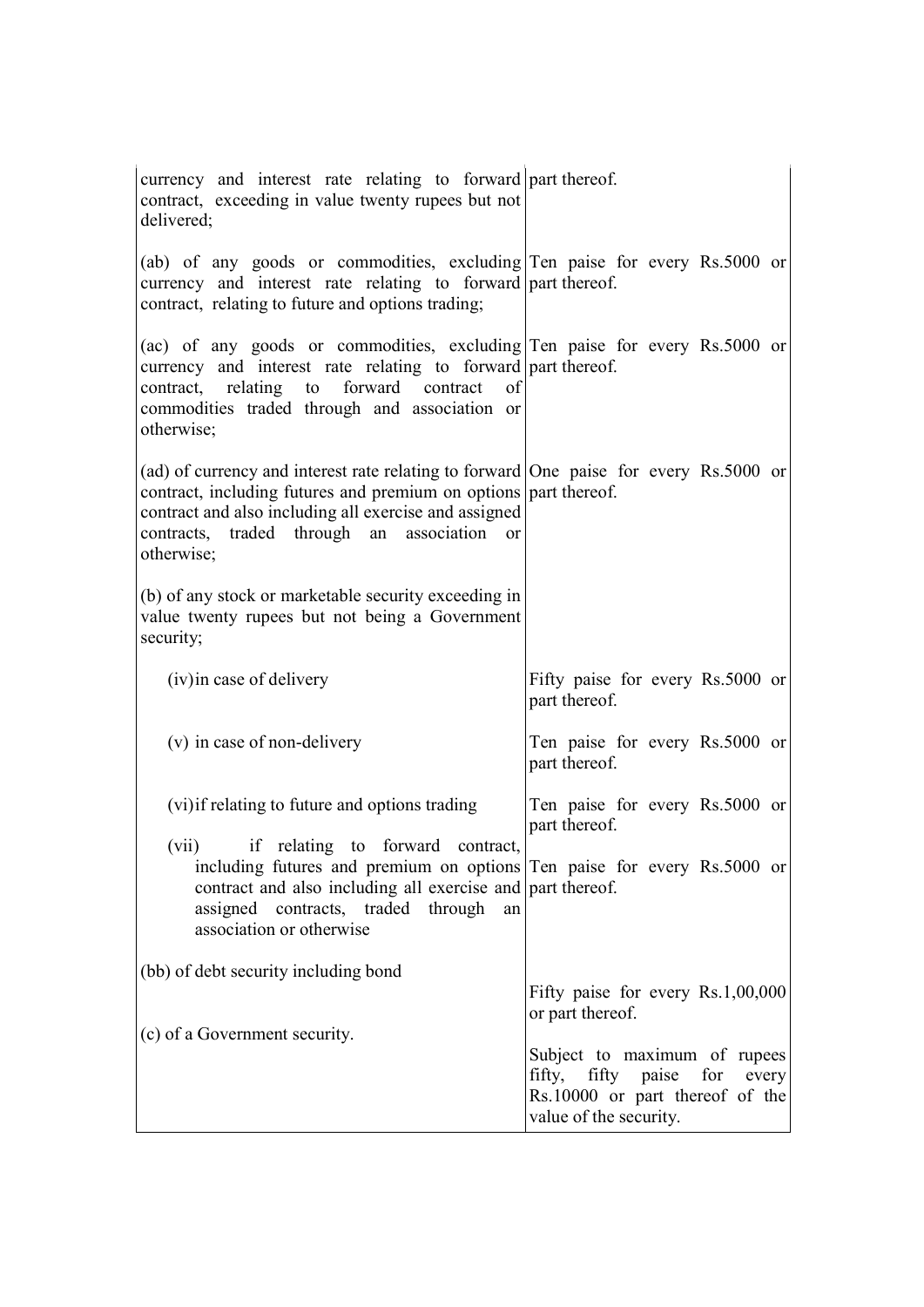| | |
|---|---|
| currency and interest rate relating to forward contract, exceeding in value twenty rupees but not delivered; | part thereof. |
| (ab) of any goods or commodities, excluding currency and interest rate relating to forward contract, relating to future and options trading; | Ten paise for every Rs.5000 or part thereof. |
| (ac) of any goods or commodities, excluding currency and interest rate relating to forward contract, relating to forward contract of commodities traded through and association or otherwise; | Ten paise for every Rs.5000 or part thereof. |
| (ad) of currency and interest rate relating to forward contract, including futures and premium on options contract and also including all exercise and assigned contracts, traded through an association or otherwise; | One paise for every Rs.5000 or part thereof. |
| (b) of any stock or marketable security exceeding in value twenty rupees but not being a Government security; | |
| (iv) in case of delivery | Fifty paise for every Rs.5000 or part thereof. |
| (v) in case of non-delivery | Ten paise for every Rs.5000 or part thereof. |
| (vi) if relating to future and options trading | Ten paise for every Rs.5000 or part thereof. |
| (vii) if relating to forward contract, including futures and premium on options contract and also including all exercise and assigned contracts, traded through an association or otherwise | Ten paise for every Rs.5000 or part thereof. |
| (bb) of debt security including bond | Fifty paise for every Rs.1,00,000 or part thereof. |
| (c) of a Government security. | Subject to maximum of rupees fifty, fifty paise for every Rs.10000 or part thereof of the value of the security. |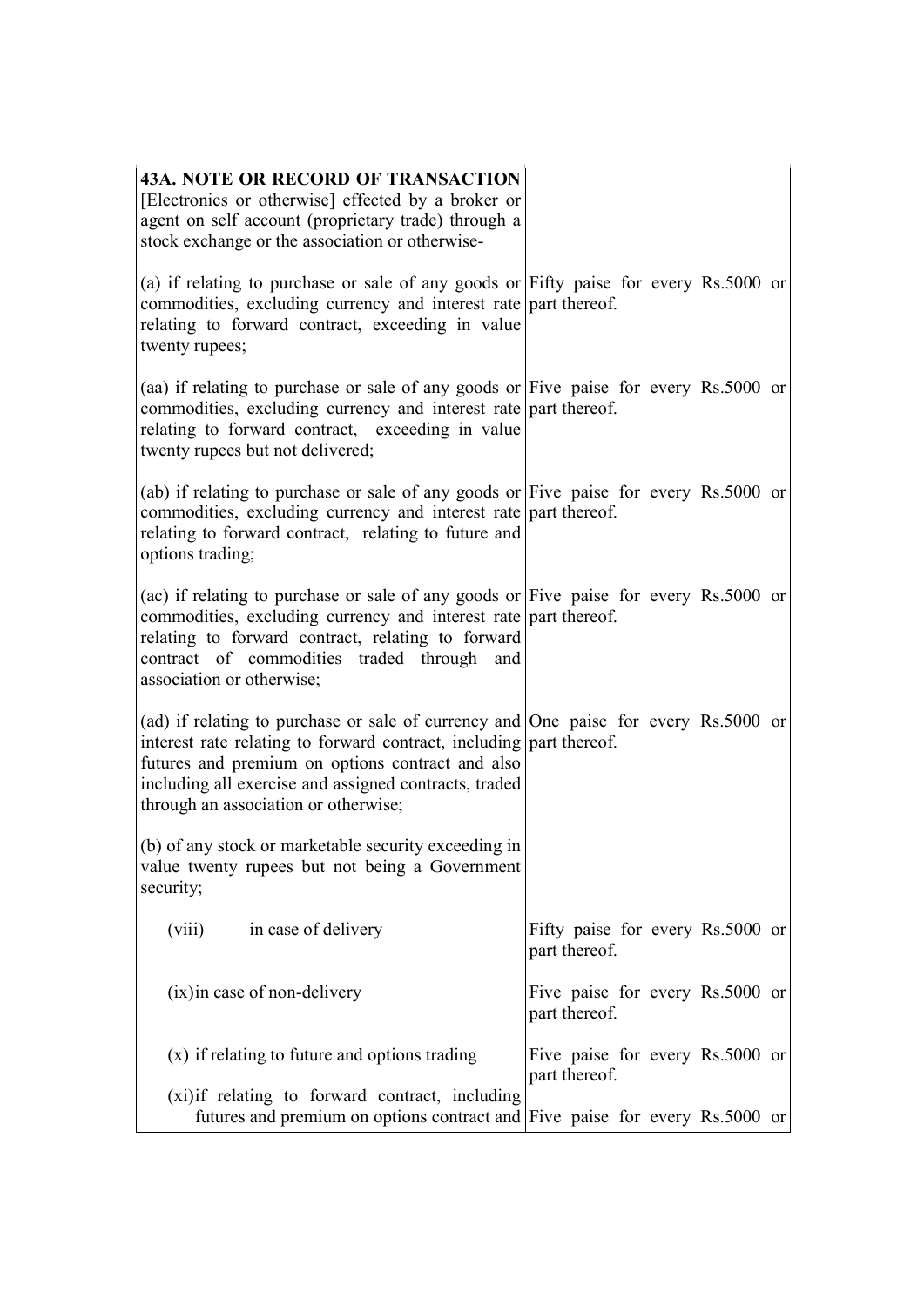| **43A. NOTE OR RECORD OF TRANSACTION** [Electronics or otherwise] effected by a broker or agent on self account (proprietary trade) through a stock exchange or the association or otherwise- | |
|---|---|
| (a) if relating to purchase or sale of any goods or commodities, excluding currency and interest rate relating to forward contract, exceeding in value twenty rupees; | Fifty paise for every Rs.5000 or part thereof. |
| (aa) if relating to purchase or sale of any goods or commodities, excluding currency and interest rate relating to forward contract, exceeding in value twenty rupees but not delivered; | Five paise for every Rs.5000 or part thereof. |
| (ab) if relating to purchase or sale of any goods or commodities, excluding currency and interest rate relating to forward contract, relating to future and options trading; | Five paise for every Rs.5000 or part thereof. |
| (ac) if relating to purchase or sale of any goods or commodities, excluding currency and interest rate relating to forward contract, relating to forward contract of commodities traded through and association or otherwise; | Five paise for every Rs.5000 or part thereof. |
| (ad) if relating to purchase or sale of currency and interest rate relating to forward contract, including futures and premium on options contract and also including all exercise and assigned contracts, traded through an association or otherwise; | One paise for every Rs.5000 or part thereof. |
| (b) of any stock or marketable security exceeding in value twenty rupees but not being a Government security; | |
| (viii) in case of delivery | Fifty paise for every Rs.5000 or part thereof. |
| (ix) in case of non-delivery | Five paise for every Rs.5000 or part thereof. |
| (x) if relating to future and options trading | Five paise for every Rs.5000 or part thereof. |
| (xi) if relating to forward contract, including futures and premium on options contract and | Five paise for every Rs.5000 or |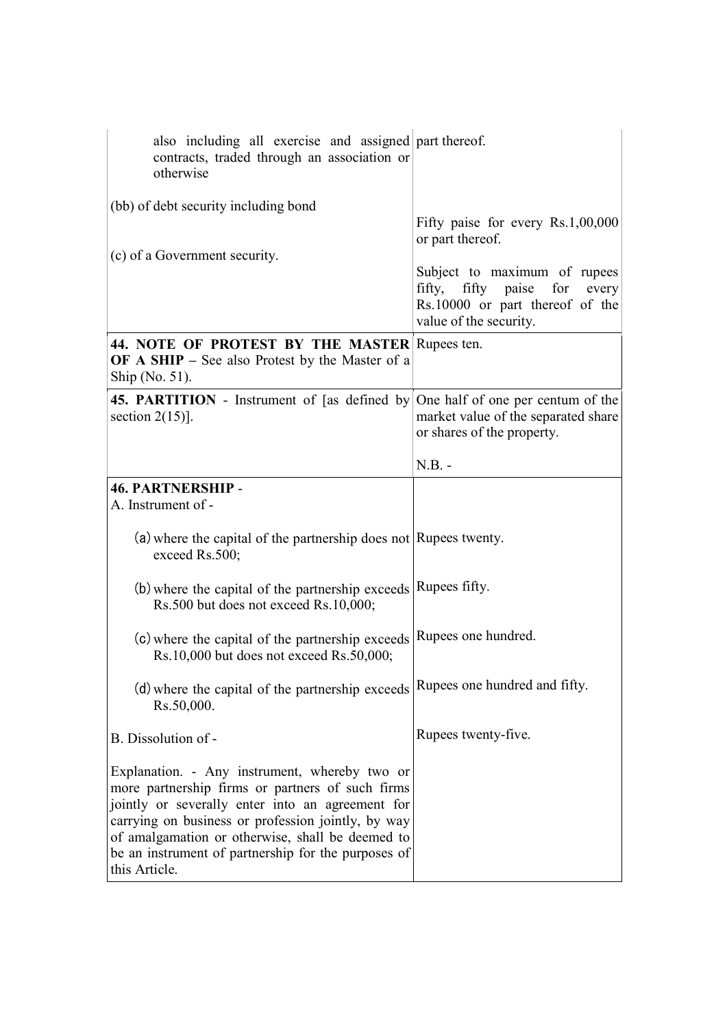| | |
|---|---|
| also including all exercise and assigned contracts, traded through an association or otherwise | part thereof. |
| (bb) of debt security including bond | Fifty paise for every Rs.1,00,000 or part thereof. |
| (c) of a Government security. | Subject to maximum of rupees fifty, fifty paise for every Rs.10000 or part thereof of the value of the security. |
| **44. NOTE OF PROTEST BY THE MASTER OF A SHIP** – See also Protest by the Master of a Ship (No. 51). | Rupees ten. |
| **45. PARTITION** - Instrument of [as defined by section 2(15)]. | One half of one per centum of the market value of the separated share or shares of the property.<br><br>N.B. - |
| **46. PARTNERSHIP** -<br>A. Instrument of - | |
| (a) where the capital of the partnership does not exceed Rs.500; | Rupees twenty. |
| (b) where the capital of the partnership exceeds Rs.500 but does not exceed Rs.10,000; | Rupees fifty. |
| (c) where the capital of the partnership exceeds Rs.10,000 but does not exceed Rs.50,000; | Rupees one hundred. |
| (d) where the capital of the partnership exceeds Rs.50,000. | Rupees one hundred and fifty. |
| B. Dissolution of - | Rupees twenty-five. |
| Explanation. - Any instrument, whereby two or more partnership firms or partners of such firms jointly or severally enter into an agreement for carrying on business or profession jointly, by way of amalgamation or otherwise, shall be deemed to be an instrument of partnership for the purposes of this Article. | |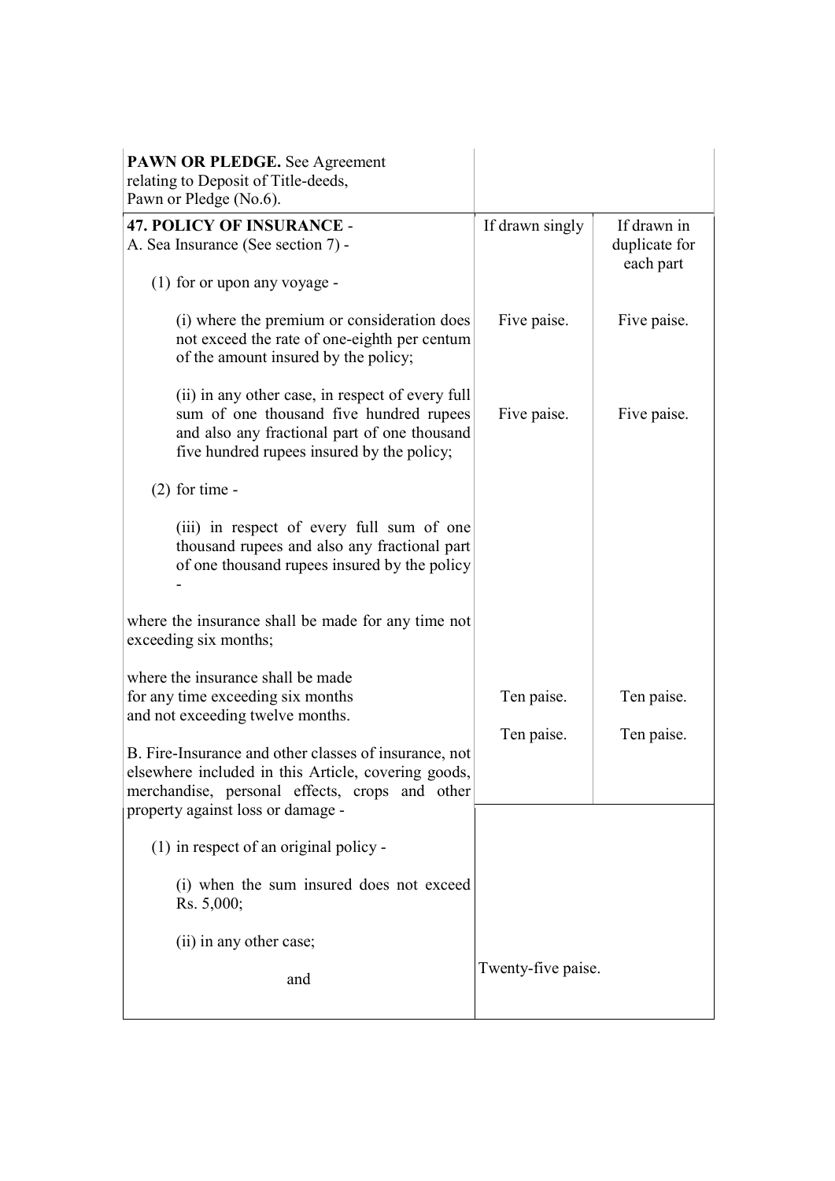| | | |
|---|---|---|
| **PAWN OR PLEDGE.** See Agreement relating to Deposit of Title-deeds, Pawn or Pledge (No.6). | | |
| **47. POLICY OF INSURANCE** - | If drawn singly | If drawn in duplicate for each part |
| A. Sea Insurance (See section 7) - | | |
| (1) for or upon any voyage - | | |
| (i) where the premium or consideration does not exceed the rate of one-eighth per centum of the amount insured by the policy; | Five paise. | Five paise. |
| (ii) in any other case, in respect of every full sum of one thousand five hundred rupees and also any fractional part of one thousand five hundred rupees insured by the policy; | Five paise. | Five paise. |
| (2) for time - | | |
| (iii) in respect of every full sum of one thousand rupees and also any fractional part of one thousand rupees insured by the policy - | | |
| where the insurance shall be made for any time not exceeding six months; | | |
| where the insurance shall be made for any time exceeding six months and not exceeding twelve months. | Ten paise. | Ten paise. |
| | Ten paise. | Ten paise. |
| B. Fire-Insurance and other classes of insurance, not elsewhere included in this Article, covering goods, merchandise, personal effects, crops and other property against loss or damage - | | |
| (1) in respect of an original policy - | | |
| (i) when the sum insured does not exceed Rs. 5,000; | | |
| (ii) in any other case; | | |
| and | Twenty-five paise. | |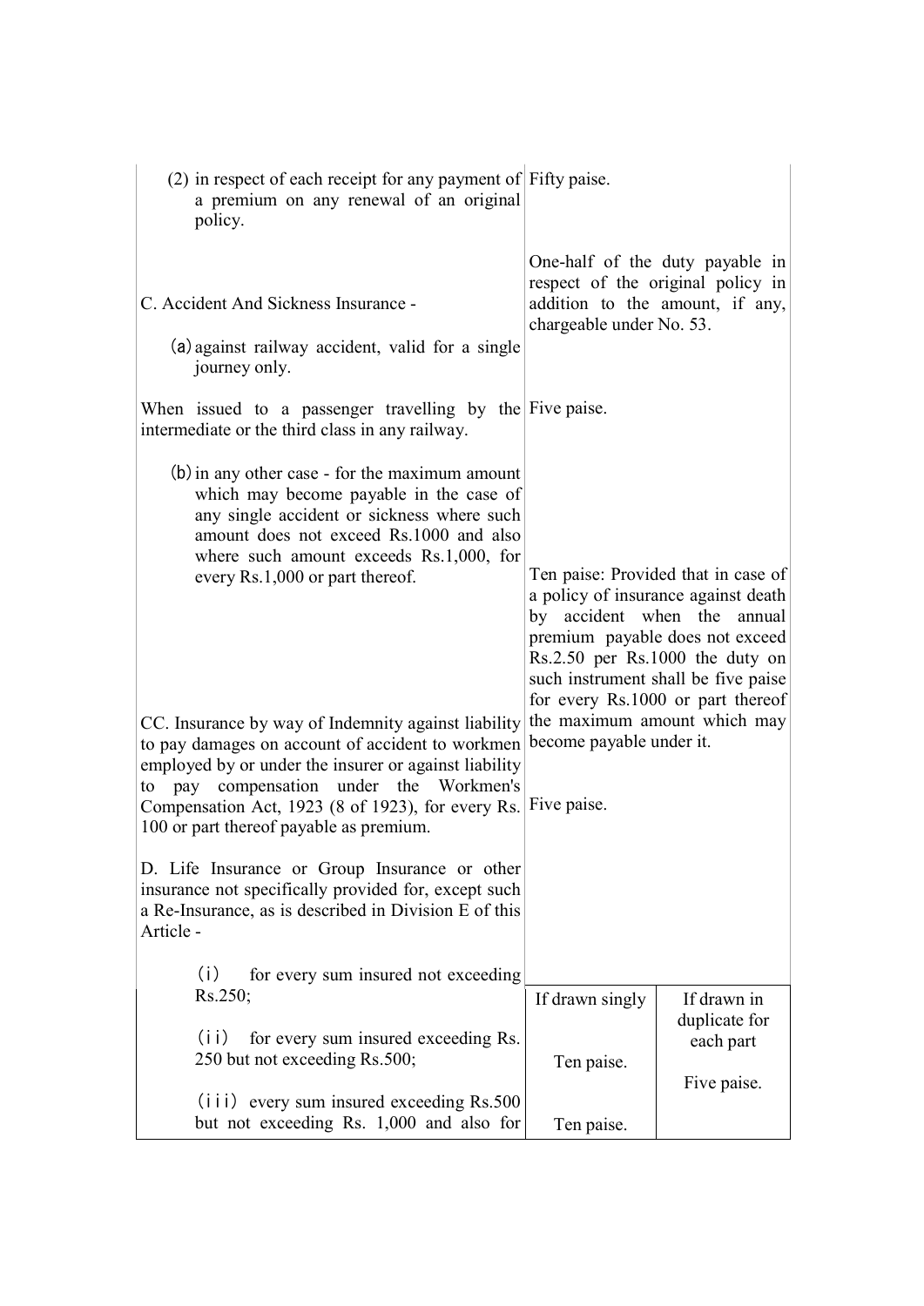| | | |
|---|---|---|
| (2) in respect of each receipt for any payment of a premium on any renewal of an original policy. | Fifty paise. | |
| C. Accident And Sickness Insurance - | One-half of the duty payable in respect of the original policy in addition to the amount, if any, chargeable under No. 53. | |
| (a) against railway accident, valid for a single journey only. | | |
| When issued to a passenger travelling by the intermediate or the third class in any railway. | Five paise. | |
| (b) in any other case - for the maximum amount which may become payable in the case of any single accident or sickness where such amount does not exceed Rs.1000 and also where such amount exceeds Rs.1,000, for every Rs.1,000 or part thereof. | Ten paise: Provided that in case of a policy of insurance against death by accident when the annual premium payable does not exceed Rs.2.50 per Rs.1000 the duty on such instrument shall be five paise for every Rs.1000 or part thereof the maximum amount which may become payable under it. | |
| CC. Insurance by way of Indemnity against liability to pay damages on account of accident to workmen employed by or under the insurer or against liability to pay compensation under the Workmen's Compensation Act, 1923 (8 of 1923), for every Rs. 100 or part thereof payable as premium. | Five paise. | |
| D. Life Insurance or Group Insurance or other insurance not specifically provided for, except such a Re-Insurance, as is described in Division E of this Article - | | |
| | If drawn singly | If drawn in duplicate for each part |
| (i) for every sum insured not exceeding Rs.250; | Ten paise. | Five paise. |
| (ii) for every sum insured exceeding Rs. 250 but not exceeding Rs.500; | Ten paise. | |
| (iii) every sum insured exceeding Rs.500 but not exceeding Rs. 1,000 and also for | | |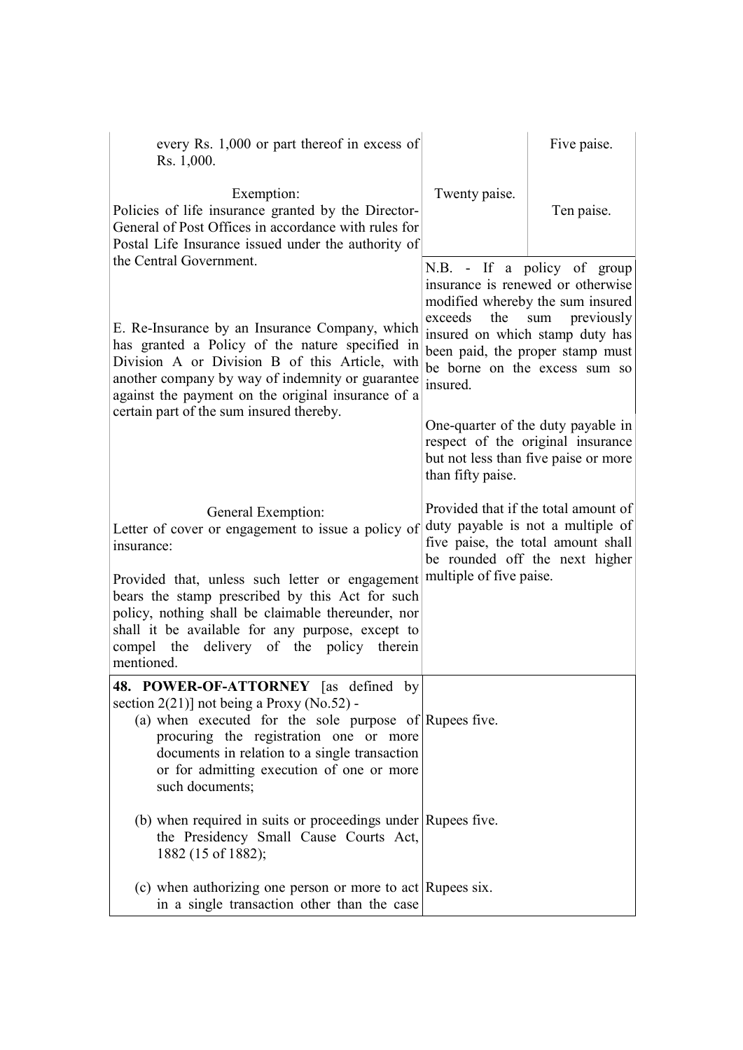| | | |
|---|---|---|
| every Rs. 1,000 or part thereof in excess of Rs. 1,000. | | Five paise. |
| Exemption:<br>Policies of life insurance granted by the Director-General of Post Offices in accordance with rules for Postal Life Insurance issued under the authority of the Central Government. | Twenty paise. | Ten paise. |
| | N.B. - If a policy of group insurance is renewed or otherwise modified whereby the sum insured exceeds the sum previously insured on which stamp duty has been paid, the proper stamp must be borne on the excess sum so insured. | |
| E. Re-Insurance by an Insurance Company, which has granted a Policy of the nature specified in Division A or Division B of this Article, with another company by way of indemnity or guarantee against the payment on the original insurance of a certain part of the sum insured thereby. | One-quarter of the duty payable in respect of the original insurance but not less than five paise or more than fifty paise. | |
| General Exemption:<br>Letter of cover or engagement to issue a policy of insurance:<br><br>Provided that, unless such letter or engagement bears the stamp prescribed by this Act for such policy, nothing shall be claimable thereunder, nor shall it be available for any purpose, except to compel the delivery of the policy therein mentioned. | Provided that if the total amount of duty payable is not a multiple of five paise, the total amount shall be rounded off the next higher multiple of five paise. | |
| **48. POWER-OF-ATTORNEY** [as defined by section 2(21)] not being a Proxy (No.52) - | | |
| (a) when executed for the sole purpose of procuring the registration one or more documents in relation to a single transaction or for admitting execution of one or more such documents; | Rupees five. | |
| (b) when required in suits or proceedings under the Presidency Small Cause Courts Act, 1882 (15 of 1882); | Rupees five. | |
| (c) when authorizing one person or more to act in a single transaction other than the case | Rupees six. | |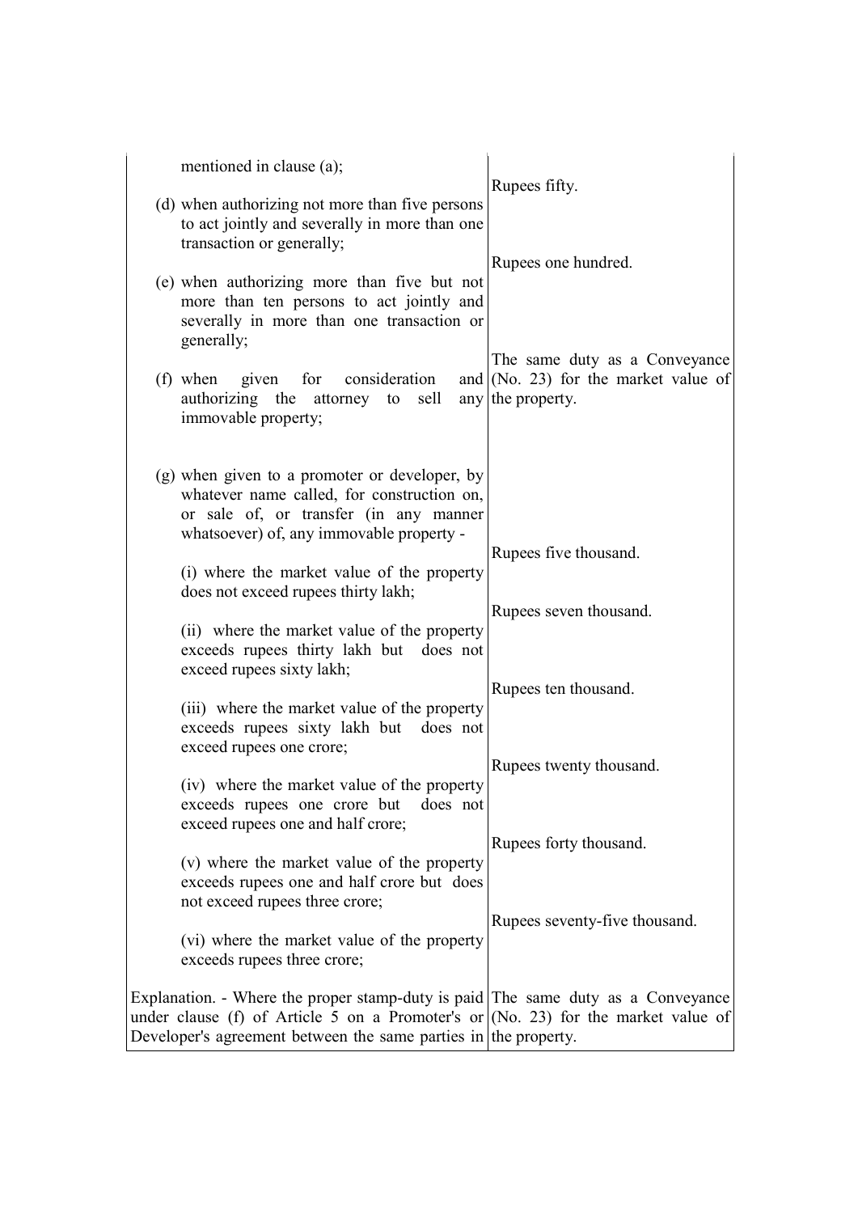| | |
|---|---|
| mentioned in clause (a); | Rupees fifty. |
| (d) when authorizing not more than five persons to act jointly and severally in more than one transaction or generally; | Rupees one hundred. |
| (e) when authorizing more than five but not more than ten persons to act jointly and severally in more than one transaction or generally; | |
| (f) when given for consideration and authorizing the attorney to sell any immovable property; | The same duty as a Conveyance (No. 23) for the market value of the property. |
| (g) when given to a promoter or developer, by whatever name called, for construction on, or sale of, or transfer (in any manner whatsoever) of, any immovable property - | |
| (i) where the market value of the property does not exceed rupees thirty lakh; | Rupees five thousand. |
| (ii) where the market value of the property exceeds rupees thirty lakh but does not exceed rupees sixty lakh; | Rupees seven thousand. |
| (iii) where the market value of the property exceeds rupees sixty lakh but does not exceed rupees one crore; | Rupees ten thousand. |
| (iv) where the market value of the property exceeds rupees one crore but does not exceed rupees one and half crore; | Rupees twenty thousand. |
| (v) where the market value of the property exceeds rupees one and half crore but does not exceed rupees three crore; | Rupees forty thousand. |
| (vi) where the market value of the property exceeds rupees three crore; | Rupees seventy-five thousand. |
| Explanation. - Where the proper stamp-duty is paid under clause (f) of Article 5 on a Promoter's or Developer's agreement between the same parties in | The same duty as a Conveyance (No. 23) for the market value of the property. |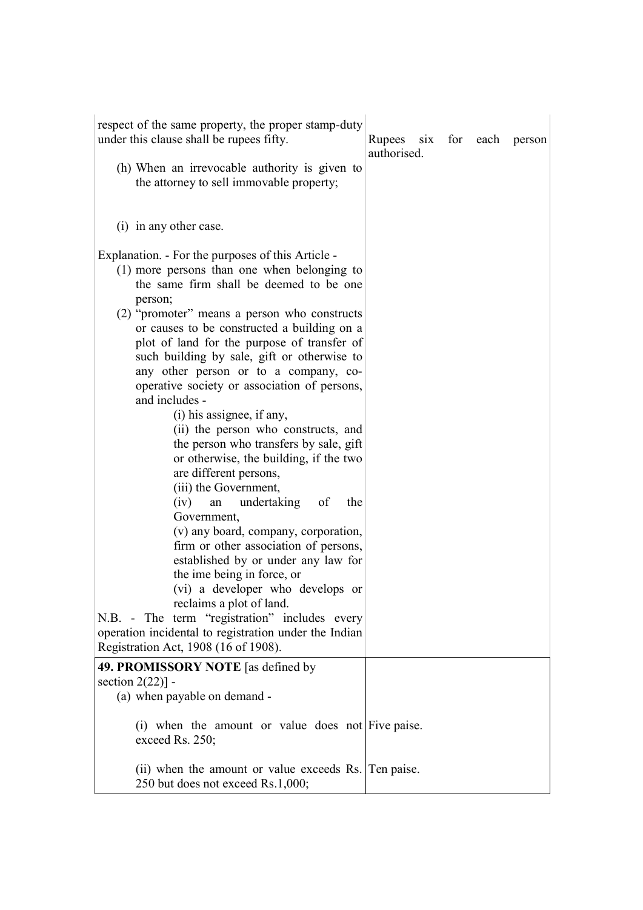| | |
|---|---|
| respect of the same property, the proper stamp-duty under this clause shall be rupees fifty.<br><br>(h) When an irrevocable authority is given to the attorney to sell immovable property;<br><br>(i) in any other case.<br><br>Explanation. - For the purposes of this Article -<br>(1) more persons than one when belonging to the same firm shall be deemed to be one person;<br>(2) "promoter" means a person who constructs or causes to be constructed a building on a plot of land for the purpose of transfer of such building by sale, gift or otherwise to any other person or to a company, co-operative society or association of persons, and includes -<br>(i) his assignee, if any,<br>(ii) the person who constructs, and the person who transfers by sale, gift or otherwise, the building, if the two are different persons,<br>(iii) the Government,<br>(iv) an undertaking of the Government,<br>(v) any board, company, corporation, firm or other association of persons, established by or under any law for the ime being in force, or<br>(vi) a developer who develops or reclaims a plot of land.<br>N.B. - The term "registration" includes every operation incidental to registration under the Indian Registration Act, 1908 (16 of 1908). | Rupees six for each person authorised. |
| **49. PROMISSORY NOTE** [as defined by section 2(22)] -<br>(a) when payable on demand -<br><br>(i) when the amount or value does not exceed Rs. 250;<br><br>(ii) when the amount or value exceeds Rs. 250 but does not exceed Rs.1,000; | <br><br><br><br>Five paise.<br><br>Ten paise. |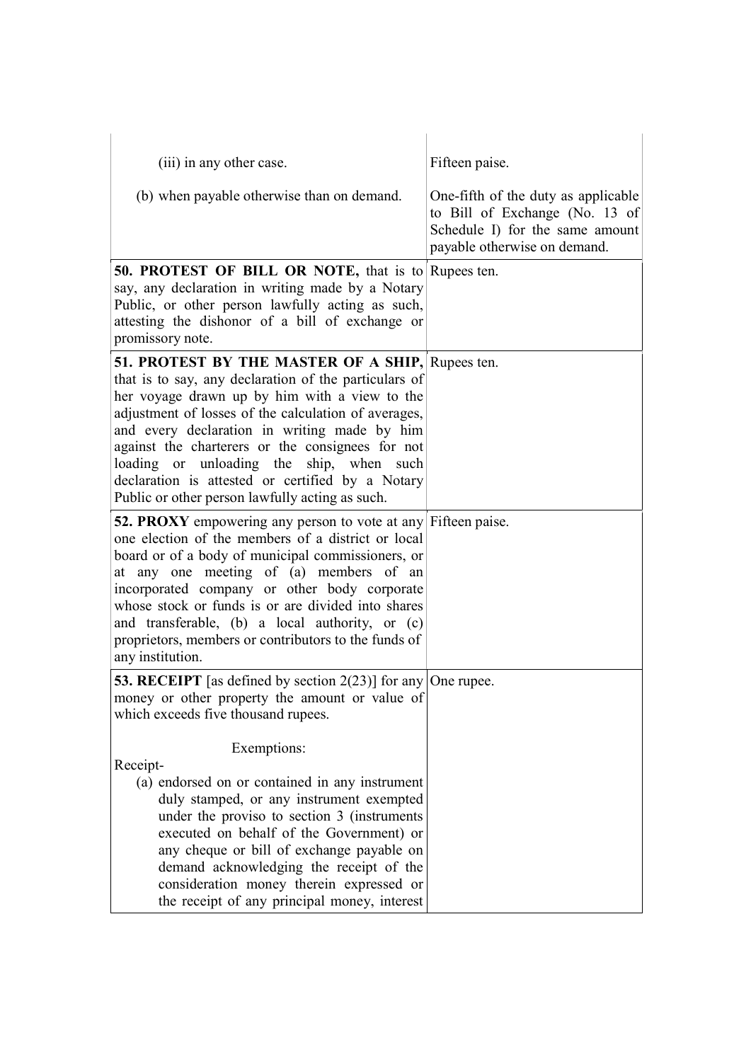| | |
|---|---|
| (iii) in any other case. | Fifteen paise. |
| (b) when payable otherwise than on demand. | One-fifth of the duty as applicable to Bill of Exchange (No. 13 of Schedule I) for the same amount payable otherwise on demand. |
| **50. PROTEST OF BILL OR NOTE,** that is to say, any declaration in writing made by a Notary Public, or other person lawfully acting as such, attesting the dishonor of a bill of exchange or promissory note. | Rupees ten. |
| **51. PROTEST BY THE MASTER OF A SHIP,** that is to say, any declaration of the particulars of her voyage drawn up by him with a view to the adjustment of losses of the calculation of averages, and every declaration in writing made by him against the charterers or the consignees for not loading or unloading the ship, when such declaration is attested or certified by a Notary Public or other person lawfully acting as such. | Rupees ten. |
| **52. PROXY** empowering any person to vote at any one election of the members of a district or local board or of a body of municipal commissioners, or at any one meeting of (a) members of an incorporated company or other body corporate whose stock or funds is or are divided into shares and transferable, (b) a local authority, or (c) proprietors, members or contributors to the funds of any institution. | Fifteen paise. |
| **53. RECEIPT** [as defined by section 2(23)] for any money or other property the amount or value of which exceeds five thousand rupees.<br><br>Exemptions:<br>Receipt-<br>(a) endorsed on or contained in any instrument duly stamped, or any instrument exempted under the proviso to section 3 (instruments executed on behalf of the Government) or any cheque or bill of exchange payable on demand acknowledging the receipt of the consideration money therein expressed or the receipt of any principal money, interest | One rupee. |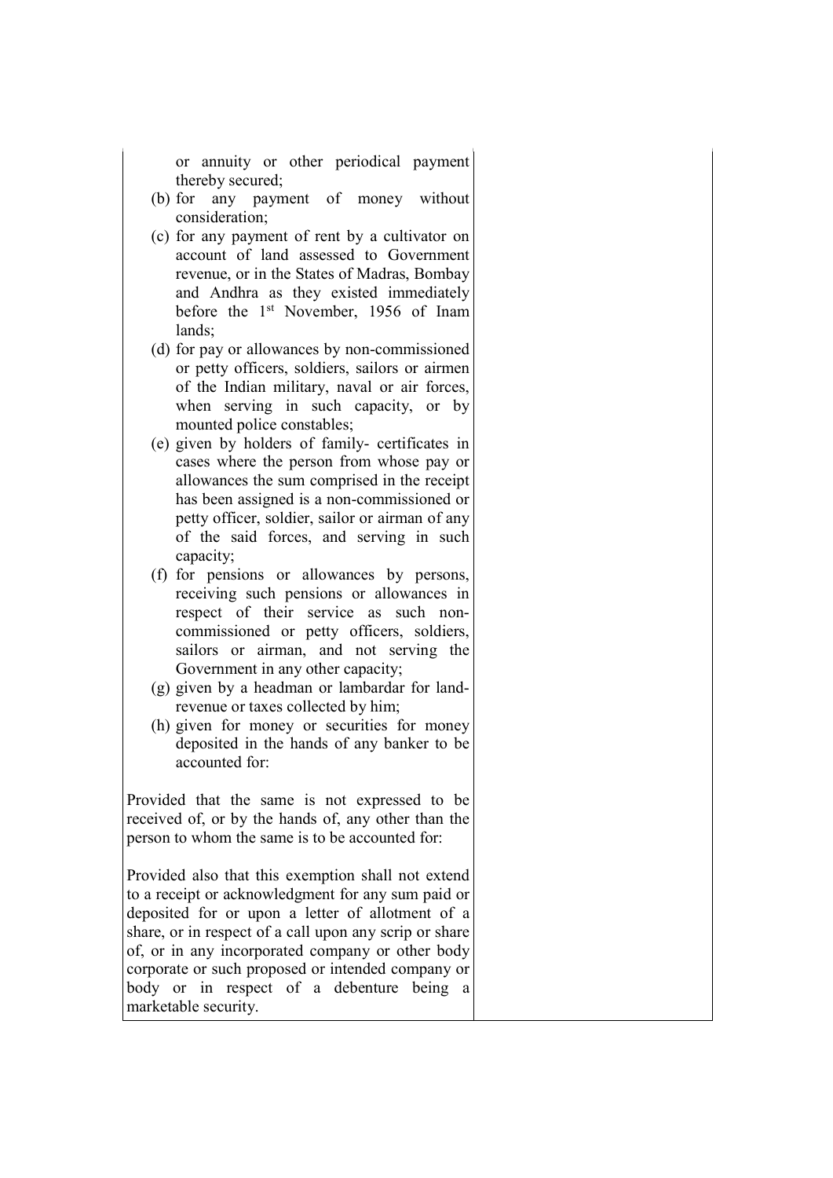| | |
|---|---|
| or annuity or other periodical payment thereby secured;<br>(b) for any payment of money without consideration;<br>(c) for any payment of rent by a cultivator on account of land assessed to Government revenue, or in the States of Madras, Bombay and Andhra as they existed immediately before the 1st November, 1956 of Inam lands;<br>(d) for pay or allowances by non-commissioned or petty officers, soldiers, sailors or airmen of the Indian military, naval or air forces, when serving in such capacity, or by mounted police constables;<br>(e) given by holders of family- certificates in cases where the person from whose pay or allowances the sum comprised in the receipt has been assigned is a non-commissioned or petty officer, soldier, sailor or airman of any of the said forces, and serving in such capacity;<br>(f) for pensions or allowances by persons, receiving such pensions or allowances in respect of their service as such non-commissioned or petty officers, soldiers, sailors or airman, and not serving the Government in any other capacity;<br>(g) given by a headman or lambardar for land-revenue or taxes collected by him;<br>(h) given for money or securities for money deposited in the hands of any banker to be accounted for:<br><br>Provided that the same is not expressed to be received of, or by the hands of, any other than the person to whom the same is to be accounted for:<br><br>Provided also that this exemption shall not extend to a receipt or acknowledgment for any sum paid or deposited for or upon a letter of allotment of a share, or in respect of a call upon any scrip or share of, or in any incorporated company or other body corporate or such proposed or intended company or body or in respect of a debenture being a marketable security. | |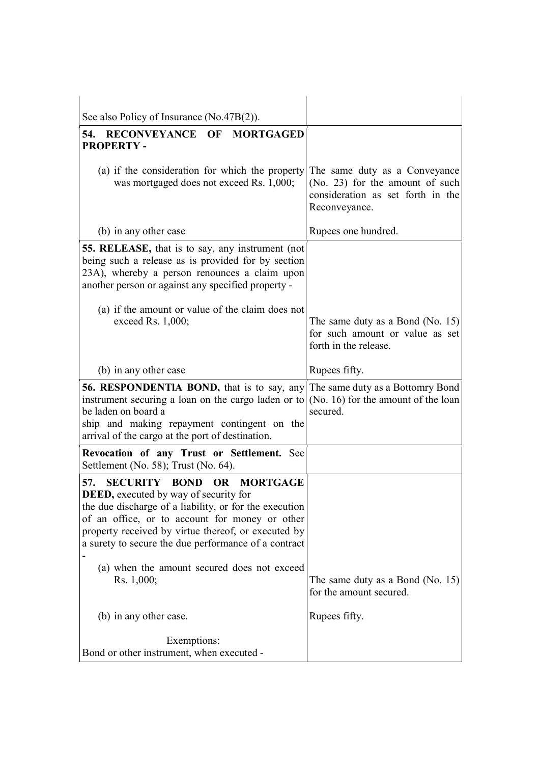| | |
|---|---|
| See also Policy of Insurance (No.47B(2)). | |
| **54. RECONVEYANCE OF MORTGAGED PROPERTY -** | |
| (a) if the consideration for which the property was mortgaged does not exceed Rs. 1,000; | The same duty as a Conveyance (No. 23) for the amount of such consideration as set forth in the Reconveyance. |
| (b) in any other case | Rupees one hundred. |
| **55. RELEASE,** that is to say, any instrument (not being such a release as is provided for by section 23A), whereby a person renounces a claim upon another person or against any specified property - | |
| (a) if the amount or value of the claim does not exceed Rs. 1,000; | The same duty as a Bond (No. 15) for such amount or value as set forth in the release. |
| (b) in any other case | Rupees fifty. |
| **56. RESPONDENTIA BOND,** that is to say, any instrument securing a loan on the cargo laden or to be laden on board a ship and making repayment contingent on the arrival of the cargo at the port of destination. | The same duty as a Bottomry Bond (No. 16) for the amount of the loan secured. |
| **Revocation of any Trust or Settlement.** See Settlement (No. 58); Trust (No. 64). | |
| **57. SECURITY BOND OR MORTGAGE DEED,** executed by way of security for the due discharge of a liability, or for the execution of an office, or to account for money or other property received by virtue thereof, or executed by a surety to secure the due performance of a contract - | |
| (a) when the amount secured does not exceed Rs. 1,000; | The same duty as a Bond (No. 15) for the amount secured. |
| (b) in any other case. | Rupees fifty. |
| Exemptions: Bond or other instrument, when executed - | |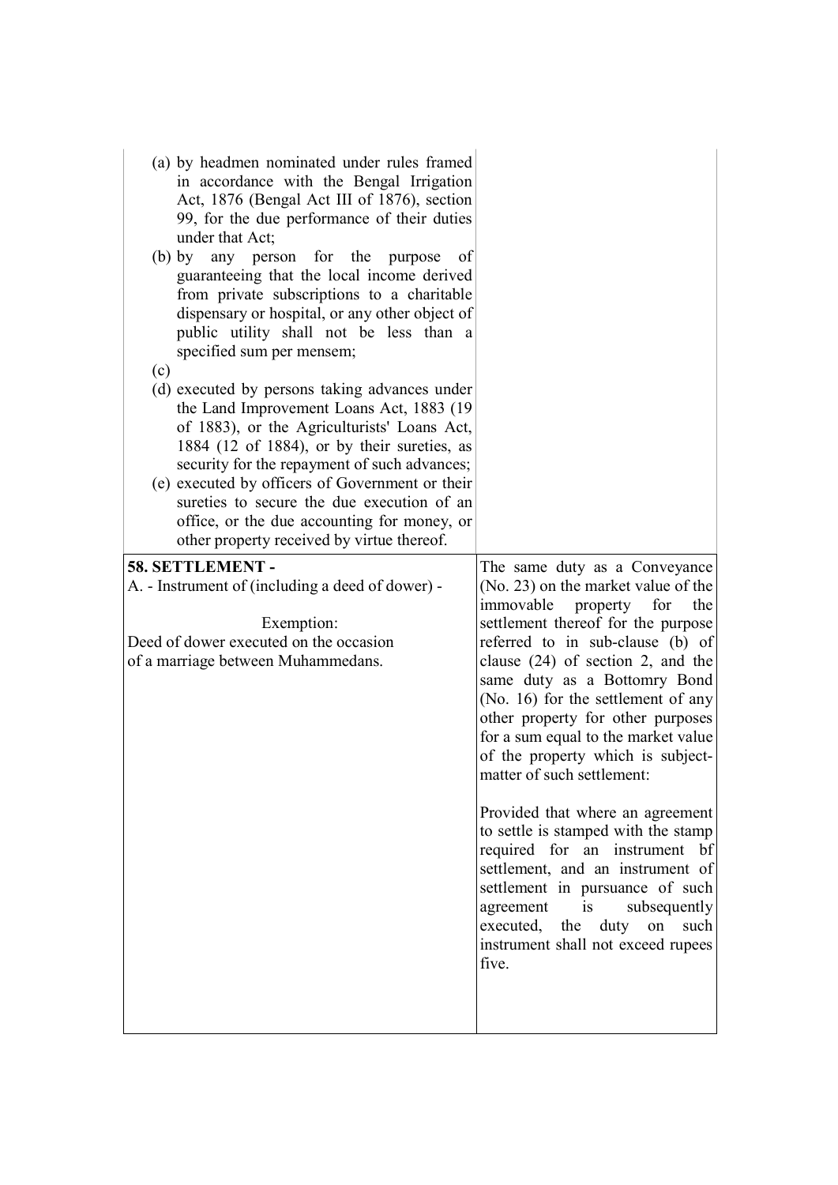| | |
|---|---|
| (a) by headmen nominated under rules framed in accordance with the Bengal Irrigation Act, 1876 (Bengal Act III of 1876), section 99, for the due performance of their duties under that Act;<br>(b) by any person for the purpose of guaranteeing that the local income derived from private subscriptions to a charitable dispensary or hospital, or any other object of public utility shall not be less than a specified sum per mensem;<br>(c)<br>(d) executed by persons taking advances under the Land Improvement Loans Act, 1883 (19 of 1883), or the Agriculturists' Loans Act, 1884 (12 of 1884), or by their sureties, as security for the repayment of such advances;<br>(e) executed by officers of Government or their sureties to secure the due execution of an office, or the due accounting for money, or other property received by virtue thereof. | |
| **58. SETTLEMENT -**<br>A. - Instrument of (including a deed of dower) -<br><br>Exemption:<br>Deed of dower executed on the occasion of a marriage between Muhammedans. | The same duty as a Conveyance (No. 23) on the market value of the immovable property for the settlement thereof for the purpose referred to in sub-clause (b) of clause (24) of section 2, and the same duty as a Bottomry Bond (No. 16) for the settlement of any other property for other purposes for a sum equal to the market value of the property which is subject-matter of such settlement:<br><br>Provided that where an agreement to settle is stamped with the stamp required for an instrument bf settlement, and an instrument of settlement in pursuance of such agreement is subsequently executed, the duty on such instrument shall not exceed rupees five. |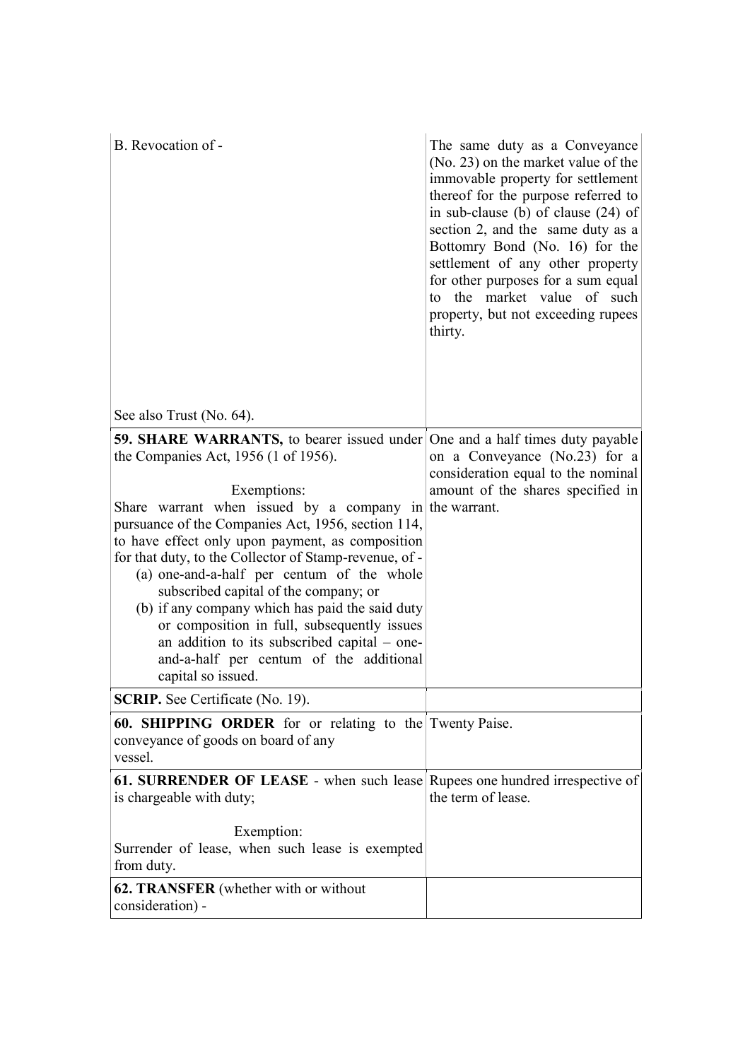| | |
|---|---|
| B. Revocation of -<br><br>See also Trust (No. 64). | The same duty as a Conveyance (No. 23) on the market value of the immovable property for settlement thereof for the purpose referred to in sub-clause (b) of clause (24) of section 2, and the same duty as a Bottomry Bond (No. 16) for the settlement of any other property for other purposes for a sum equal to the market value of such property, but not exceeding rupees thirty. |
| **59. SHARE WARRANTS,** to bearer issued under the Companies Act, 1956 (1 of 1956).<br><br>Exemptions:<br>Share warrant when issued by a company in pursuance of the Companies Act, 1956, section 114, to have effect only upon payment, as composition for that duty, to the Collector of Stamp-revenue, of -<br>(a) one-and-a-half per centum of the whole subscribed capital of the company; or<br>(b) if any company which has paid the said duty or composition in full, subsequently issues an addition to its subscribed capital – one-and-a-half per centum of the additional capital so issued. | One and a half times duty payable on a Conveyance (No.23) for a consideration equal to the nominal amount of the shares specified in the warrant. |
| **SCRIP.** See Certificate (No. 19). | |
| **60. SHIPPING ORDER** for or relating to the conveyance of goods on board of any vessel. | Twenty Paise. |
| **61. SURRENDER OF LEASE** - when such lease is chargeable with duty;<br><br>Exemption:<br>Surrender of lease, when such lease is exempted from duty. | Rupees one hundred irrespective of the term of lease. |
| **62. TRANSFER** (whether with or without consideration) - | |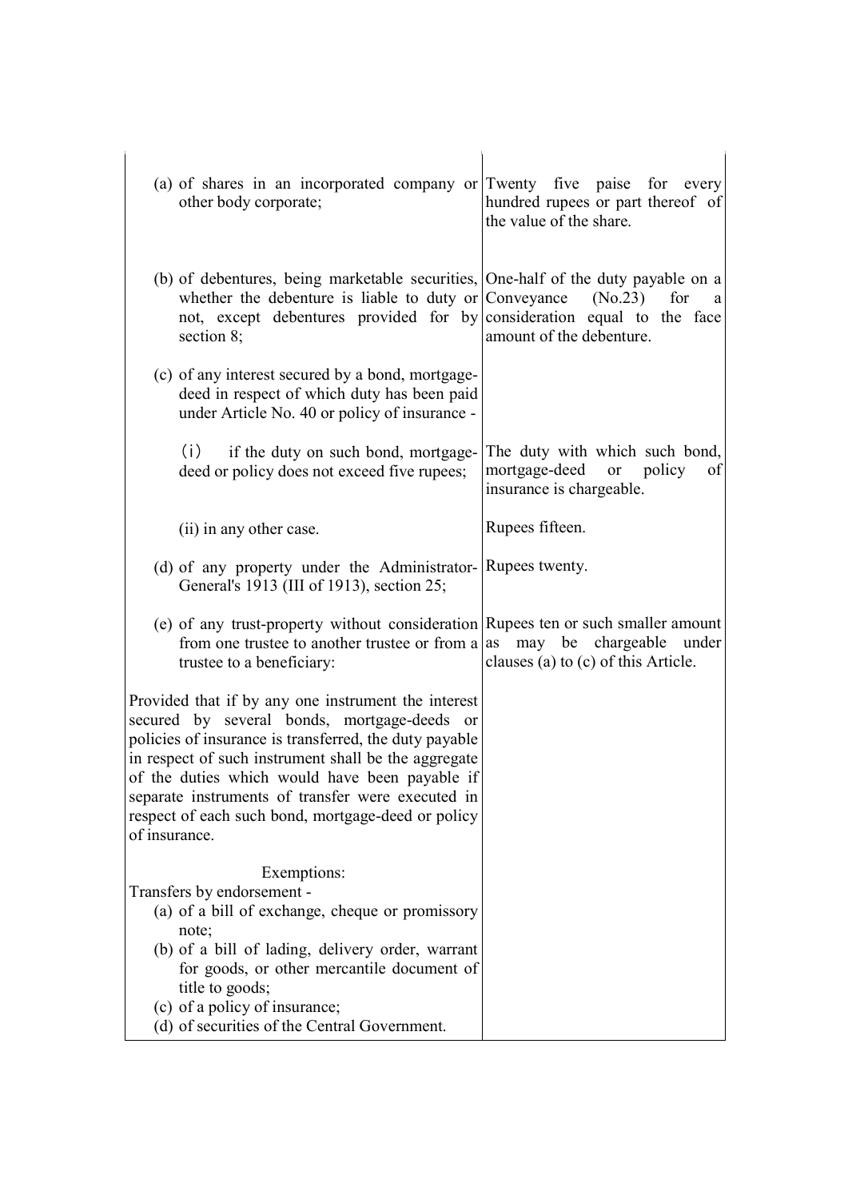| | |
|---|---|
| (a) of shares in an incorporated company or other body corporate; | Twenty five paise for every hundred rupees or part thereof of the value of the share. |
| (b) of debentures, being marketable securities, whether the debenture is liable to duty or not, except debentures provided for by section 8; | One-half of the duty payable on a Conveyance (No.23) for a consideration equal to the face amount of the debenture. |
| (c) of any interest secured by a bond, mortgage-deed in respect of which duty has been paid under Article No. 40 or policy of insurance - | |
| (i) if the duty on such bond, mortgage-deed or policy does not exceed five rupees; | The duty with which such bond, mortgage-deed or policy of insurance is chargeable. |
| (ii) in any other case. | Rupees fifteen. |
| (d) of any property under the Administrator-General's 1913 (III of 1913), section 25; | Rupees twenty. |
| (e) of any trust-property without consideration from one trustee to another trustee or from a trustee to a beneficiary: | Rupees ten or such smaller amount as may be chargeable under clauses (a) to (c) of this Article. |
| Provided that if by any one instrument the interest secured by several bonds, mortgage-deeds or policies of insurance is transferred, the duty payable in respect of such instrument shall be the aggregate of the duties which would have been payable if separate instruments of transfer were executed in respect of each such bond, mortgage-deed or policy of insurance. | |
| Exemptions:<br>Transfers by endorsement -<br>(a) of a bill of exchange, cheque or promissory note;<br>(b) of a bill of lading, delivery order, warrant for goods, or other mercantile document of title to goods;<br>(c) of a policy of insurance;<br>(d) of securities of the Central Government. | |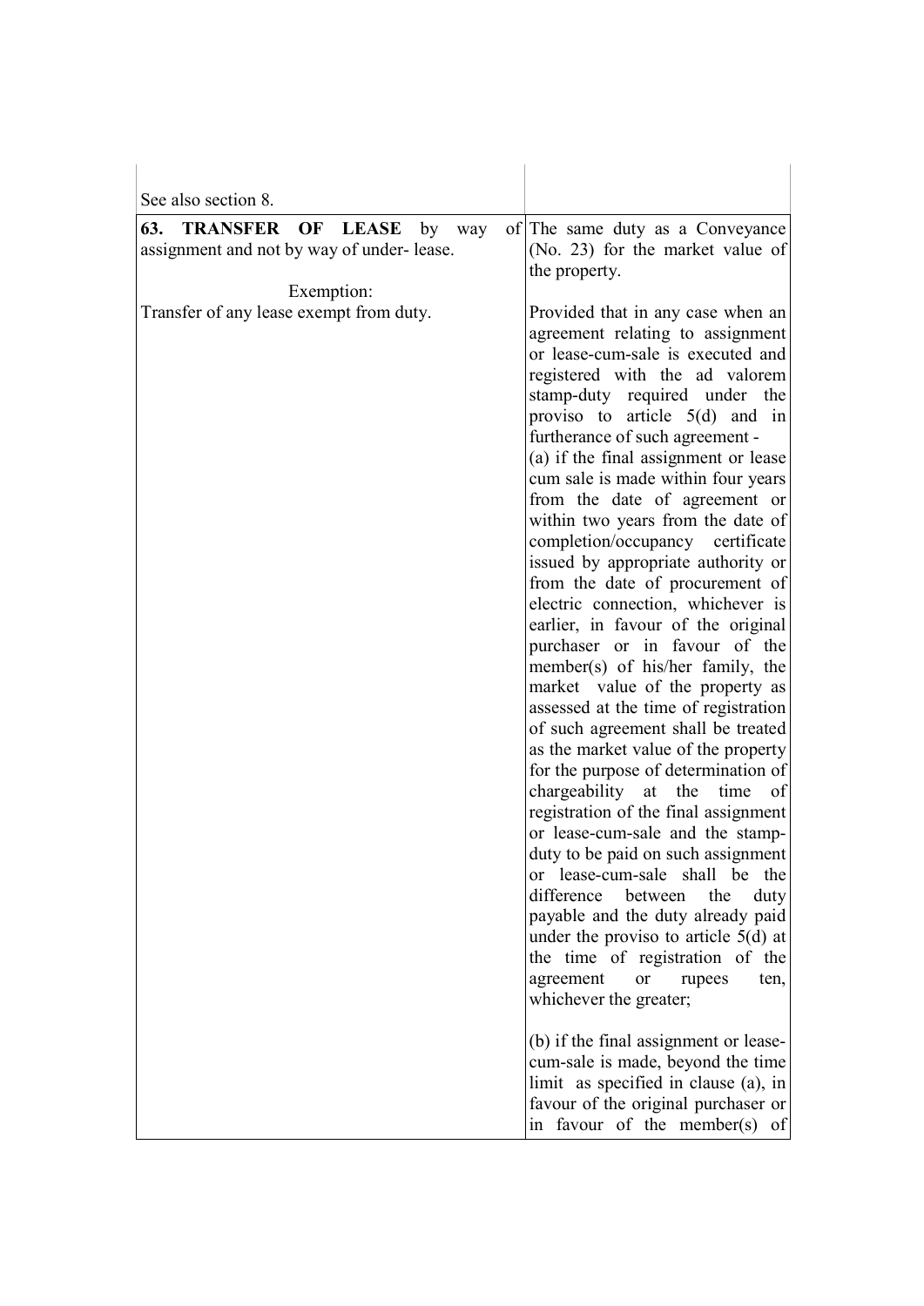| See also section 8. | |
|---|---|
| **63. TRANSFER OF LEASE** by way of assignment and not by way of under- lease.<br><br>Exemption:<br>Transfer of any lease exempt from duty. | The same duty as a Conveyance (No. 23) for the market value of the property.<br><br>Provided that in any case when an agreement relating to assignment or lease-cum-sale is executed and registered with the ad valorem stamp-duty required under the proviso to article 5(d) and in furtherance of such agreement -<br>(a) if the final assignment or lease cum sale is made within four years from the date of agreement or within two years from the date of completion/occupancy certificate issued by appropriate authority or from the date of procurement of electric connection, whichever is earlier, in favour of the original purchaser or in favour of the member(s) of his/her family, the market value of the property as assessed at the time of registration of such agreement shall be treated as the market value of the property for the purpose of determination of chargeability at the time of registration of the final assignment or lease-cum-sale and the stamp-duty to be paid on such assignment or lease-cum-sale shall be the difference between the duty payable and the duty already paid under the proviso to article 5(d) at the time of registration of the agreement or rupees ten, whichever the greater;<br><br>(b) if the final assignment or lease-cum-sale is made, beyond the time limit as specified in clause (a), in favour of the original purchaser or in favour of the member(s) of |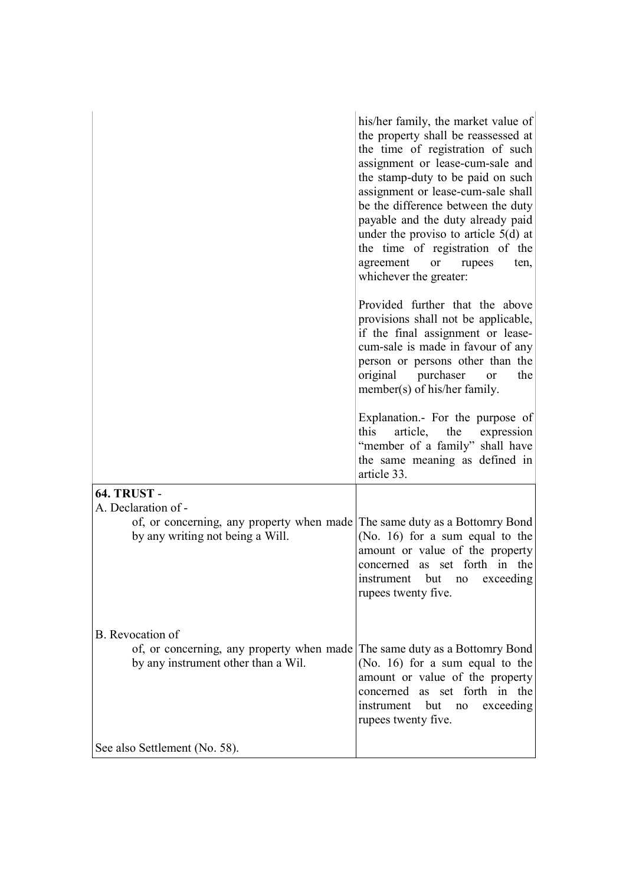| | |
|---|---|
| | his/her family, the market value of the property shall be reassessed at the time of registration of such assignment or lease-cum-sale and the stamp-duty to be paid on such assignment or lease-cum-sale shall be the difference between the duty payable and the duty already paid under the proviso to article 5(d) at the time of registration of the agreement or rupees ten, whichever the greater:<br><br>Provided further that the above provisions shall not be applicable, if the final assignment or lease-cum-sale is made in favour of any person or persons other than the original purchaser or the member(s) of his/her family.<br><br>Explanation.- For the purpose of this article, the expression "member of a family" shall have the same meaning as defined in article 33. |
| **64. TRUST** -<br>A. Declaration of -<br>of, or concerning, any property when made by any writing not being a Will. | <br><br>The same duty as a Bottomry Bond (No. 16) for a sum equal to the amount or value of the property concerned as set forth in the instrument but no exceeding rupees twenty five. |
| B. Revocation of<br>of, or concerning, any property when made by any instrument other than a Wil. | <br>The same duty as a Bottomry Bond (No. 16) for a sum equal to the amount or value of the property concerned as set forth in the instrument but no exceeding rupees twenty five. |
| See also Settlement (No. 58). | |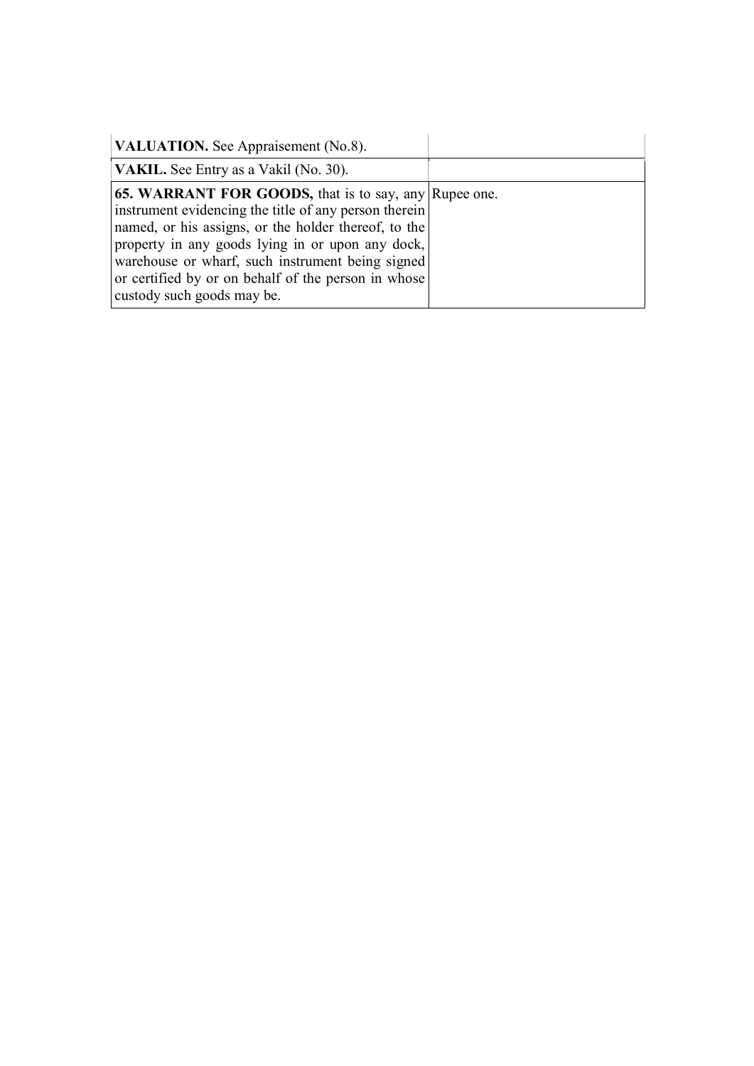| | |
|---|---|
| **VALUATION.** See Appraisement (No.8). | |
| **VAKIL.** See Entry as a Vakil (No. 30). | |
| **65. WARRANT FOR GOODS,** that is to say, any instrument evidencing the title of any person therein named, or his assigns, or the holder thereof, to the property in any goods lying in or upon any dock, warehouse or wharf, such instrument being signed or certified by or on behalf of the person in whose custody such goods may be. | Rupee one. |